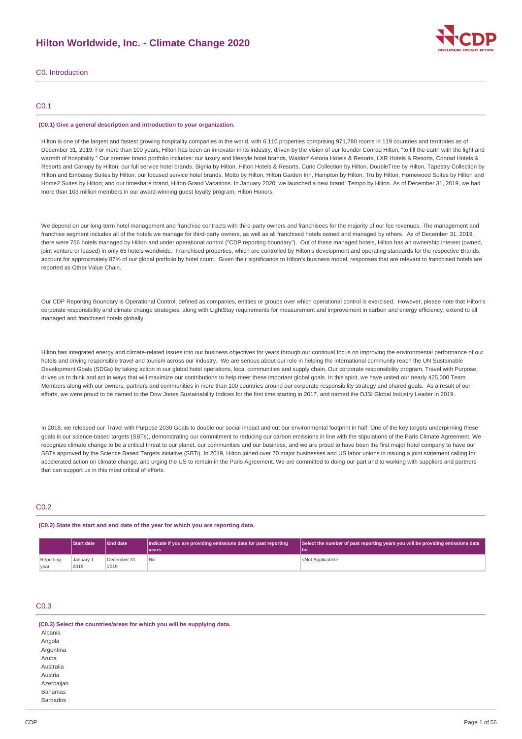# Hilton Worldwide, Inc. - Climate Change 2020

## C0. Introduction

### C0.1

**(C0.1) Give a general description and introduction to your organization.**

Hilton is one of the largest and fastest growing hospitality companies in the world, with 6,110 properties comprising 971,780 rooms in 119 countries and territories as of December 31, 2019. For more than 100 years, Hilton has been an innovator in its industry, driven by the vision of our founder Conrad Hilton, "to fill the earth with the light and warmth of hospitality." Our premier brand portfolio includes: our luxury and lifestyle hotel brands, Waldorf Astoria Hotels & Resorts, LXR Hotels & Resorts, Conrad Hotels & Resorts and Canopy by Hilton; our full service hotel brands, Signia by Hilton, Hilton Hotels & Resorts, Curio Collection by Hilton, DoubleTree by Hilton, Tapestry Collection by Hilton and Embassy Suites by Hilton; our focused service hotel brands, Motto by Hilton, Hilton Garden Inn, Hampton by Hilton, Tru by Hilton, Homewood Suites by Hilton and Home2 Suites by Hilton; and our timeshare brand, Hilton Grand Vacations. In January 2020, we launched a new brand: Tempo by Hilton. As of December 31, 2019, we had more than 103 million members in our award-winning guest loyalty program, Hilton Honors.

We depend on our long-term hotel management and franchise contracts with third-party owners and franchisees for the majority of our fee revenues. The management and franchise segment includes all of the hotels we manage for third-party owners, as well as all franchised hotels owned and managed by others. As of December 31, 2019, there were 756 hotels managed by Hilton and under operational control ("CDP reporting boundary"). Out of these managed hotels, Hilton has an ownership interest (owned, joint venture or leased) in only 65 hotels worldwide. Franchised properties, which are controlled by Hilton's development and operating standards for the respective Brands, account for approximately 87% of our global portfolio by hotel count. Given their significance to Hilton's business model, responses that are relevant to franchised hotels are reported as Other Value Chain.

Our CDP Reporting Boundary is Operational Control, defined as companies, entities or groups over which operational control is exercised. However, please note that Hilton's corporate responsibility and climate change strategies, along with LightStay requirements for measurement and improvement in carbon and energy efficiency, extend to all managed and franchised hotels globally.

Hilton has integrated energy and climate-related issues into our business objectives for years through our continual focus on improving the environmental performance of our hotels and driving responsible travel and tourism across our industry. We are serious about our role in helping the international community reach the UN Sustainable Development Goals (SDGs) by taking action in our global hotel operations, local communities and supply chain. Our corporate responsibility program, Travel with Purpose, drives us to think and act in ways that will maximize our contributions to help meet these important global goals. In this spirit, we have united our nearly 425,000 Team Members along with our owners, partners and communities in more than 100 countries around our corporate responsibility strategy and shared goals. As a result of our efforts, we were proud to be named to the Dow Jones Sustainability Indices for the first time starting in 2017, and named the DJSI Global Industry Leader in 2019.

In 2018, we released our Travel with Purpose 2030 Goals to double our social impact and cut our environmental footprint in half. One of the key targets underpinning these goals is our science-based targets (SBTs), demonstrating our commitment to reducing our carbon emissions in line with the stipulations of the Paris Climate Agreement. We recognize climate change to be a critical threat to our planet, our communities and our business, and we are proud to have been the first major hotel company to have our SBTs approved by the Science Based Targets initiative (SBTi). In 2019, Hilton joined over 70 major businesses and US labor unions in issuing a joint statement calling for accelerated action on climate change, and urging the US to remain in the Paris Agreement. We are committed to doing our part and to working with suppliers and partners that can support us in this most critical of efforts.

### C0.2

**(C0.2) State the start and end date of the year for which you are reporting data.**

| | Start date | End date | Indicate if you are providing emissions data for past reporting years | Select the number of past reporting years you will be providing emissions data for |
|---|---|---|---|---|
| Reporting year | January 1 2019 | December 31 2019 | No | <Not Applicable> |

### C0.3

**(C0.3) Select the countries/areas for which you will be supplying data.**

Albania
Angola
Argentina
Aruba
Australia
Austria
Azerbaijan
Bahamas
Barbados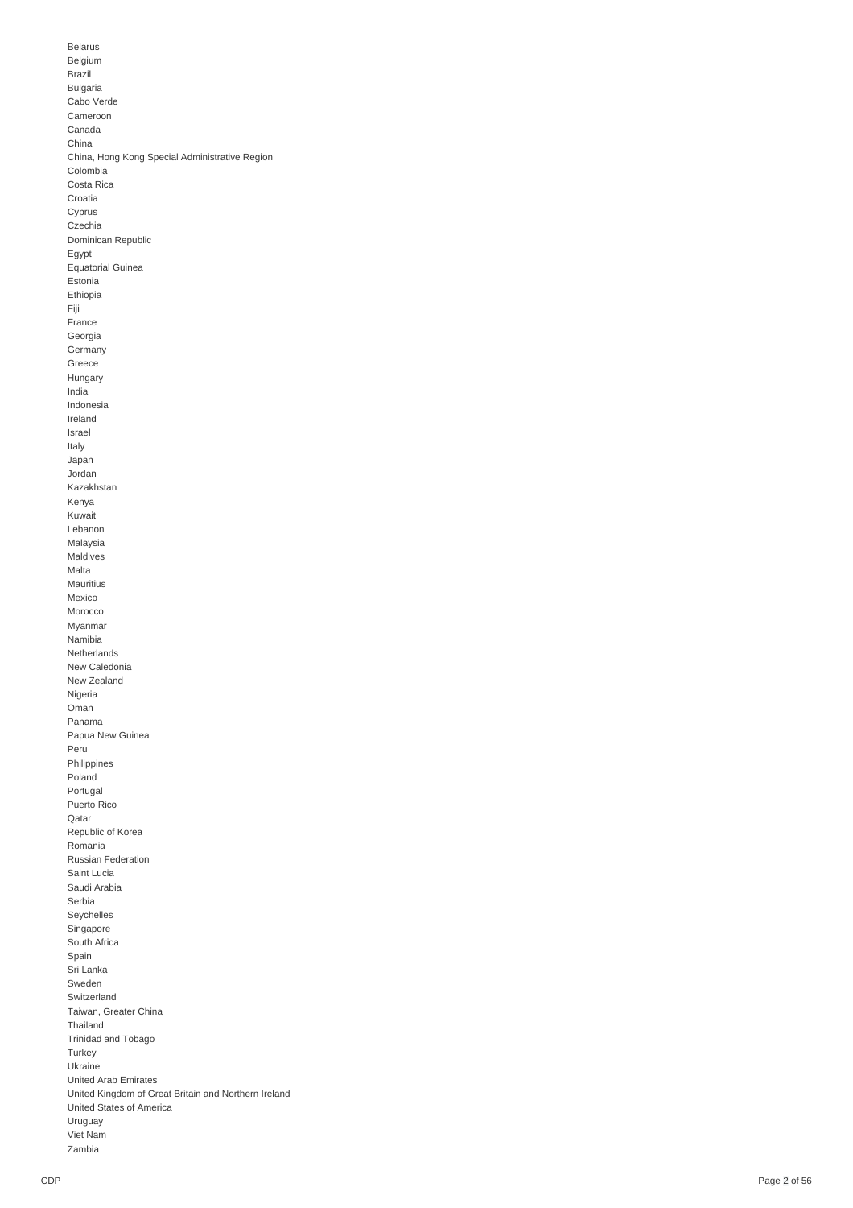Belarus
Belgium
Brazil
Bulgaria
Cabo Verde
Cameroon
Canada
China
China, Hong Kong Special Administrative Region
Colombia
Costa Rica
Croatia
Cyprus
Czechia
Dominican Republic
Egypt
Equatorial Guinea
Estonia
Ethiopia
Fiji
France
Georgia
Germany
Greece
Hungary
India
Indonesia
Ireland
Israel
Italy
Japan
Jordan
Kazakhstan
Kenya
Kuwait
Lebanon
Malaysia
Maldives
Malta
Mauritius
Mexico
Morocco
Myanmar
Namibia
Netherlands
New Caledonia
New Zealand
Nigeria
Oman
Panama
Papua New Guinea
Peru
Philippines
Poland
Portugal
Puerto Rico
Qatar
Republic of Korea
Romania
Russian Federation
Saint Lucia
Saudi Arabia
Serbia
Seychelles
Singapore
South Africa
Spain
Sri Lanka
Sweden
Switzerland
Taiwan, Greater China
Thailand
Trinidad and Tobago
Turkey
Ukraine
United Arab Emirates
United Kingdom of Great Britain and Northern Ireland
United States of America
Uruguay
Viet Nam
Zambia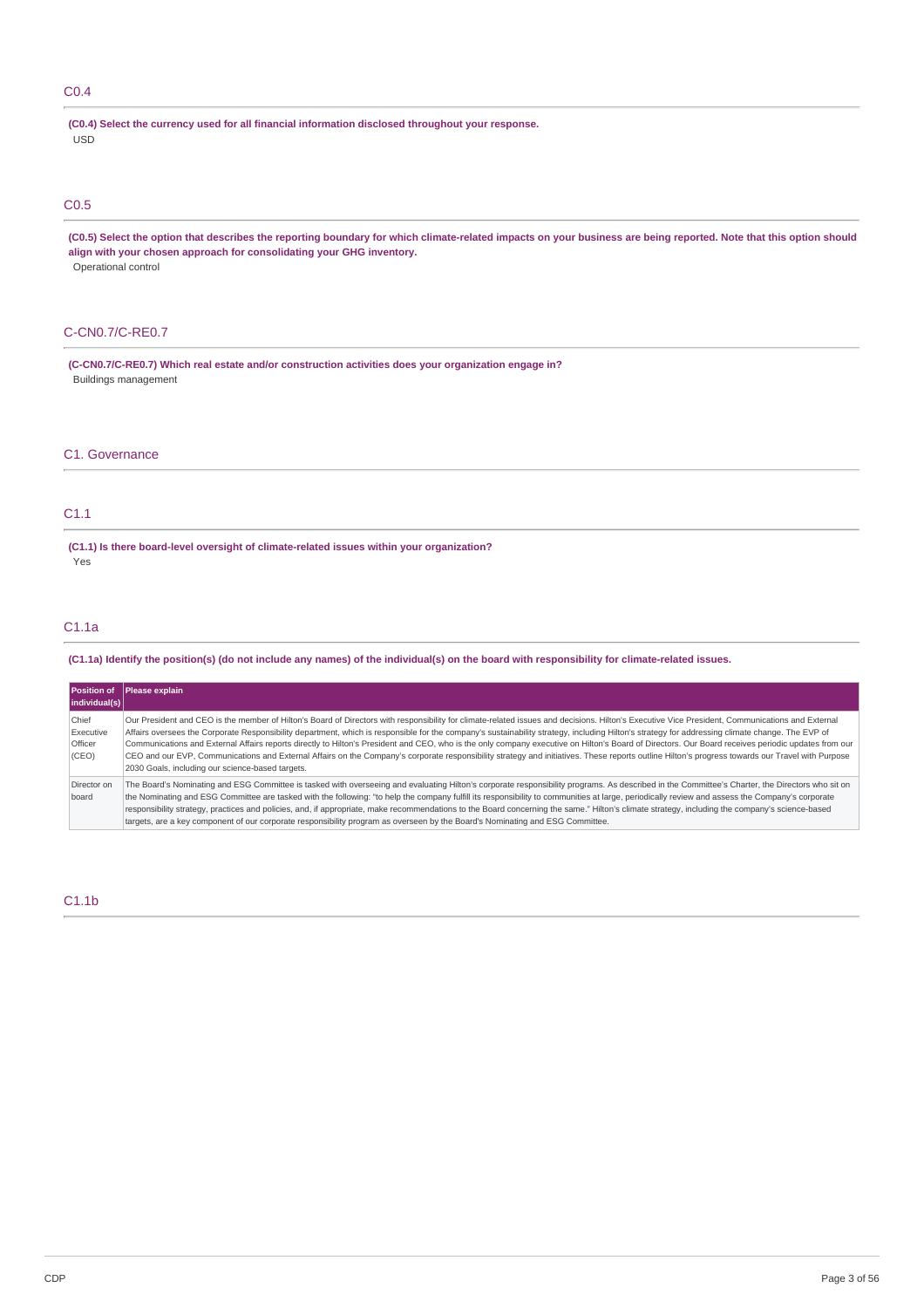## C0.4

**(C0.4) Select the currency used for all financial information disclosed throughout your response.**

USD

## C0.5

**(C0.5) Select the option that describes the reporting boundary for which climate-related impacts on your business are being reported. Note that this option should align with your chosen approach for consolidating your GHG inventory.**

Operational control

## C-CN0.7/C-RE0.7

**(C-CN0.7/C-RE0.7) Which real estate and/or construction activities does your organization engage in?**

Buildings management

# C1. Governance

## C1.1

**(C1.1) Is there board-level oversight of climate-related issues within your organization?**

Yes

## C1.1a

**(C1.1a) Identify the position(s) (do not include any names) of the individual(s) on the board with responsibility for climate-related issues.**

| Position of individual(s) | Please explain |
|---|---|
| Chief Executive Officer (CEO) | Our President and CEO is the member of Hilton's Board of Directors with responsibility for climate-related issues and decisions. Hilton's Executive Vice President, Communications and External Affairs oversees the Corporate Responsibility department, which is responsible for the company's sustainability strategy, including Hilton's strategy for addressing climate change. The EVP of Communications and External Affairs reports directly to Hilton's President and CEO, who is the only company executive on Hilton's Board of Directors. Our Board receives periodic updates from our CEO and our EVP, Communications and External Affairs on the Company's corporate responsibility strategy and initiatives. These reports outline Hilton's progress towards our Travel with Purpose 2030 Goals, including our science-based targets. |
| Director on board | The Board's Nominating and ESG Committee is tasked with overseeing and evaluating Hilton's corporate responsibility programs. As described in the Committee's Charter, the Directors who sit on the Nominating and ESG Committee are tasked with the following: "to help the company fulfill its responsibility to communities at large, periodically review and assess the Company's corporate responsibility strategy, practices and policies, and, if appropriate, make recommendations to the Board concerning the same." Hilton's climate strategy, including the company's science-based targets, are a key component of our corporate responsibility program as overseen by the Board's Nominating and ESG Committee. |

## C1.1b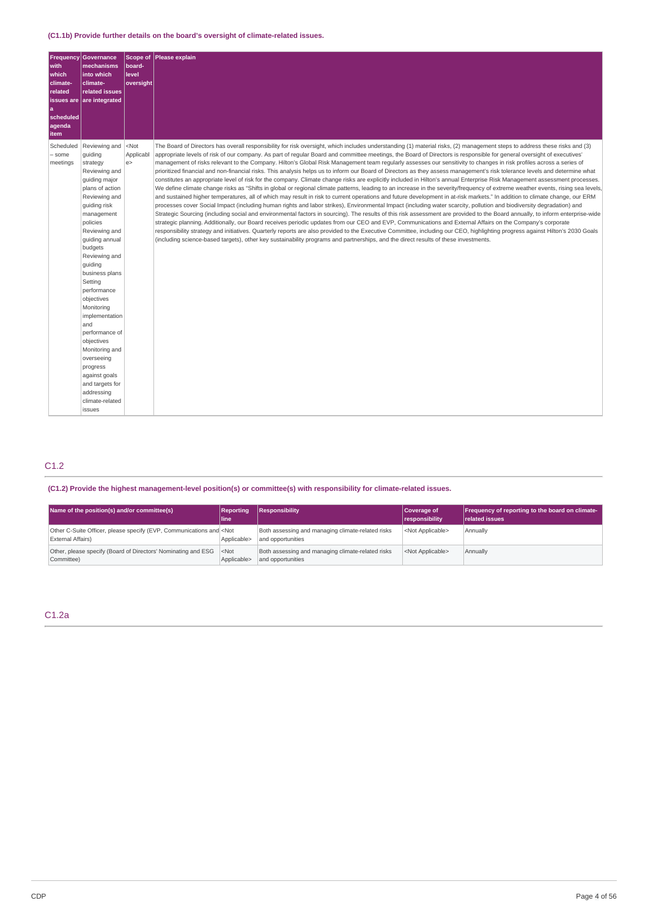(C1.1b) Provide further details on the board's oversight of climate-related issues.

| Frequency with which climate-related issues are a scheduled agenda item | Governance mechanisms into which climate-related issues are integrated | Scope of board-level oversight | Please explain |
|---|---|---|---|
| Scheduled – some meetings | Reviewing and guiding strategy<br>Reviewing and guiding major plans of action<br>Reviewing and guiding risk management policies<br>Reviewing and guiding annual budgets<br>Reviewing and guiding business plans<br>Setting performance objectives<br>Monitoring implementation and performance of objectives<br>Monitoring and overseeing progress against goals and targets for addressing climate-related issues | <Not Applicable> | The Board of Directors has overall responsibility for risk oversight, which includes understanding (1) material risks, (2) management steps to address these risks and (3) appropriate levels of risk of our company. As part of regular Board and committee meetings, the Board of Directors is responsible for general oversight of executives' management of risks relevant to the Company. Hilton's Global Risk Management team regularly assesses our sensitivity to changes in risk profiles across a series of prioritized financial and non-financial risks. This analysis helps us to inform our Board of Directors as they assess management's risk tolerance levels and determine what constitutes an appropriate level of risk for the company. Climate change risks are explicitly included in Hilton's annual Enterprise Risk Management assessment processes. We define climate change risks as "Shifts in global or regional climate patterns, leading to an increase in the severity/frequency of extreme weather events, rising sea levels, and sustained higher temperatures, all of which may result in risk to current operations and future development in at-risk markets." In addition to climate change, our ERM processes cover Social Impact (including human rights and labor strikes), Environmental Impact (including water scarcity, pollution and biodiversity degradation) and Strategic Sourcing (including social and environmental factors in sourcing). The results of this risk assessment are provided to the Board annually, to inform enterprise-wide strategic planning. Additionally, our Board receives periodic updates from our CEO and EVP, Communications and External Affairs on the Company's corporate responsibility strategy and initiatives. Quarterly reports are also provided to the Executive Committee, including our CEO, highlighting progress against Hilton's 2030 Goals (including science-based targets), other key sustainability programs and partnerships, and the direct results of these investments. |

## C1.2

(C1.2) Provide the highest management-level position(s) or committee(s) with responsibility for climate-related issues.

| Name of the position(s) and/or committee(s) | Reporting line | Responsibility | Coverage of responsibility | Frequency of reporting to the board on climate-related issues |
|---|---|---|---|---|
| Other C-Suite Officer, please specify (EVP, Communications and External Affairs) | <Not Applicable> | Both assessing and managing climate-related risks and opportunities | <Not Applicable> | Annually |
| Other, please specify (Board of Directors' Nominating and ESG Committee) | <Not Applicable> | Both assessing and managing climate-related risks and opportunities | <Not Applicable> | Annually |

## C1.2a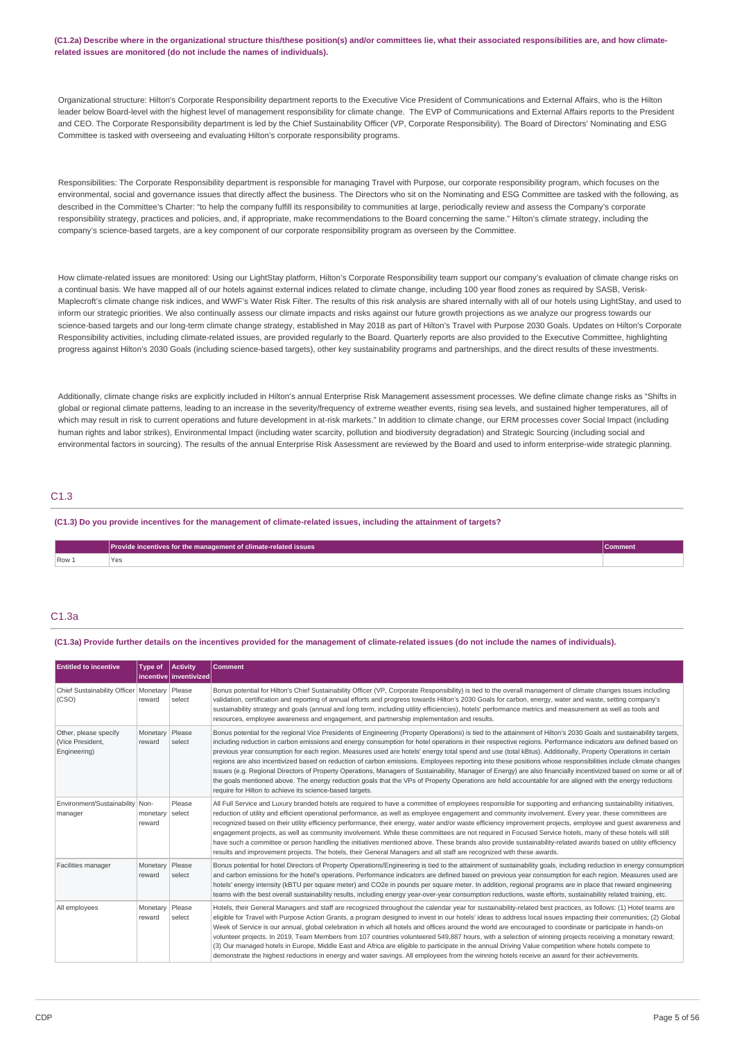**(C1.2a) Describe where in the organizational structure this/these position(s) and/or committees lie, what their associated responsibilities are, and how climate-related issues are monitored (do not include the names of individuals).**

Organizational structure: Hilton's Corporate Responsibility department reports to the Executive Vice President of Communications and External Affairs, who is the Hilton leader below Board-level with the highest level of management responsibility for climate change. The EVP of Communications and External Affairs reports to the President and CEO. The Corporate Responsibility department is led by the Chief Sustainability Officer (VP, Corporate Responsibility). The Board of Directors' Nominating and ESG Committee is tasked with overseeing and evaluating Hilton's corporate responsibility programs.

Responsibilities: The Corporate Responsibility department is responsible for managing Travel with Purpose, our corporate responsibility program, which focuses on the environmental, social and governance issues that directly affect the business. The Directors who sit on the Nominating and ESG Committee are tasked with the following, as described in the Committee's Charter: "to help the company fulfill its responsibility to communities at large, periodically review and assess the Company's corporate responsibility strategy, practices and policies, and, if appropriate, make recommendations to the Board concerning the same." Hilton's climate strategy, including the company's science-based targets, are a key component of our corporate responsibility program as overseen by the Committee.

How climate-related issues are monitored: Using our LightStay platform, Hilton's Corporate Responsibility team support our company's evaluation of climate change risks on a continual basis. We have mapped all of our hotels against external indices related to climate change, including 100 year flood zones as required by SASB, Verisk-Maplecroft's climate change risk indices, and WWF's Water Risk Filter. The results of this risk analysis are shared internally with all of our hotels using LightStay, and used to inform our strategic priorities. We also continually assess our climate impacts and risks against our future growth projections as we analyze our progress towards our science-based targets and our long-term climate change strategy, established in May 2018 as part of Hilton's Travel with Purpose 2030 Goals. Updates on Hilton's Corporate Responsibility activities, including climate-related issues, are provided regularly to the Board. Quarterly reports are also provided to the Executive Committee, highlighting progress against Hilton's 2030 Goals (including science-based targets), other key sustainability programs and partnerships, and the direct results of these investments.

Additionally, climate change risks are explicitly included in Hilton's annual Enterprise Risk Management assessment processes. We define climate change risks as "Shifts in global or regional climate patterns, leading to an increase in the severity/frequency of extreme weather events, rising sea levels, and sustained higher temperatures, all of which may result in risk to current operations and future development in at-risk markets." In addition to climate change, our ERM processes cover Social Impact (including human rights and labor strikes), Environmental Impact (including water scarcity, pollution and biodiversity degradation) and Strategic Sourcing (including social and environmental factors in sourcing). The results of the annual Enterprise Risk Assessment are reviewed by the Board and used to inform enterprise-wide strategic planning.

## C1.3

**(C1.3) Do you provide incentives for the management of climate-related issues, including the attainment of targets?**

| | Provide incentives for the management of climate-related issues | Comment |
|---|---|---|
| Row 1 | Yes | |

## C1.3a

**(C1.3a) Provide further details on the incentives provided for the management of climate-related issues (do not include the names of individuals).**

| Entitled to incentive | Type of incentive | Activity inventivized | Comment |
|---|---|---|---|
| Chief Sustainability Officer (CSO) | Monetary reward | Please select | Bonus potential for Hilton's Chief Sustainability Officer (VP, Corporate Responsibility) is tied to the overall management of climate changes issues including validation, certification and reporting of annual efforts and progress towards Hilton's 2030 Goals for carbon, energy, water and waste, setting company's sustainability strategy and goals (annual and long term, including utility efficiencies), hotels' performance metrics and measurement as well as tools and resources, employee awareness and engagement, and partnership implementation and results. |
| Other, please specify (Vice President, Engineering) | Monetary reward | Please select | Bonus potential for the regional Vice Presidents of Engineering (Property Operations) is tied to the attainment of Hilton's 2030 Goals and sustainability targets, including reduction in carbon emissions and energy consumption for hotel operations in their respective regions. Performance indicators are defined based on previous year consumption for each region. Measures used are hotels' energy total spend and use (total kBtus). Additionally, Property Operations in certain regions are also incentivized based on reduction of carbon emissions. Employees reporting into these positions whose responsibilities include climate changes issues (e.g. Regional Directors of Property Operations, Managers of Sustainability, Manager of Energy) are also financially incentivized based on some or all of the goals mentioned above. The energy reduction goals that the VPs of Property Operations are held accountable for are aligned with the energy reductions require for Hilton to achieve its science-based targets. |
| Environment/Sustainability manager | Non-monetary reward | Please select | All Full Service and Luxury branded hotels are required to have a committee of employees responsible for supporting and enhancing sustainability initiatives, reduction of utility and efficient operational performance, as well as employee engagement and community involvement. Every year, these committees are recognized based on their utility efficiency performance, their energy, water and/or waste efficiency improvement projects, employee and guest awareness and engagement projects, as well as community involvement. While these committees are not required in Focused Service hotels, many of these hotels will still have such a committee or person handling the initiatives mentioned above. These brands also provide sustainability-related awards based on utility efficiency results and improvement projects. The hotels, their General Managers and all staff are recognized with these awards. |
| Facilities manager | Monetary reward | Please select | Bonus potential for hotel Directors of Property Operations/Engineering is tied to the attainment of sustainability goals, including reduction in energy consumption and carbon emissions for the hotel's operations. Performance indicators are defined based on previous year consumption for each region. Measures used are hotels' energy intensity (kBTU per square meter) and CO2e in pounds per square meter. In addition, regional programs are in place that reward engineering teams with the best overall sustainability results, including energy year-over-year consumption reductions, waste efforts, sustainability related training, etc. |
| All employees | Monetary reward | Please select | Hotels, their General Managers and staff are recognized throughout the calendar year for sustainability-related best practices, as follows: (1) Hotel teams are eligible for Travel with Purpose Action Grants, a program designed to invest in our hotels' ideas to address local issues impacting their communities; (2) Global Week of Service is our annual, global celebration in which all hotels and offices around the world are encouraged to coordinate or participate in hands-on volunteer projects. In 2019, Team Members from 107 countries volunteered 549,887 hours, with a selection of winning projects receiving a monetary reward; (3) Our managed hotels in Europe, Middle East and Africa are eligible to participate in the annual Driving Value competition where hotels compete to demonstrate the highest reductions in energy and water savings. All employees from the winning hotels receive an award for their achievements. |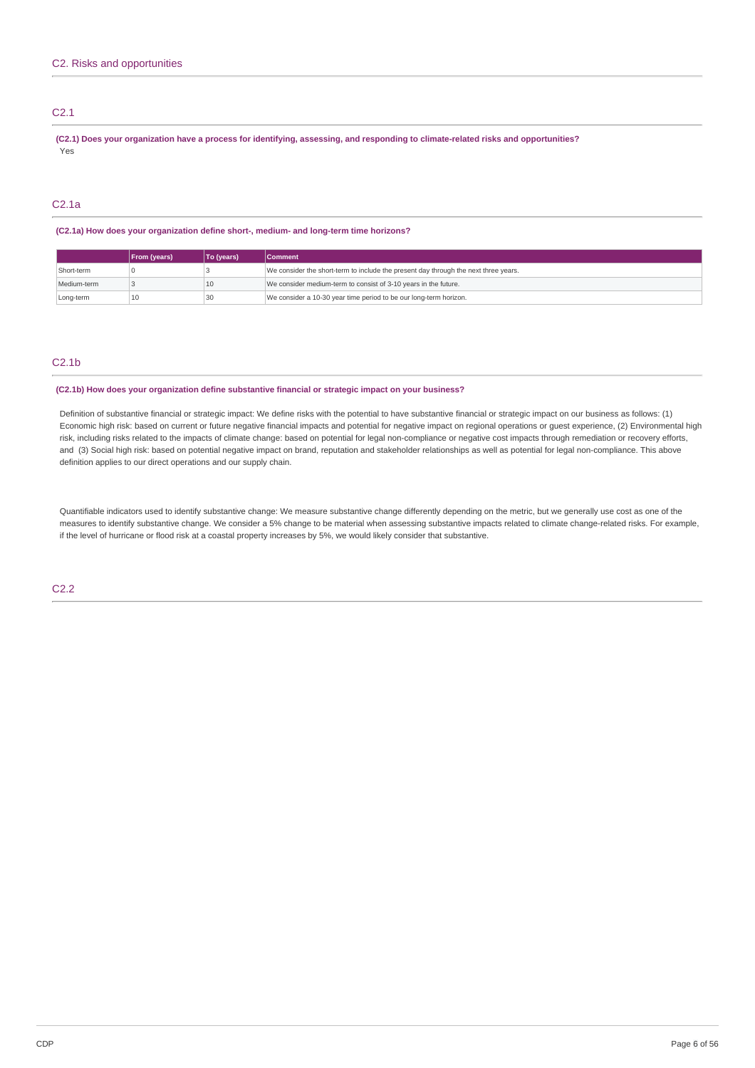## C2. Risks and opportunities

### C2.1

**(C2.1) Does your organization have a process for identifying, assessing, and responding to climate-related risks and opportunities?**

Yes

### C2.1a

**(C2.1a) How does your organization define short-, medium- and long-term time horizons?**

| | From (years) | To (years) | Comment |
|---|---|---|---|
| Short-term | 0 | 3 | We consider the short-term to include the present day through the next three years. |
| Medium-term | 3 | 10 | We consider medium-term to consist of 3-10 years in the future. |
| Long-term | 10 | 30 | We consider a 10-30 year time period to be our long-term horizon. |

### C2.1b

**(C2.1b) How does your organization define substantive financial or strategic impact on your business?**

Definition of substantive financial or strategic impact: We define risks with the potential to have substantive financial or strategic impact on our business as follows: (1) Economic high risk: based on current or future negative financial impacts and potential for negative impact on regional operations or guest experience, (2) Environmental high risk, including risks related to the impacts of climate change: based on potential for legal non-compliance or negative cost impacts through remediation or recovery efforts, and (3) Social high risk: based on potential negative impact on brand, reputation and stakeholder relationships as well as potential for legal non-compliance. This above definition applies to our direct operations and our supply chain.

Quantifiable indicators used to identify substantive change: We measure substantive change differently depending on the metric, but we generally use cost as one of the measures to identify substantive change. We consider a 5% change to be material when assessing substantive impacts related to climate change-related risks. For example, if the level of hurricane or flood risk at a coastal property increases by 5%, we would likely consider that substantive.

### C2.2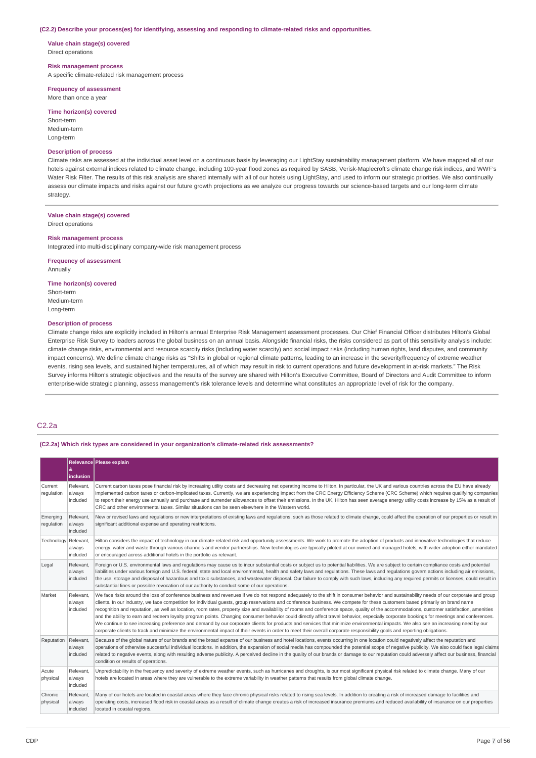**(C2.2) Describe your process(es) for identifying, assessing and responding to climate-related risks and opportunities.**

**Value chain stage(s) covered**
Direct operations

**Risk management process**
A specific climate-related risk management process

**Frequency of assessment**
More than once a year

**Time horizon(s) covered**
Short-term
Medium-term
Long-term

**Description of process**
Climate risks are assessed at the individual asset level on a continuous basis by leveraging our LightStay sustainability management platform. We have mapped all of our hotels against external indices related to climate change, including 100-year flood zones as required by SASB, Verisk-Maplecroft's climate change risk indices, and WWF's Water Risk Filter. The results of this risk analysis are shared internally with all of our hotels using LightStay, and used to inform our strategic priorities. We also continually assess our climate impacts and risks against our future growth projections as we analyze our progress towards our science-based targets and our long-term climate strategy.

---

**Value chain stage(s) covered**
Direct operations

**Risk management process**
Integrated into multi-disciplinary company-wide risk management process

**Frequency of assessment**
Annually

**Time horizon(s) covered**
Short-term
Medium-term
Long-term

**Description of process**
Climate change risks are explicitly included in Hilton's annual Enterprise Risk Management assessment processes. Our Chief Financial Officer distributes Hilton's Global Enterprise Risk Survey to leaders across the global business on an annual basis. Alongside financial risks, the risks considered as part of this sensitivity analysis include: climate change risks, environmental and resource scarcity risks (including water scarcity) and social impact risks (including human rights, land disputes, and community impact concerns). We define climate change risks as "Shifts in global or regional climate patterns, leading to an increase in the severity/frequency of extreme weather events, rising sea levels, and sustained higher temperatures, all of which may result in risk to current operations and future development in at-risk markets." The Risk Survey informs Hilton's strategic objectives and the results of the survey are shared with Hilton's Executive Committee, Board of Directors and Audit Committee to inform enterprise-wide strategic planning, assess management's risk tolerance levels and determine what constitutes an appropriate level of risk for the company.

## C2.2a

**(C2.2a) Which risk types are considered in your organization's climate-related risk assessments?**

| | Relevance & inclusion | Please explain |
|---|---|---|
| Current regulation | Relevant, always included | Current carbon taxes pose financial risk by increasing utility costs and decreasing net operating income to Hilton. In particular, the UK and various countries across the EU have already implemented carbon taxes or carbon-implicated taxes. Currently, we are experiencing impact from the CRC Energy Efficiency Scheme (CRC Scheme) which requires qualifying companies to report their energy use annually and purchase and surrender allowances to offset their emissions. In the UK, Hilton has seen average energy utility costs increase by 15% as a result of CRC and other environmental taxes. Similar situations can be seen elsewhere in the Western world. |
| Emerging regulation | Relevant, always included | New or revised laws and regulations or new interpretations of existing laws and regulations, such as those related to climate change, could affect the operation of our properties or result in significant additional expense and operating restrictions. |
| Technology | Relevant, always included | Hilton considers the impact of technology in our climate-related risk and opportunity assessments. We work to promote the adoption of products and innovative technologies that reduce energy, water and waste through various channels and vendor partnerships. New technologies are typically piloted at our owned and managed hotels, with wider adoption either mandated or encouraged across additional hotels in the portfolio as relevant. |
| Legal | Relevant, always included | Foreign or U.S. environmental laws and regulations may cause us to incur substantial costs or subject us to potential liabilities. We are subject to certain compliance costs and potential liabilities under various foreign and U.S. federal, state and local environmental, health and safety laws and regulations. These laws and regulations govern actions including air emissions, the use, storage and disposal of hazardous and toxic substances, and wastewater disposal. Our failure to comply with such laws, including any required permits or licenses, could result in substantial fines or possible revocation of our authority to conduct some of our operations. |
| Market | Relevant, always included | We face risks around the loss of conference business and revenues if we do not respond adequately to the shift in consumer behavior and sustainability needs of our corporate and group clients. In our industry, we face competition for individual guests, group reservations and conference business. We compete for these customers based primarily on brand name recognition and reputation, as well as location, room rates, property size and availability of rooms and conference space, quality of the accommodations, customer satisfaction, amenities and the ability to earn and redeem loyalty program points. Changing consumer behavior could directly affect travel behavior, especially corporate bookings for meetings and conferences. We continue to see increasing preference and demand by our corporate clients for products and services that minimize environmental impacts. We also see an increasing need by our corporate clients to track and minimize the environmental impact of their events in order to meet their overall corporate responsibility goals and reporting obligations. |
| Reputation | Relevant, always included | Because of the global nature of our brands and the broad expanse of our business and hotel locations, events occurring in one location could negatively affect the reputation and operations of otherwise successful individual locations. In addition, the expansion of social media has compounded the potential scope of negative publicity. We also could face legal claims related to negative events, along with resulting adverse publicity. A perceived decline in the quality of our brands or damage to our reputation could adversely affect our business, financial condition or results of operations. |
| Acute physical | Relevant, always included | Unpredictability in the frequency and severity of extreme weather events, such as hurricanes and droughts, is our most significant physical risk related to climate change. Many of our hotels are located in areas where they are vulnerable to the extreme variability in weather patterns that results from global climate change. |
| Chronic physical | Relevant, always included | Many of our hotels are located in coastal areas where they face chronic physical risks related to rising sea levels. In addition to creating a risk of increased damage to facilities and operating costs, increased flood risk in coastal areas as a result of climate change creates a risk of increased insurance premiums and reduced availability of insurance on our properties located in coastal regions. |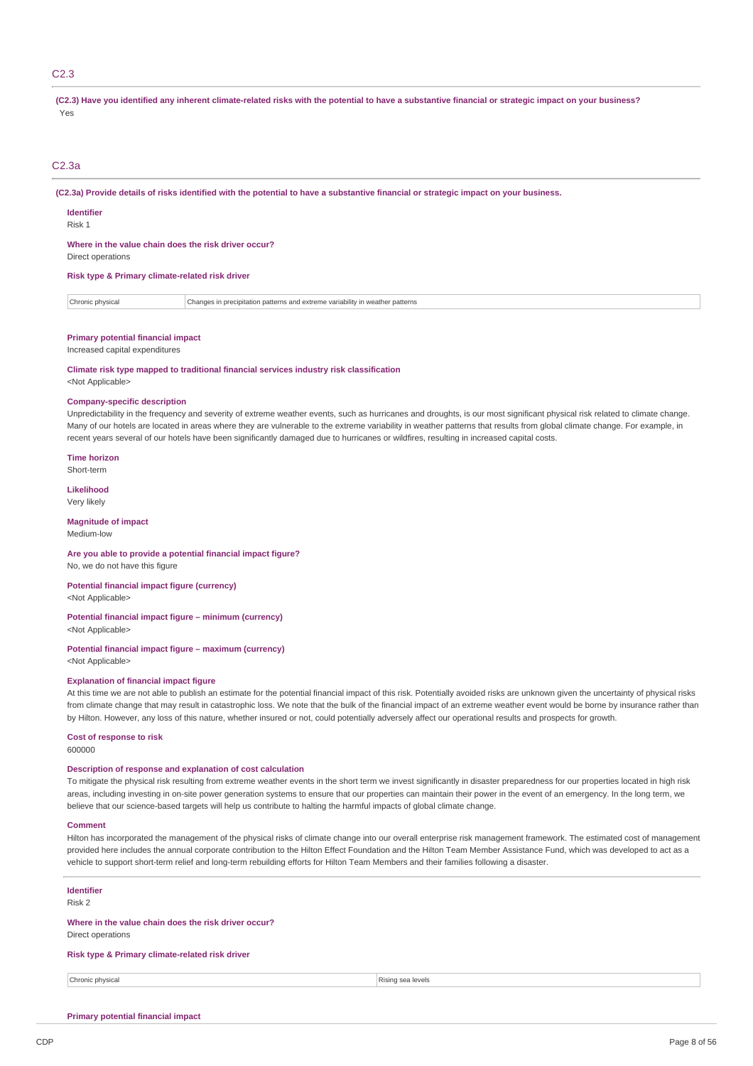## C2.3

**(C2.3) Have you identified any inherent climate-related risks with the potential to have a substantive financial or strategic impact on your business?**

Yes

## C2.3a

**(C2.3a) Provide details of risks identified with the potential to have a substantive financial or strategic impact on your business.**

**Identifier**

Risk 1

**Where in the value chain does the risk driver occur?**

Direct operations

**Risk type & Primary climate-related risk driver**

| Chronic physical | Changes in precipitation patterns and extreme variability in weather patterns |
|---|---|

**Primary potential financial impact**

Increased capital expenditures

**Climate risk type mapped to traditional financial services industry risk classification**

<Not Applicable>

**Company-specific description**

Unpredictability in the frequency and severity of extreme weather events, such as hurricanes and droughts, is our most significant physical risk related to climate change. Many of our hotels are located in areas where they are vulnerable to the extreme variability in weather patterns that results from global climate change. For example, in recent years several of our hotels have been significantly damaged due to hurricanes or wildfires, resulting in increased capital costs.

**Time horizon**

Short-term

**Likelihood**

Very likely

**Magnitude of impact**

Medium-low

**Are you able to provide a potential financial impact figure?**

No, we do not have this figure

**Potential financial impact figure (currency)**

<Not Applicable>

**Potential financial impact figure – minimum (currency)**

<Not Applicable>

**Potential financial impact figure – maximum (currency)**

<Not Applicable>

**Explanation of financial impact figure**

At this time we are not able to publish an estimate for the potential financial impact of this risk. Potentially avoided risks are unknown given the uncertainty of physical risks from climate change that may result in catastrophic loss. We note that the bulk of the financial impact of an extreme weather event would be borne by insurance rather than by Hilton. However, any loss of this nature, whether insured or not, could potentially adversely affect our operational results and prospects for growth.

**Cost of response to risk**

600000

**Description of response and explanation of cost calculation**

To mitigate the physical risk resulting from extreme weather events in the short term we invest significantly in disaster preparedness for our properties located in high risk areas, including investing in on-site power generation systems to ensure that our properties can maintain their power in the event of an emergency. In the long term, we believe that our science-based targets will help us contribute to halting the harmful impacts of global climate change.

**Comment**

Hilton has incorporated the management of the physical risks of climate change into our overall enterprise risk management framework. The estimated cost of management provided here includes the annual corporate contribution to the Hilton Effect Foundation and the Hilton Team Member Assistance Fund, which was developed to act as a vehicle to support short-term relief and long-term rebuilding efforts for Hilton Team Members and their families following a disaster.

---

**Identifier**

Risk 2

**Where in the value chain does the risk driver occur?**

Direct operations

**Risk type & Primary climate-related risk driver**

| Chronic physical | Rising sea levels |
|---|---|

**Primary potential financial impact**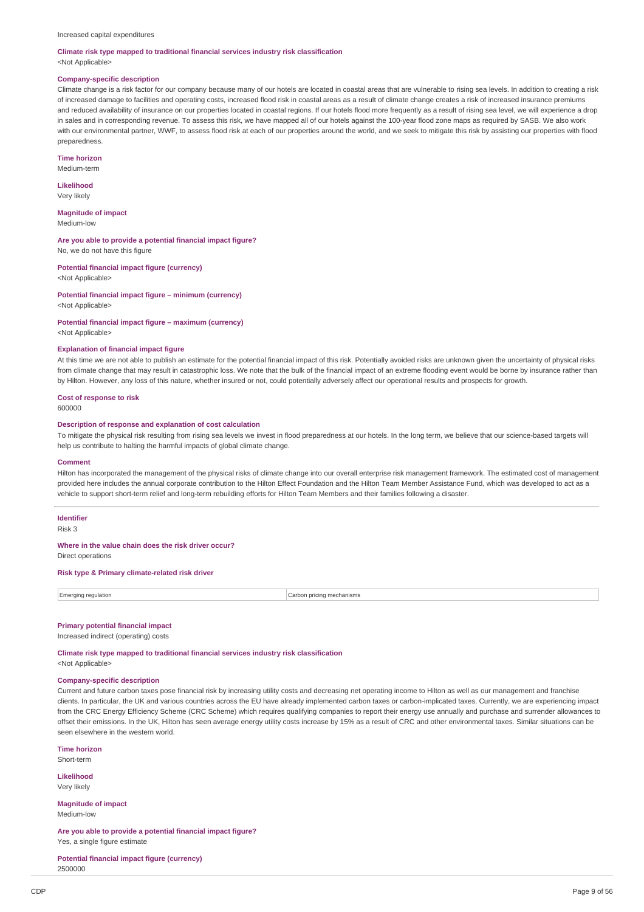Increased capital expenditures

**Climate risk type mapped to traditional financial services industry risk classification**
<Not Applicable>

**Company-specific description**
Climate change is a risk factor for our company because many of our hotels are located in coastal areas that are vulnerable to rising sea levels. In addition to creating a risk of increased damage to facilities and operating costs, increased flood risk in coastal areas as a result of climate change creates a risk of increased insurance premiums and reduced availability of insurance on our properties located in coastal regions. If our hotels flood more frequently as a result of rising sea level, we will experience a drop in sales and in corresponding revenue. To assess this risk, we have mapped all of our hotels against the 100-year flood zone maps as required by SASB. We also work with our environmental partner, WWF, to assess flood risk at each of our properties around the world, and we seek to mitigate this risk by assisting our properties with flood preparedness.

**Time horizon**
Medium-term

**Likelihood**
Very likely

**Magnitude of impact**
Medium-low

**Are you able to provide a potential financial impact figure?**
No, we do not have this figure

**Potential financial impact figure (currency)**
<Not Applicable>

**Potential financial impact figure – minimum (currency)**
<Not Applicable>

**Potential financial impact figure – maximum (currency)**
<Not Applicable>

**Explanation of financial impact figure**
At this time we are not able to publish an estimate for the potential financial impact of this risk. Potentially avoided risks are unknown given the uncertainty of physical risks from climate change that may result in catastrophic loss. We note that the bulk of the financial impact of an extreme flooding event would be borne by insurance rather than by Hilton. However, any loss of this nature, whether insured or not, could potentially adversely affect our operational results and prospects for growth.

**Cost of response to risk**
600000

**Description of response and explanation of cost calculation**
To mitigate the physical risk resulting from rising sea levels we invest in flood preparedness at our hotels. In the long term, we believe that our science-based targets will help us contribute to halting the harmful impacts of global climate change.

**Comment**
Hilton has incorporated the management of the physical risks of climate change into our overall enterprise risk management framework. The estimated cost of management provided here includes the annual corporate contribution to the Hilton Effect Foundation and the Hilton Team Member Assistance Fund, which was developed to act as a vehicle to support short-term relief and long-term rebuilding efforts for Hilton Team Members and their families following a disaster.

---

**Identifier**
Risk 3

**Where in the value chain does the risk driver occur?**
Direct operations

**Risk type & Primary climate-related risk driver**

| Emerging regulation | Carbon pricing mechanisms |
|---|---|

**Primary potential financial impact**
Increased indirect (operating) costs

**Climate risk type mapped to traditional financial services industry risk classification**
<Not Applicable>

**Company-specific description**
Current and future carbon taxes pose financial risk by increasing utility costs and decreasing net operating income to Hilton as well as our management and franchise clients. In particular, the UK and various countries across the EU have already implemented carbon taxes or carbon-implicated taxes. Currently, we are experiencing impact from the CRC Energy Efficiency Scheme (CRC Scheme) which requires qualifying companies to report their energy use annually and purchase and surrender allowances to offset their emissions. In the UK, Hilton has seen average energy utility costs increase by 15% as a result of CRC and other environmental taxes. Similar situations can be seen elsewhere in the western world.

**Time horizon**
Short-term

**Likelihood**
Very likely

**Magnitude of impact**
Medium-low

**Are you able to provide a potential financial impact figure?**
Yes, a single figure estimate

**Potential financial impact figure (currency)**
2500000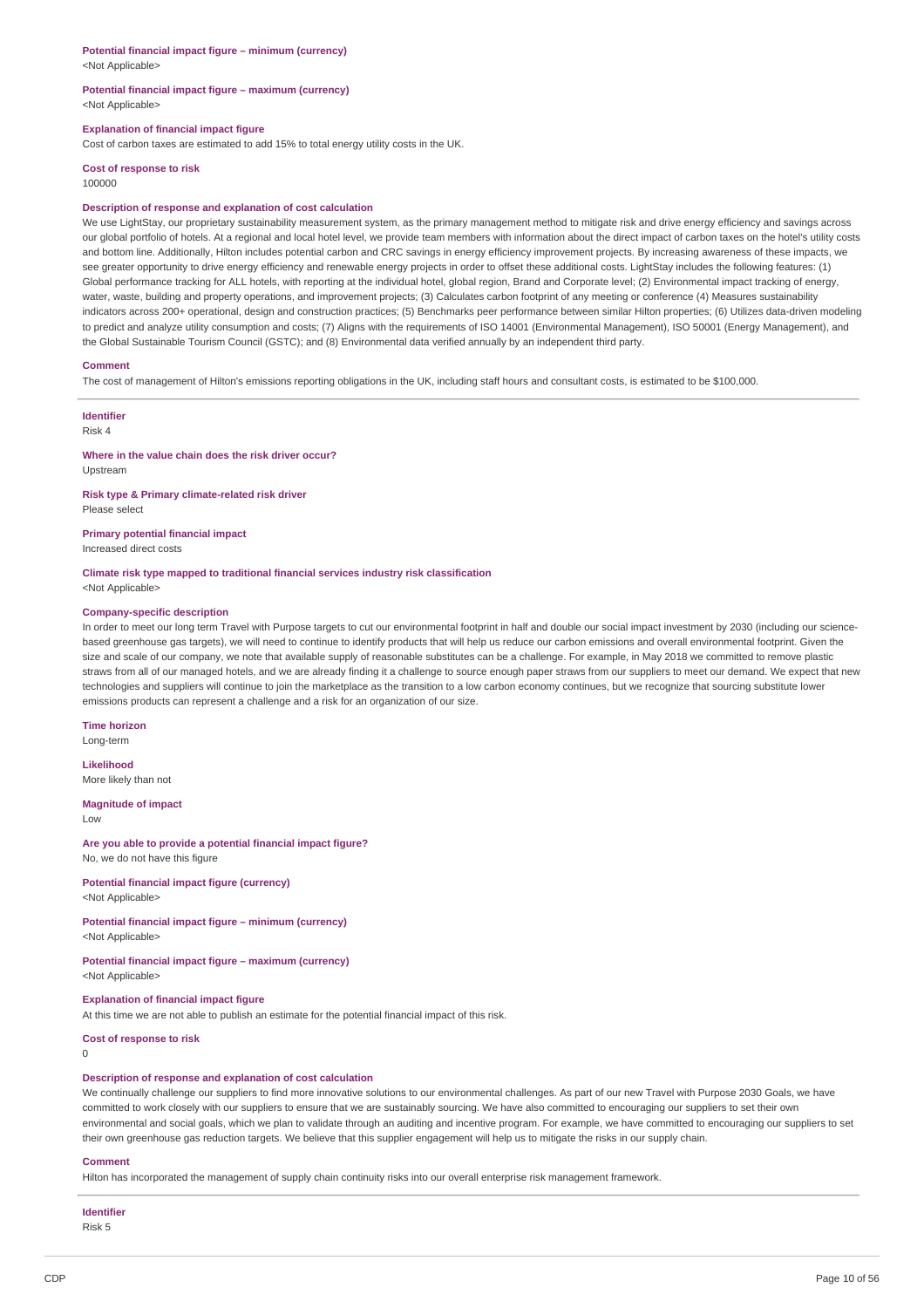**Potential financial impact figure – minimum (currency)**
<Not Applicable>

**Potential financial impact figure – maximum (currency)**
<Not Applicable>

**Explanation of financial impact figure**
Cost of carbon taxes are estimated to add 15% to total energy utility costs in the UK.

**Cost of response to risk**
100000

**Description of response and explanation of cost calculation**
We use LightStay, our proprietary sustainability measurement system, as the primary management method to mitigate risk and drive energy efficiency and savings across our global portfolio of hotels. At a regional and local hotel level, we provide team members with information about the direct impact of carbon taxes on the hotel's utility costs and bottom line. Additionally, Hilton includes potential carbon and CRC savings in energy efficiency improvement projects. By increasing awareness of these impacts, we see greater opportunity to drive energy efficiency and renewable energy projects in order to offset these additional costs. LightStay includes the following features: (1) Global performance tracking for ALL hotels, with reporting at the individual hotel, global region, Brand and Corporate level; (2) Environmental impact tracking of energy, water, waste, building and property operations, and improvement projects; (3) Calculates carbon footprint of any meeting or conference (4) Measures sustainability indicators across 200+ operational, design and construction practices; (5) Benchmarks peer performance between similar Hilton properties; (6) Utilizes data-driven modeling to predict and analyze utility consumption and costs; (7) Aligns with the requirements of ISO 14001 (Environmental Management), ISO 50001 (Energy Management), and the Global Sustainable Tourism Council (GSTC); and (8) Environmental data verified annually by an independent third party.

**Comment**
The cost of management of Hilton's emissions reporting obligations in the UK, including staff hours and consultant costs, is estimated to be $100,000.

---

**Identifier**
Risk 4

**Where in the value chain does the risk driver occur?**
Upstream

**Risk type & Primary climate-related risk driver**
Please select

**Primary potential financial impact**
Increased direct costs

**Climate risk type mapped to traditional financial services industry risk classification**
<Not Applicable>

**Company-specific description**
In order to meet our long term Travel with Purpose targets to cut our environmental footprint in half and double our social impact investment by 2030 (including our science-based greenhouse gas targets), we will need to continue to identify products that will help us reduce our carbon emissions and overall environmental footprint. Given the size and scale of our company, we note that available supply of reasonable substitutes can be a challenge. For example, in May 2018 we committed to remove plastic straws from all of our managed hotels, and we are already finding it a challenge to source enough paper straws from our suppliers to meet our demand. We expect that new technologies and suppliers will continue to join the marketplace as the transition to a low carbon economy continues, but we recognize that sourcing substitute lower emissions products can represent a challenge and a risk for an organization of our size.

**Time horizon**
Long-term

**Likelihood**
More likely than not

**Magnitude of impact**
Low

**Are you able to provide a potential financial impact figure?**
No, we do not have this figure

**Potential financial impact figure (currency)**
<Not Applicable>

**Potential financial impact figure – minimum (currency)**
<Not Applicable>

**Potential financial impact figure – maximum (currency)**
<Not Applicable>

**Explanation of financial impact figure**
At this time we are not able to publish an estimate for the potential financial impact of this risk.

**Cost of response to risk**
0

**Description of response and explanation of cost calculation**
We continually challenge our suppliers to find more innovative solutions to our environmental challenges. As part of our new Travel with Purpose 2030 Goals, we have committed to work closely with our suppliers to ensure that we are sustainably sourcing. We have also committed to encouraging our suppliers to set their own environmental and social goals, which we plan to validate through an auditing and incentive program. For example, we have committed to encouraging our suppliers to set their own greenhouse gas reduction targets. We believe that this supplier engagement will help us to mitigate the risks in our supply chain.

**Comment**
Hilton has incorporated the management of supply chain continuity risks into our overall enterprise risk management framework.

---

**Identifier**
Risk 5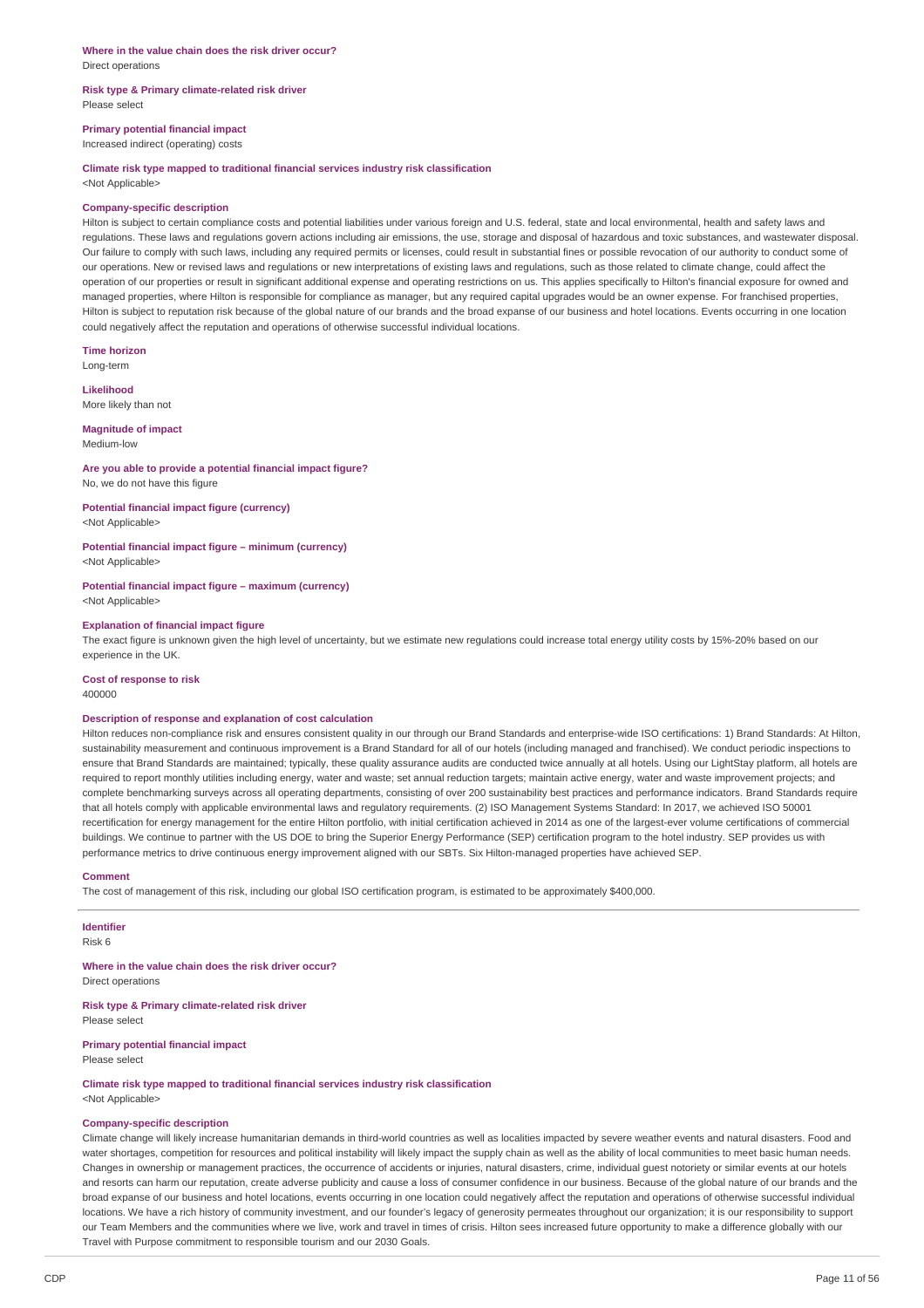**Where in the value chain does the risk driver occur?**
Direct operations

**Risk type & Primary climate-related risk driver**
Please select

**Primary potential financial impact**
Increased indirect (operating) costs

**Climate risk type mapped to traditional financial services industry risk classification**
<Not Applicable>

**Company-specific description**
Hilton is subject to certain compliance costs and potential liabilities under various foreign and U.S. federal, state and local environmental, health and safety laws and regulations. These laws and regulations govern actions including air emissions, the use, storage and disposal of hazardous and toxic substances, and wastewater disposal. Our failure to comply with such laws, including any required permits or licenses, could result in substantial fines or possible revocation of our authority to conduct some of our operations. New or revised laws and regulations or new interpretations of existing laws and regulations, such as those related to climate change, could affect the operation of our properties or result in significant additional expense and operating restrictions on us. This applies specifically to Hilton's financial exposure for owned and managed properties, where Hilton is responsible for compliance as manager, but any required capital upgrades would be an owner expense. For franchised properties, Hilton is subject to reputation risk because of the global nature of our brands and the broad expanse of our business and hotel locations. Events occurring in one location could negatively affect the reputation and operations of otherwise successful individual locations.

**Time horizon**
Long-term

**Likelihood**
More likely than not

**Magnitude of impact**
Medium-low

**Are you able to provide a potential financial impact figure?**
No, we do not have this figure

**Potential financial impact figure (currency)**
<Not Applicable>

**Potential financial impact figure – minimum (currency)**
<Not Applicable>

**Potential financial impact figure – maximum (currency)**
<Not Applicable>

**Explanation of financial impact figure**
The exact figure is unknown given the high level of uncertainty, but we estimate new regulations could increase total energy utility costs by 15%-20% based on our experience in the UK.

**Cost of response to risk**
400000

**Description of response and explanation of cost calculation**
Hilton reduces non-compliance risk and ensures consistent quality in our through our Brand Standards and enterprise-wide ISO certifications: 1) Brand Standards: At Hilton, sustainability measurement and continuous improvement is a Brand Standard for all of our hotels (including managed and franchised). We conduct periodic inspections to ensure that Brand Standards are maintained; typically, these quality assurance audits are conducted twice annually at all hotels. Using our LightStay platform, all hotels are required to report monthly utilities including energy, water and waste; set annual reduction targets; maintain active energy, water and waste improvement projects; and complete benchmarking surveys across all operating departments, consisting of over 200 sustainability best practices and performance indicators. Brand Standards require that all hotels comply with applicable environmental laws and regulatory requirements. (2) ISO Management Systems Standard: In 2017, we achieved ISO 50001 recertification for energy management for the entire Hilton portfolio, with initial certification achieved in 2014 as one of the largest-ever volume certifications of commercial buildings. We continue to partner with the US DOE to bring the Superior Energy Performance (SEP) certification program to the hotel industry. SEP provides us with performance metrics to drive continuous energy improvement aligned with our SBTs. Six Hilton-managed properties have achieved SEP.

**Comment**
The cost of management of this risk, including our global ISO certification program, is estimated to be approximately $400,000.

---

**Identifier**
Risk 6

**Where in the value chain does the risk driver occur?**
Direct operations

**Risk type & Primary climate-related risk driver**
Please select

**Primary potential financial impact**
Please select

**Climate risk type mapped to traditional financial services industry risk classification**
<Not Applicable>

**Company-specific description**
Climate change will likely increase humanitarian demands in third-world countries as well as localities impacted by severe weather events and natural disasters. Food and water shortages, competition for resources and political instability will likely impact the supply chain as well as the ability of local communities to meet basic human needs. Changes in ownership or management practices, the occurrence of accidents or injuries, natural disasters, crime, individual guest notoriety or similar events at our hotels and resorts can harm our reputation, create adverse publicity and cause a loss of consumer confidence in our business. Because of the global nature of our brands and the broad expanse of our business and hotel locations, events occurring in one location could negatively affect the reputation and operations of otherwise successful individual locations. We have a rich history of community investment, and our founder's legacy of generosity permeates throughout our organization; it is our responsibility to support our Team Members and the communities where we live, work and travel in times of crisis. Hilton sees increased future opportunity to make a difference globally with our Travel with Purpose commitment to responsible tourism and our 2030 Goals.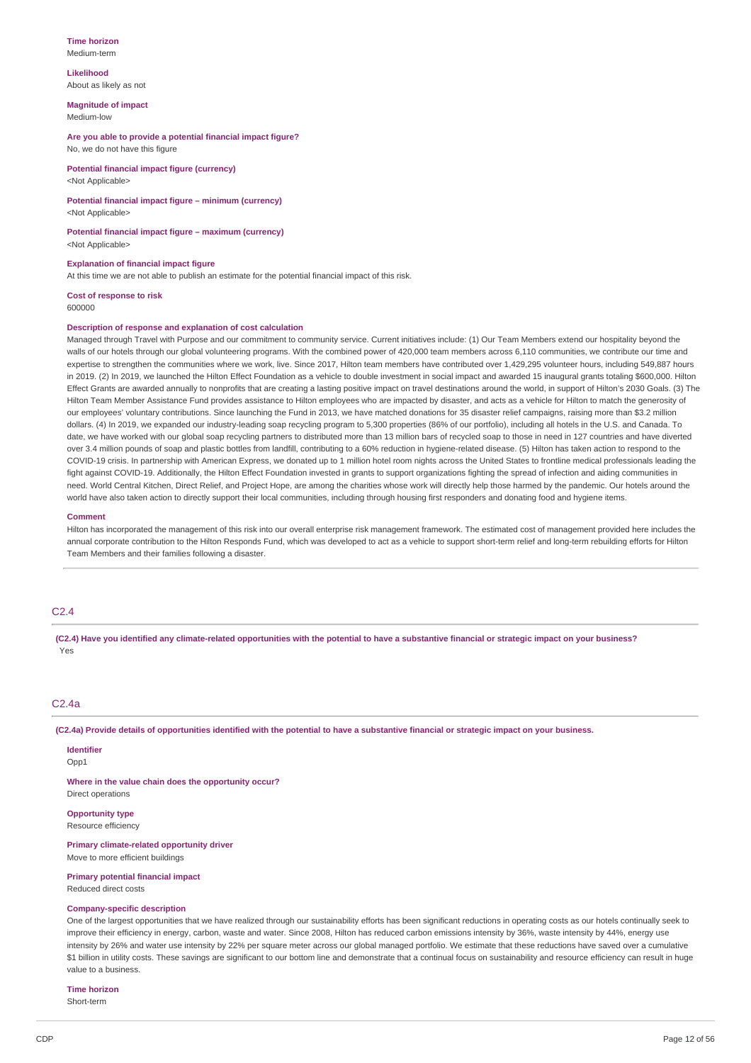**Time horizon**
Medium-term

**Likelihood**
About as likely as not

**Magnitude of impact**
Medium-low

**Are you able to provide a potential financial impact figure?**
No, we do not have this figure

**Potential financial impact figure (currency)**
<Not Applicable>

**Potential financial impact figure – minimum (currency)**
<Not Applicable>

**Potential financial impact figure – maximum (currency)**
<Not Applicable>

**Explanation of financial impact figure**
At this time we are not able to publish an estimate for the potential financial impact of this risk.

**Cost of response to risk**
600000

**Description of response and explanation of cost calculation**
Managed through Travel with Purpose and our commitment to community service. Current initiatives include: (1) Our Team Members extend our hospitality beyond the walls of our hotels through our global volunteering programs. With the combined power of 420,000 team members across 6,110 communities, we contribute our time and expertise to strengthen the communities where we work, live. Since 2017, Hilton team members have contributed over 1,429,295 volunteer hours, including 549,887 hours in 2019. (2) In 2019, we launched the Hilton Effect Foundation as a vehicle to double investment in social impact and awarded 15 inaugural grants totaling $600,000. Hilton Effect Grants are awarded annually to nonprofits that are creating a lasting positive impact on travel destinations around the world, in support of Hilton's 2030 Goals. (3) The Hilton Team Member Assistance Fund provides assistance to Hilton employees who are impacted by disaster, and acts as a vehicle for Hilton to match the generosity of our employees' voluntary contributions. Since launching the Fund in 2013, we have matched donations for 35 disaster relief campaigns, raising more than $3.2 million dollars. (4) In 2019, we expanded our industry-leading soap recycling program to 5,300 properties (86% of our portfolio), including all hotels in the U.S. and Canada. To date, we have worked with our global soap recycling partners to distributed more than 13 million bars of recycled soap to those in need in 127 countries and have diverted over 3.4 million pounds of soap and plastic bottles from landfill, contributing to a 60% reduction in hygiene-related disease. (5) Hilton has taken action to respond to the COVID-19 crisis. In partnership with American Express, we donated up to 1 million hotel room nights across the United States to frontline medical professionals leading the fight against COVID-19. Additionally, the Hilton Effect Foundation invested in grants to support organizations fighting the spread of infection and aiding communities in need. World Central Kitchen, Direct Relief, and Project Hope, are among the charities whose work will directly help those harmed by the pandemic. Our hotels around the world have also taken action to directly support their local communities, including through housing first responders and donating food and hygiene items.

**Comment**
Hilton has incorporated the management of this risk into our overall enterprise risk management framework. The estimated cost of management provided here includes the annual corporate contribution to the Hilton Responds Fund, which was developed to act as a vehicle to support short-term relief and long-term rebuilding efforts for Hilton Team Members and their families following a disaster.

## C2.4

**(C2.4) Have you identified any climate-related opportunities with the potential to have a substantive financial or strategic impact on your business?**
Yes

## C2.4a

**(C2.4a) Provide details of opportunities identified with the potential to have a substantive financial or strategic impact on your business.**

**Identifier**
Opp1

**Where in the value chain does the opportunity occur?**
Direct operations

**Opportunity type**
Resource efficiency

**Primary climate-related opportunity driver**
Move to more efficient buildings

**Primary potential financial impact**
Reduced direct costs

**Company-specific description**
One of the largest opportunities that we have realized through our sustainability efforts has been significant reductions in operating costs as our hotels continually seek to improve their efficiency in energy, carbon, waste and water. Since 2008, Hilton has reduced carbon emissions intensity by 36%, waste intensity by 44%, energy use intensity by 26% and water use intensity by 22% per square meter across our global managed portfolio. We estimate that these reductions have saved over a cumulative $1 billion in utility costs. These savings are significant to our bottom line and demonstrate that a continual focus on sustainability and resource efficiency can result in huge value to a business.

**Time horizon**
Short-term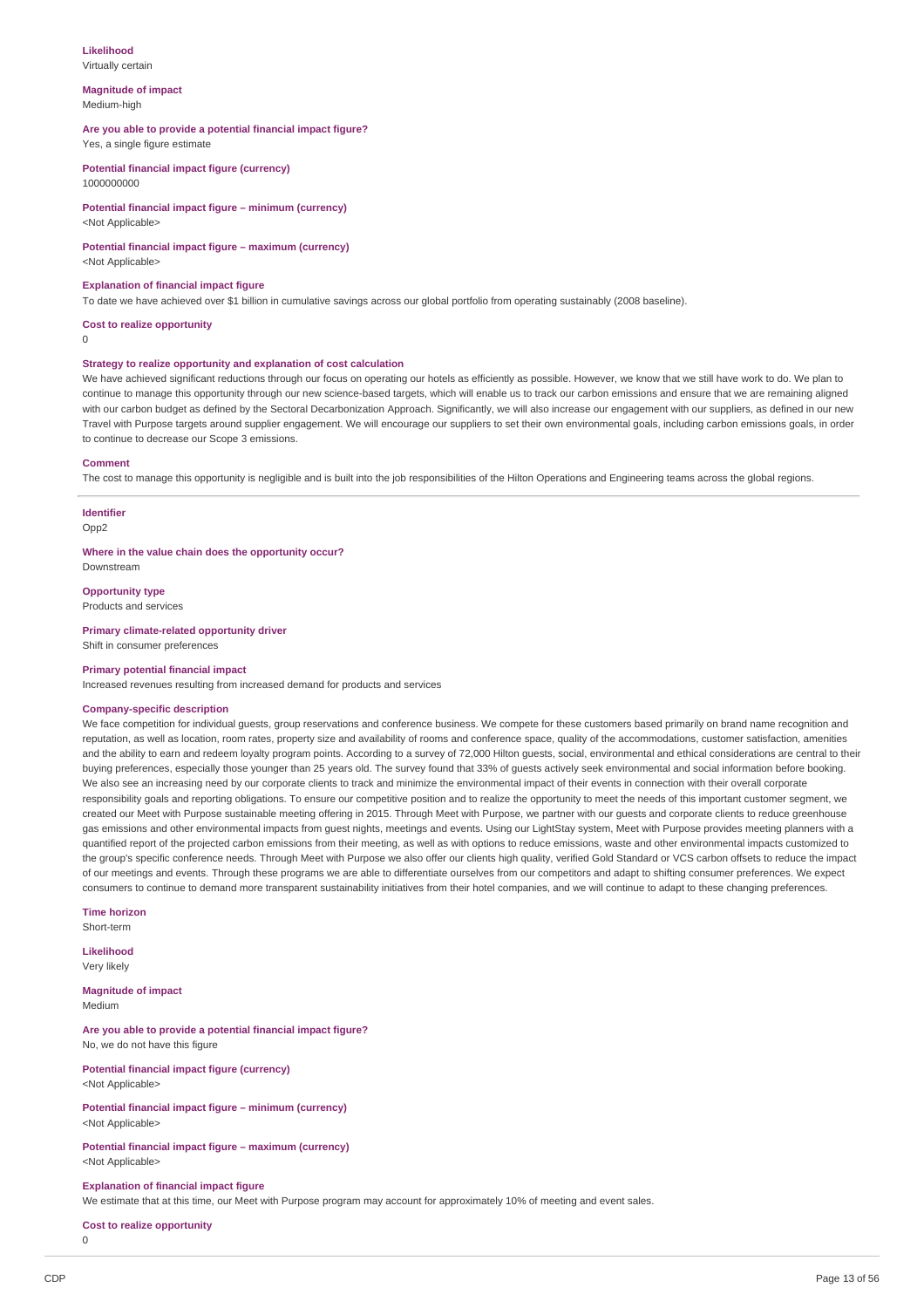**Likelihood**
Virtually certain

**Magnitude of impact**
Medium-high

**Are you able to provide a potential financial impact figure?**
Yes, a single figure estimate

**Potential financial impact figure (currency)**
1000000000

**Potential financial impact figure – minimum (currency)**
<Not Applicable>

**Potential financial impact figure – maximum (currency)**
<Not Applicable>

**Explanation of financial impact figure**
To date we have achieved over $1 billion in cumulative savings across our global portfolio from operating sustainably (2008 baseline).

**Cost to realize opportunity**
0

**Strategy to realize opportunity and explanation of cost calculation**
We have achieved significant reductions through our focus on operating our hotels as efficiently as possible. However, we know that we still have work to do. We plan to continue to manage this opportunity through our new science-based targets, which will enable us to track our carbon emissions and ensure that we are remaining aligned with our carbon budget as defined by the Sectoral Decarbonization Approach. Significantly, we will also increase our engagement with our suppliers, as defined in our new Travel with Purpose targets around supplier engagement. We will encourage our suppliers to set their own environmental goals, including carbon emissions goals, in order to continue to decrease our Scope 3 emissions.

**Comment**
The cost to manage this opportunity is negligible and is built into the job responsibilities of the Hilton Operations and Engineering teams across the global regions.

---

**Identifier**
Opp2

**Where in the value chain does the opportunity occur?**
Downstream

**Opportunity type**
Products and services

**Primary climate-related opportunity driver**
Shift in consumer preferences

**Primary potential financial impact**
Increased revenues resulting from increased demand for products and services

**Company-specific description**
We face competition for individual guests, group reservations and conference business. We compete for these customers based primarily on brand name recognition and reputation, as well as location, room rates, property size and availability of rooms and conference space, quality of the accommodations, customer satisfaction, amenities and the ability to earn and redeem loyalty program points. According to a survey of 72,000 Hilton guests, social, environmental and ethical considerations are central to their buying preferences, especially those younger than 25 years old. The survey found that 33% of guests actively seek environmental and social information before booking. We also see an increasing need by our corporate clients to track and minimize the environmental impact of their events in connection with their overall corporate responsibility goals and reporting obligations. To ensure our competitive position and to realize the opportunity to meet the needs of this important customer segment, we created our Meet with Purpose sustainable meeting offering in 2015. Through Meet with Purpose, we partner with our guests and corporate clients to reduce greenhouse gas emissions and other environmental impacts from guest nights, meetings and events. Using our LightStay system, Meet with Purpose provides meeting planners with a quantified report of the projected carbon emissions from their meeting, as well as with options to reduce emissions, waste and other environmental impacts customized to the group's specific conference needs. Through Meet with Purpose we also offer our clients high quality, verified Gold Standard or VCS carbon offsets to reduce the impact of our meetings and events. Through these programs we are able to differentiate ourselves from our competitors and adapt to shifting consumer preferences. We expect consumers to continue to demand more transparent sustainability initiatives from their hotel companies, and we will continue to adapt to these changing preferences.

**Time horizon**
Short-term

**Likelihood**
Very likely

**Magnitude of impact**
Medium

**Are you able to provide a potential financial impact figure?**
No, we do not have this figure

**Potential financial impact figure (currency)**
<Not Applicable>

**Potential financial impact figure – minimum (currency)**
<Not Applicable>

**Potential financial impact figure – maximum (currency)**
<Not Applicable>

**Explanation of financial impact figure**
We estimate that at this time, our Meet with Purpose program may account for approximately 10% of meeting and event sales.

**Cost to realize opportunity**
0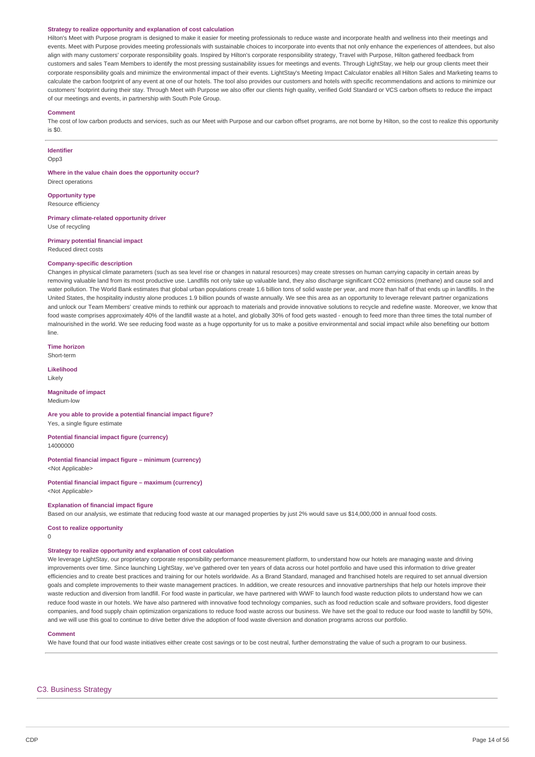**Strategy to realize opportunity and explanation of cost calculation**

Hilton's Meet with Purpose program is designed to make it easier for meeting professionals to reduce waste and incorporate health and wellness into their meetings and events. Meet with Purpose provides meeting professionals with sustainable choices to incorporate into events that not only enhance the experiences of attendees, but also align with many customers' corporate responsibility goals. Inspired by Hilton's corporate responsibility strategy, Travel with Purpose, Hilton gathered feedback from customers and sales Team Members to identify the most pressing sustainability issues for meetings and events. Through LightStay, we help our group clients meet their corporate responsibility goals and minimize the environmental impact of their events. LightStay's Meeting Impact Calculator enables all Hilton Sales and Marketing teams to calculate the carbon footprint of any event at one of our hotels. The tool also provides our customers and hotels with specific recommendations and actions to minimize our customers' footprint during their stay. Through Meet with Purpose we also offer our clients high quality, verified Gold Standard or VCS carbon offsets to reduce the impact of our meetings and events, in partnership with South Pole Group.

**Comment**

The cost of low carbon products and services, such as our Meet with Purpose and our carbon offset programs, are not borne by Hilton, so the cost to realize this opportunity is $0.

---

**Identifier**

Opp3

**Where in the value chain does the opportunity occur?**

Direct operations

**Opportunity type**

Resource efficiency

**Primary climate-related opportunity driver**

Use of recycling

**Primary potential financial impact**

Reduced direct costs

**Company-specific description**

Changes in physical climate parameters (such as sea level rise or changes in natural resources) may create stresses on human carrying capacity in certain areas by removing valuable land from its most productive use. Landfills not only take up valuable land, they also discharge significant CO2 emissions (methane) and cause soil and water pollution. The World Bank estimates that global urban populations create 1.6 billion tons of solid waste per year, and more than half of that ends up in landfills. In the United States, the hospitality industry alone produces 1.9 billion pounds of waste annually. We see this area as an opportunity to leverage relevant partner organizations and unlock our Team Members' creative minds to rethink our approach to materials and provide innovative solutions to recycle and redefine waste. Moreover, we know that food waste comprises approximately 40% of the landfill waste at a hotel, and globally 30% of food gets wasted - enough to feed more than three times the total number of malnourished in the world. We see reducing food waste as a huge opportunity for us to make a positive environmental and social impact while also benefiting our bottom line.

**Time horizon**

Short-term

**Likelihood**

Likely

**Magnitude of impact**

Medium-low

**Are you able to provide a potential financial impact figure?**

Yes, a single figure estimate

**Potential financial impact figure (currency)**

14000000

**Potential financial impact figure – minimum (currency)**

<Not Applicable>

**Potential financial impact figure – maximum (currency)**

<Not Applicable>

**Explanation of financial impact figure**

Based on our analysis, we estimate that reducing food waste at our managed properties by just 2% would save us $14,000,000 in annual food costs.

**Cost to realize opportunity**

0

**Strategy to realize opportunity and explanation of cost calculation**

We leverage LightStay, our proprietary corporate responsibility performance measurement platform, to understand how our hotels are managing waste and driving improvements over time. Since launching LightStay, we've gathered over ten years of data across our hotel portfolio and have used this information to drive greater efficiencies and to create best practices and training for our hotels worldwide. As a Brand Standard, managed and franchised hotels are required to set annual diversion goals and complete improvements to their waste management practices. In addition, we create resources and innovative partnerships that help our hotels improve their waste reduction and diversion from landfill. For food waste in particular, we have partnered with WWF to launch food waste reduction pilots to understand how we can reduce food waste in our hotels. We have also partnered with innovative food technology companies, such as food reduction scale and software providers, food digester companies, and food supply chain optimization organizations to reduce food waste across our business. We have set the goal to reduce our food waste to landfill by 50%, and we will use this goal to continue to drive better drive the adoption of food waste diversion and donation programs across our portfolio.

**Comment**

We have found that our food waste initiatives either create cost savings or to be cost neutral, further demonstrating the value of such a program to our business.

## C3. Business Strategy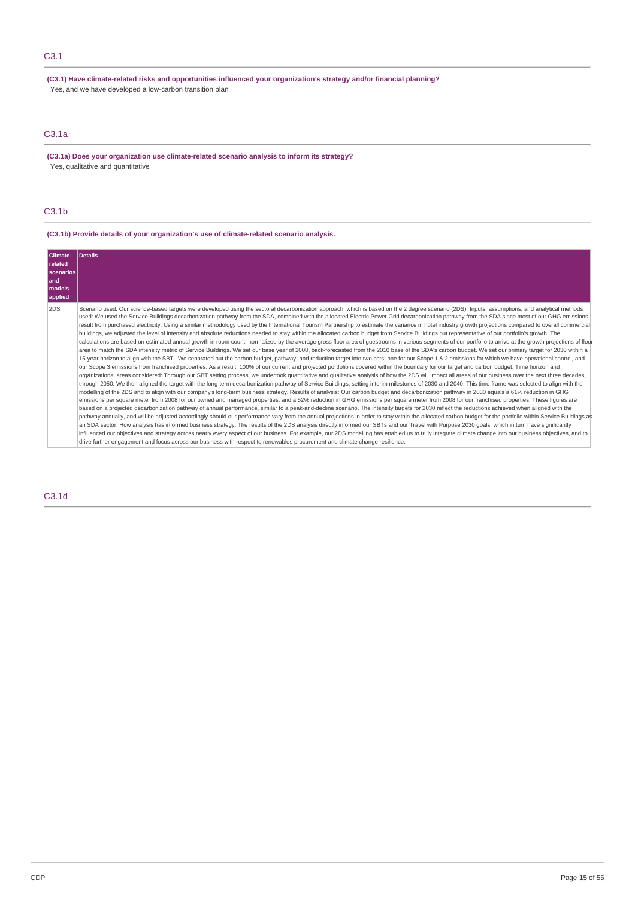## C3.1

**(C3.1) Have climate-related risks and opportunities influenced your organization's strategy and/or financial planning?**

Yes, and we have developed a low-carbon transition plan

## C3.1a

**(C3.1a) Does your organization use climate-related scenario analysis to inform its strategy?**

Yes, qualitative and quantitative

## C3.1b

**(C3.1b) Provide details of your organization's use of climate-related scenario analysis.**

| Climate-related scenarios and models applied | Details |
|---|---|
| 2DS | Scenario used: Our science-based targets were developed using the sectoral decarbonization approach, which is based on the 2 degree scenario (2DS). Inputs, assumptions, and analytical methods used: We used the Service Buildings decarbonization pathway from the SDA, combined with the allocated Electric Power Grid decarbonization pathway from the SDA since most of our GHG emissions result from purchased electricity. Using a similar methodology used by the International Tourism Partnership to estimate the variance in hotel industry growth projections compared to overall commercial buildings, we adjusted the level of intensity and absolute reductions needed to stay within the allocated carbon budget from Service Buildings but representative of our portfolio's growth. The calculations are based on estimated annual growth in room count, normalized by the average gross floor area of guestrooms in various segments of our portfolio to arrive at the growth projections of floor area to match the SDA intensity metric of Service Buildings. We set our base year of 2008, back-forecasted from the 2010 base of the SDA's carbon budget. We set our primary target for 2030 within a 15-year horizon to align with the SBTi. We separated out the carbon budget, pathway, and reduction target into two sets, one for our Scope 1 & 2 emissions for which we have operational control, and our Scope 3 emissions from franchised properties. As a result, 100% of our current and projected portfolio is covered within the boundary for our target and carbon budget. Time horizon and organizational areas considered: Through our SBT setting process, we undertook quantitative and qualitative analysis of how the 2DS will impact all areas of our business over the next three decades, through 2050. We then aligned the target with the long-term decarbonization pathway of Service Buildings, setting interim milestones of 2030 and 2040. This time-frame was selected to align with the modelling of the 2DS and to align with our company's long-term business strategy. Results of analysis: Our carbon budget and decarbonization pathway in 2030 equals a 61% reduction in GHG emissions per square meter from 2008 for our owned and managed properties, and a 52% reduction in GHG emissions per square meter from 2008 for our franchised properties. These figures are based on a projected decarbonization pathway of annual performance, similar to a peak-and-decline scenario. The intensity targets for 2030 reflect the reductions achieved when aligned with the pathway annually, and will be adjusted accordingly should our performance vary from the annual projections in order to stay within the allocated carbon budget for the portfolio within Service Buildings as an SDA sector. How analysis has informed business strategy: The results of the 2DS analysis directly informed our SBTs and our Travel with Purpose 2030 goals, which in turn have significantly influenced our objectives and strategy across nearly every aspect of our business. For example, our 2DS modelling has enabled us to truly integrate climate change into our business objectives, and to drive further engagement and focus across our business with respect to renewables procurement and climate change resilience. |

## C3.1d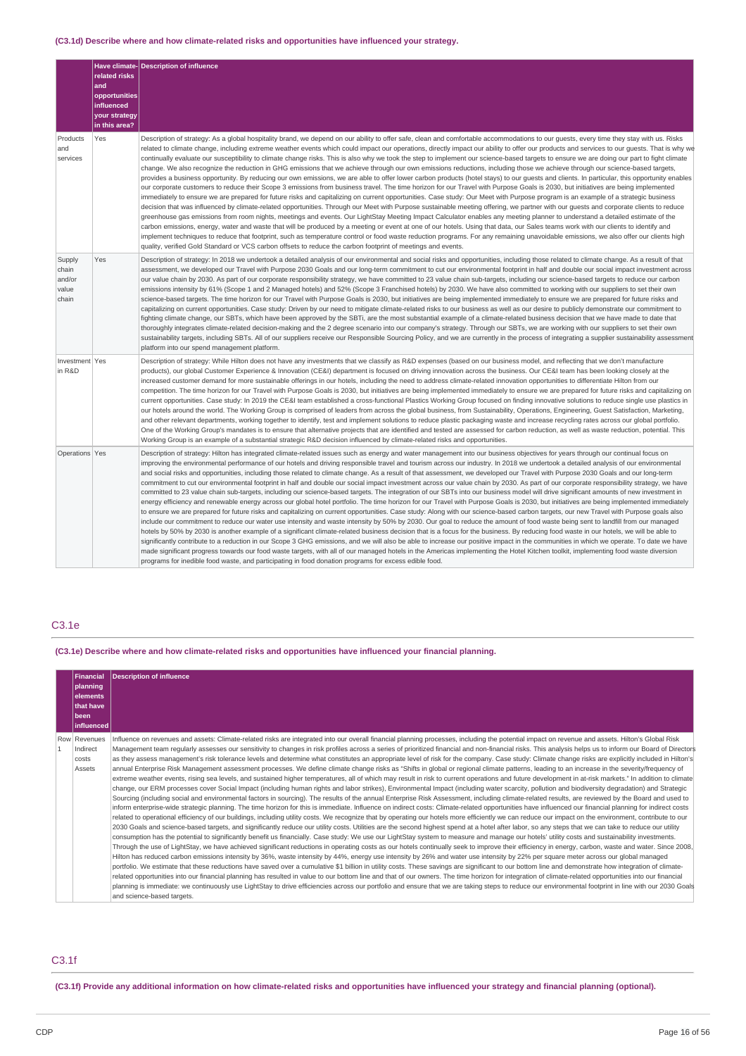### (C3.1d) Describe where and how climate-related risks and opportunities have influenced your strategy.

| | Have climate-related risks and opportunities influenced your strategy in this area? | Description of influence |
|---|---|---|
| Products and services | Yes | Description of strategy: As a global hospitality brand, we depend on our ability to offer safe, clean and comfortable accommodations to our guests, every time they stay with us. Risks related to climate change, including extreme weather events which could impact our operations, directly impact our ability to offer our products and services to our guests. That is why we continually evaluate our susceptibility to climate change risks. This is also why we took the step to implement our science-based targets to ensure we are doing our part to fight climate change. We also recognize the reduction in GHG emissions that we achieve through our own emissions reductions, including those we achieve through our science-based targets, provides a business opportunity. By reducing our own emissions, we are able to offer lower carbon products (hotel stays) to our guests and clients. In particular, this opportunity enables our corporate customers to reduce their Scope 3 emissions from business travel. The time horizon for our Travel with Purpose Goals is 2030, but initiatives are being implemented immediately to ensure we are prepared for future risks and capitalizing on current opportunities. Case study: Our Meet with Purpose program is an example of a strategic business decision that was influenced by climate-related opportunities. Through our Meet with Purpose sustainable meeting offering, we partner with our guests and corporate clients to reduce greenhouse gas emissions from room nights, meetings and events. Our LightStay Meeting Impact Calculator enables any meeting planner to understand a detailed estimate of the carbon emissions, energy, water and waste that will be produced by a meeting or event at one of our hotels. Using that data, our Sales teams work with our clients to identify and implement techniques to reduce that footprint, such as temperature control or food waste reduction programs. For any remaining unavoidable emissions, we also offer our clients high quality, verified Gold Standard or VCS carbon offsets to reduce the carbon footprint of meetings and events. |
| Supply chain and/or value chain | Yes | Description of strategy: In 2018 we undertook a detailed analysis of our environmental and social risks and opportunities, including those related to climate change. As a result of that assessment, we developed our Travel with Purpose 2030 Goals and our long-term commitment to cut our environmental footprint in half and double our social impact investment across our value chain by 2030. As part of our corporate responsibility strategy, we have committed to 23 value chain sub-targets, including our science-based targets to reduce our carbon emissions intensity by 61% (Scope 1 and 2 Managed hotels) and 52% (Scope 3 Franchised hotels) by 2030. We have also committed to working with our suppliers to set their own science-based targets. The time horizon for our Travel with Purpose Goals is 2030, but initiatives are being implemented immediately to ensure we are prepared for future risks and capitalizing on current opportunities. Case study: Driven by our need to mitigate climate-related risks to our business as well as our desire to publicly demonstrate our commitment to fighting climate change, our SBTs, which have been approved by the SBTi, are the most substantial example of a climate-related business decision that we have made to date that thoroughly integrates climate-related decision-making and the 2 degree scenario into our company's strategy. Through our SBTs, we are working with our suppliers to set their own sustainability targets, including SBTs. All of our suppliers receive our Responsible Sourcing Policy, and we are currently in the process of integrating a supplier sustainability assessment platform into our spend management platform. |
| Investment in R&D | Yes | Description of strategy: While Hilton does not have any investments that we classify as R&D expenses (based on our business model, and reflecting that we don't manufacture products), our global Customer Experience & Innovation (CE&I) department is focused on driving innovation across the business. Our CE&I team has been looking closely at the increased customer demand for more sustainable offerings in our hotels, including the need to address climate-related innovation opportunities to differentiate Hilton from our competition. The time horizon for our Travel with Purpose Goals is 2030, but initiatives are being implemented immediately to ensure we are prepared for future risks and capitalizing on current opportunities. Case study: In 2019 the CE&I team established a cross-functional Plastics Working Group focused on finding innovative solutions to reduce single use plastics in our hotels around the world. The Working Group is comprised of leaders from across the global business, from Sustainability, Operations, Engineering, Guest Satisfaction, Marketing, and other relevant departments, working together to identify, test and implement solutions to reduce plastic packaging waste and increase recycling rates across our global portfolio. One of the Working Group's mandates is to ensure that alternative projects that are identified and tested are assessed for carbon reduction, as well as waste reduction, potential. This Working Group is an example of a substantial strategic R&D decision influenced by climate-related risks and opportunities. |
| Operations | Yes | Description of strategy: Hilton has integrated climate-related issues such as energy and water management into our business objectives for years through our continual focus on improving the environmental performance of our hotels and driving responsible travel and tourism across our industry. In 2018 we undertook a detailed analysis of our environmental and social risks and opportunities, including those related to climate change. As a result of that assessment, we developed our Travel with Purpose 2030 Goals and our long-term commitment to cut our environmental footprint in half and double our social impact investment across our value chain by 2030. As part of our corporate responsibility strategy, we have committed to 23 value chain sub-targets, including our science-based targets. The integration of our SBTs into our business model will drive significant amounts of new investment in energy efficiency and renewable energy across our global hotel portfolio. The time horizon for our Travel with Purpose Goals is 2030, but initiatives are being implemented immediately to ensure we are prepared for future risks and capitalizing on current opportunities. Case study: Along with our science-based carbon targets, our new Travel with Purpose goals also include our commitment to reduce our water use intensity and waste intensity by 50% by 2030. Our goal to reduce the amount of food waste being sent to landfill from our managed hotels by 50% by 2030 is another example of a significant climate-related business decision that is a focus for the business. By reducing food waste in our hotels, we will be able to significantly contribute to a reduction in our Scope 3 GHG emissions, and we will also be able to increase our positive impact in the communities in which we operate. To date we have made significant progress towards our food waste targets, with all of our managed hotels in the Americas implementing the Hotel Kitchen toolkit, implementing food waste diversion programs for inedible food waste, and participating in food donation programs for excess edible food. |

## C3.1e

### (C3.1e) Describe where and how climate-related risks and opportunities have influenced your financial planning.

| | Financial planning elements that have been influenced | Description of influence |
|---|---|---|
| Row 1 | Revenues<br>Indirect costs<br>Assets | Influence on revenues and assets: Climate-related risks are integrated into our overall financial planning processes, including the potential impact on revenue and assets. Hilton's Global Risk Management team regularly assesses our sensitivity to changes in risk profiles across a series of prioritized financial and non-financial risks. This analysis helps us to inform our Board of Directors as they assess management's risk tolerance levels and determine what constitutes an appropriate level of risk for the company. Case study: Climate change risks are explicitly included in Hilton's annual Enterprise Risk Management assessment processes. We define climate change risks as "Shifts in global or regional climate patterns, leading to an increase in the severity/frequency of extreme weather events, rising sea levels, and sustained higher temperatures, all of which may result in risk to current operations and future development in at-risk markets." In addition to climate change, our ERM processes cover Social Impact (including human rights and labor strikes), Environmental Impact (including water scarcity, pollution and biodiversity degradation) and Strategic Sourcing (including social and environmental factors in sourcing). The results of the annual Enterprise Risk Assessment, including climate-related results, are reviewed by the Board and used to inform enterprise-wide strategic planning. The time horizon for this is immediate. Influence on indirect costs: Climate-related opportunities have influenced our financial planning for indirect costs related to operational efficiency of our buildings, including utility costs. We recognize that by operating our hotels more efficiently we can reduce our impact on the environment, contribute to our 2030 Goals and science-based targets, and significantly reduce our utility costs. Utilities are the second highest spend at a hotel after labor, so any steps that we can take to reduce our utility consumption has the potential to significantly benefit us financially. Case study: We use our LightStay system to measure and manage our hotels' utility costs and sustainability investments. Through the use of LightStay, we have achieved significant reductions in operating costs as our hotels continually seek to improve their efficiency in energy, carbon, waste and water. Since 2008, Hilton has reduced carbon emissions intensity by 36%, waste intensity by 44%, energy use intensity by 26% and water use intensity by 22% per square meter across our global managed portfolio. We estimate that these reductions have saved over a cumulative $1 billion in utility costs. These savings are significant to our bottom line and demonstrate how integration of climate-related opportunities into our financial planning has resulted in value to our bottom line and that of our owners. The time horizon for integration of climate-related opportunities into our financial planning is immediate: we continuously use LightStay to drive efficiencies across our portfolio and ensure that we are taking steps to reduce our environmental footprint in line with our 2030 Goals and science-based targets. |

## C3.1f

### (C3.1f) Provide any additional information on how climate-related risks and opportunities have influenced your strategy and financial planning (optional).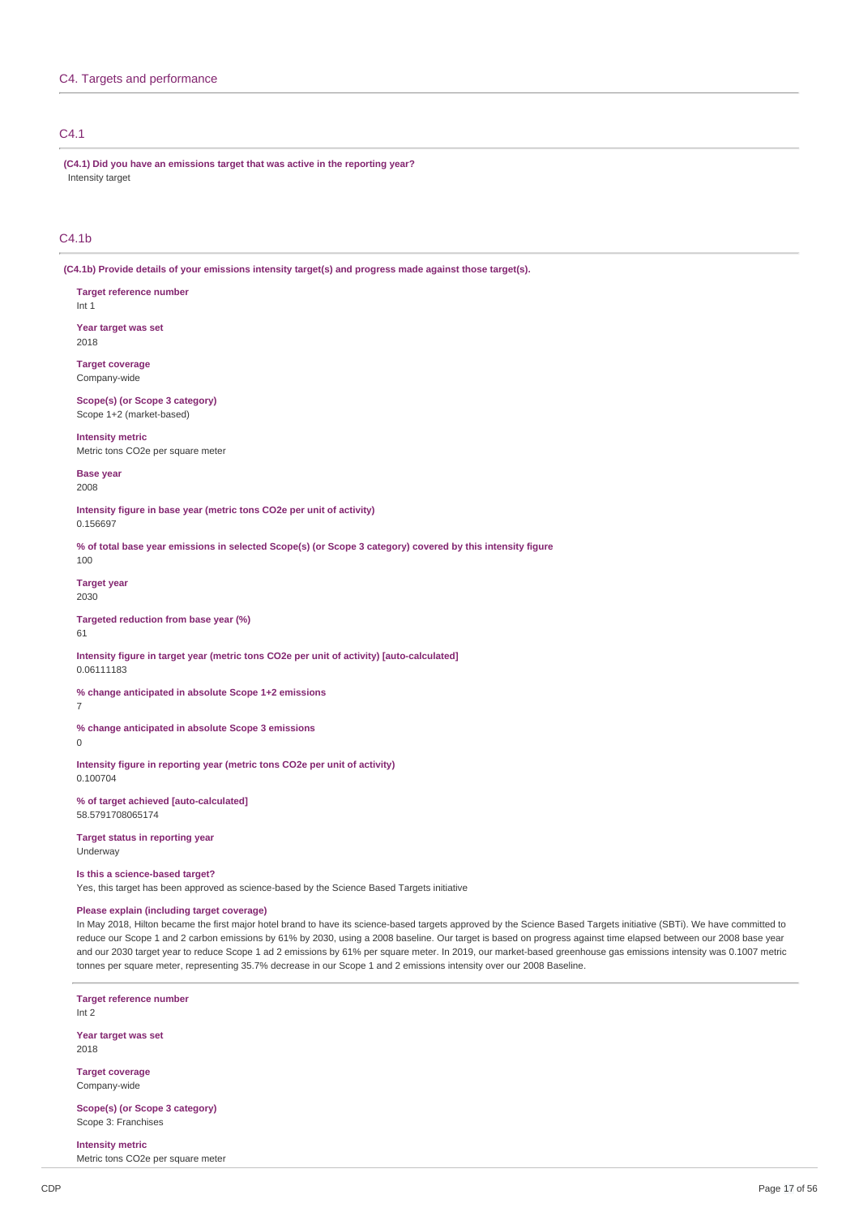## C4. Targets and performance

### C4.1

**(C4.1) Did you have an emissions target that was active in the reporting year?**

Intensity target

### C4.1b

**(C4.1b) Provide details of your emissions intensity target(s) and progress made against those target(s).**

**Target reference number**
Int 1

**Year target was set**
2018

**Target coverage**
Company-wide

**Scope(s) (or Scope 3 category)**
Scope 1+2 (market-based)

**Intensity metric**
Metric tons CO2e per square meter

**Base year**
2008

**Intensity figure in base year (metric tons CO2e per unit of activity)**
0.156697

**% of total base year emissions in selected Scope(s) (or Scope 3 category) covered by this intensity figure**
100

**Target year**
2030

**Targeted reduction from base year (%)**
61

**Intensity figure in target year (metric tons CO2e per unit of activity) [auto-calculated]**
0.06111183

**% change anticipated in absolute Scope 1+2 emissions**
7

**% change anticipated in absolute Scope 3 emissions**
0

**Intensity figure in reporting year (metric tons CO2e per unit of activity)**
0.100704

**% of target achieved [auto-calculated]**
58.5791708065174

**Target status in reporting year**
Underway

**Is this a science-based target?**
Yes, this target has been approved as science-based by the Science Based Targets initiative

**Please explain (including target coverage)**
In May 2018, Hilton became the first major hotel brand to have its science-based targets approved by the Science Based Targets initiative (SBTi). We have committed to reduce our Scope 1 and 2 carbon emissions by 61% by 2030, using a 2008 baseline. Our target is based on progress against time elapsed between our 2008 base year and our 2030 target year to reduce Scope 1 ad 2 emissions by 61% per square meter. In 2019, our market-based greenhouse gas emissions intensity was 0.1007 metric tonnes per square meter, representing 35.7% decrease in our Scope 1 and 2 emissions intensity over our 2008 Baseline.

---

**Target reference number**
Int 2

**Year target was set**
2018

**Target coverage**
Company-wide

**Scope(s) (or Scope 3 category)**
Scope 3: Franchises

**Intensity metric**
Metric tons CO2e per square meter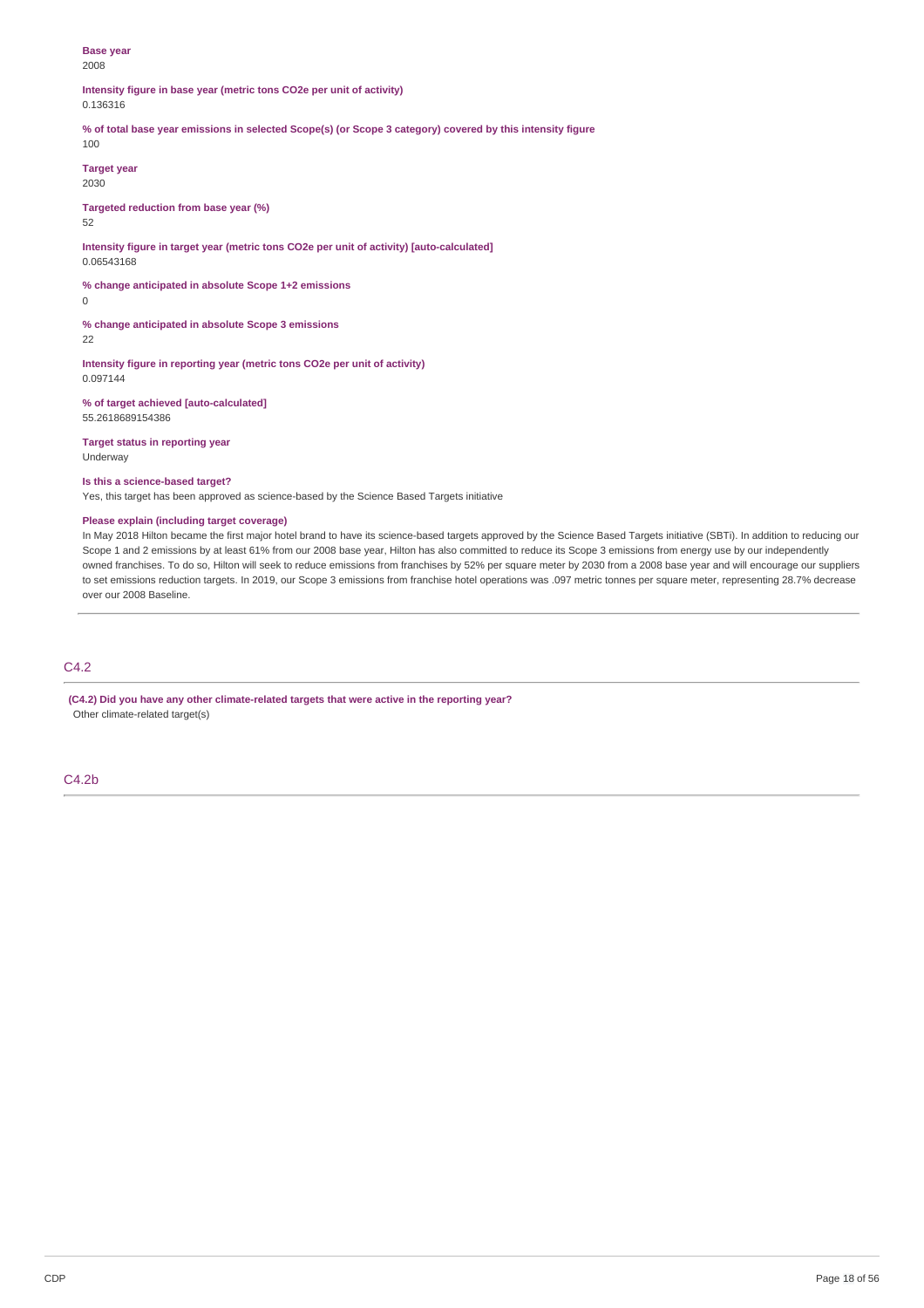**Base year**
2008

**Intensity figure in base year (metric tons CO2e per unit of activity)**
0.136316

**% of total base year emissions in selected Scope(s) (or Scope 3 category) covered by this intensity figure**
100

**Target year**
2030

**Targeted reduction from base year (%)**
52

**Intensity figure in target year (metric tons CO2e per unit of activity) [auto-calculated]**
0.06543168

**% change anticipated in absolute Scope 1+2 emissions**
0

**% change anticipated in absolute Scope 3 emissions**
22

**Intensity figure in reporting year (metric tons CO2e per unit of activity)**
0.097144

**% of target achieved [auto-calculated]**
55.2618689154386

**Target status in reporting year**
Underway

**Is this a science-based target?**
Yes, this target has been approved as science-based by the Science Based Targets initiative

**Please explain (including target coverage)**
In May 2018 Hilton became the first major hotel brand to have its science-based targets approved by the Science Based Targets initiative (SBTi). In addition to reducing our Scope 1 and 2 emissions by at least 61% from our 2008 base year, Hilton has also committed to reduce its Scope 3 emissions from energy use by our independently owned franchises. To do so, Hilton will seek to reduce emissions from franchises by 52% per square meter by 2030 from a 2008 base year and will encourage our suppliers to set emissions reduction targets. In 2019, our Scope 3 emissions from franchise hotel operations was .097 metric tonnes per square meter, representing 28.7% decrease over our 2008 Baseline.

## C4.2

**(C4.2) Did you have any other climate-related targets that were active in the reporting year?**
Other climate-related target(s)

## C4.2b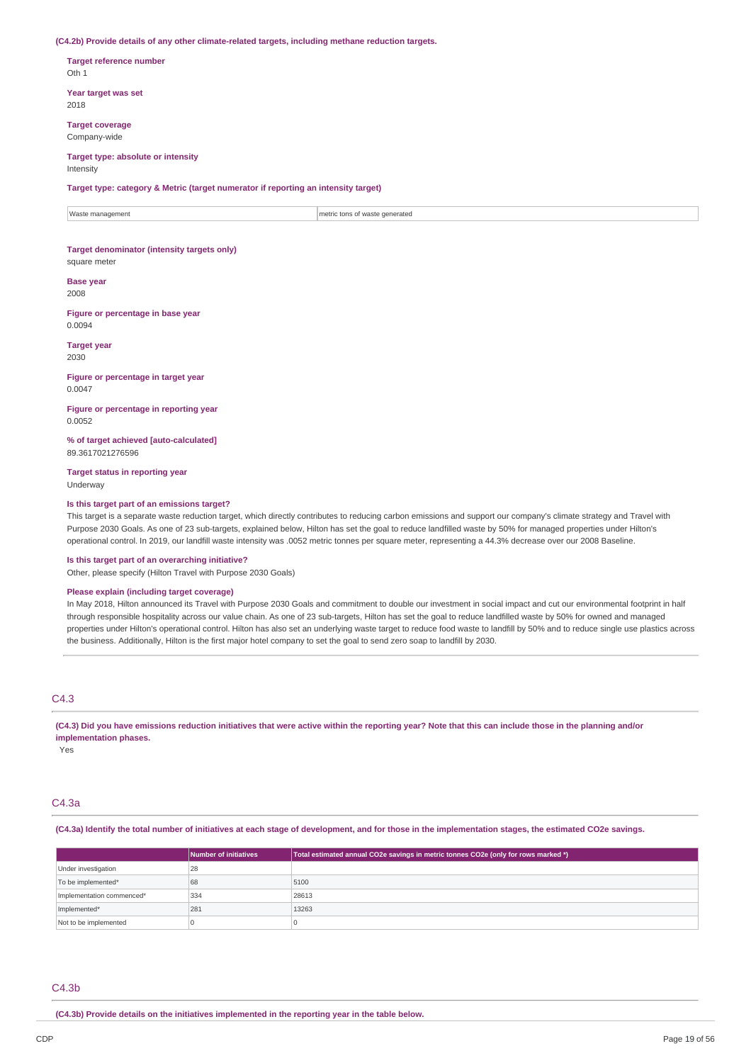**(C4.2b) Provide details of any other climate-related targets, including methane reduction targets.**

**Target reference number**
Oth 1

**Year target was set**
2018

**Target coverage**
Company-wide

**Target type: absolute or intensity**
Intensity

**Target type: category & Metric (target numerator if reporting an intensity target)**

| Waste management | metric tons of waste generated |
|---|---|

**Target denominator (intensity targets only)**
square meter

**Base year**
2008

**Figure or percentage in base year**
0.0094

**Target year**
2030

**Figure or percentage in target year**
0.0047

**Figure or percentage in reporting year**
0.0052

**% of target achieved [auto-calculated]**
89.3617021276596

**Target status in reporting year**
Underway

**Is this target part of an emissions target?**
This target is a separate waste reduction target, which directly contributes to reducing carbon emissions and support our company's climate strategy and Travel with Purpose 2030 Goals. As one of 23 sub-targets, explained below, Hilton has set the goal to reduce landfilled waste by 50% for managed properties under Hilton's operational control. In 2019, our landfill waste intensity was .0052 metric tonnes per square meter, representing a 44.3% decrease over our 2008 Baseline.

**Is this target part of an overarching initiative?**
Other, please specify (Hilton Travel with Purpose 2030 Goals)

**Please explain (including target coverage)**
In May 2018, Hilton announced its Travel with Purpose 2030 Goals and commitment to double our investment in social impact and cut our environmental footprint in half through responsible hospitality across our value chain. As one of 23 sub-targets, Hilton has set the goal to reduce landfilled waste by 50% for owned and managed properties under Hilton's operational control. Hilton has also set an underlying waste target to reduce food waste to landfill by 50% and to reduce single use plastics across the business. Additionally, Hilton is the first major hotel company to set the goal to send zero soap to landfill by 2030.

## C4.3

**(C4.3) Did you have emissions reduction initiatives that were active within the reporting year? Note that this can include those in the planning and/or implementation phases.**
Yes

## C4.3a

**(C4.3a) Identify the total number of initiatives at each stage of development, and for those in the implementation stages, the estimated CO2e savings.**

| | Number of initiatives | Total estimated annual CO2e savings in metric tonnes CO2e (only for rows marked *) |
|---|---|---|
| Under investigation | 28 | |
| To be implemented* | 68 | 5100 |
| Implementation commenced* | 334 | 28613 |
| Implemented* | 281 | 13263 |
| Not to be implemented | 0 | 0 |

## C4.3b

**(C4.3b) Provide details on the initiatives implemented in the reporting year in the table below.**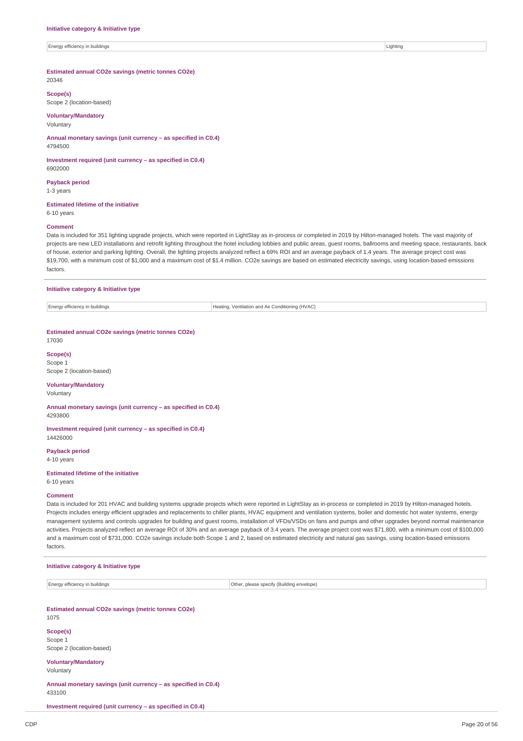**Initiative category & Initiative type**

| Energy efficiency in buildings | Lighting |
|---|---|

**Estimated annual CO2e savings (metric tonnes CO2e)**
20346

**Scope(s)**
Scope 2 (location-based)

**Voluntary/Mandatory**
Voluntary

**Annual monetary savings (unit currency – as specified in C0.4)**
4794500

**Investment required (unit currency – as specified in C0.4)**
6902000

**Payback period**
1-3 years

**Estimated lifetime of the initiative**
6-10 years

**Comment**
Data is included for 351 lighting upgrade projects, which were reported in LightStay as in-process or completed in 2019 by Hilton-managed hotels. The vast majority of projects are new LED installations and retrofit lighting throughout the hotel including lobbies and public areas, guest rooms, ballrooms and meeting space, restaurants, back of house, exterior and parking lighting. Overall, the lighting projects analyzed reflect a 69% ROI and an average payback of 1.4 years. The average project cost was $19,700, with a minimum cost of $1,000 and a maximum cost of $1.4 million. CO2e savings are based on estimated electricity savings, using location-based emissions factors.

**Initiative category & Initiative type**

| Energy efficiency in buildings | Heating, Ventilation and Air Conditioning (HVAC) |
|---|---|

**Estimated annual CO2e savings (metric tonnes CO2e)**
17030

**Scope(s)**
Scope 1
Scope 2 (location-based)

**Voluntary/Mandatory**
Voluntary

**Annual monetary savings (unit currency – as specified in C0.4)**
4293800

**Investment required (unit currency – as specified in C0.4)**
14426000

**Payback period**
4-10 years

**Estimated lifetime of the initiative**
6-10 years

**Comment**
Data is included for 201 HVAC and building systems upgrade projects which were reported in LightStay as in-process or completed in 2019 by Hilton-managed hotels. Projects includes energy efficient upgrades and replacements to chiller plants, HVAC equipment and ventilation systems, boiler and domestic hot water systems, energy management systems and controls upgrades for building and guest rooms, installation of VFDs/VSDs on fans and pumps and other upgrades beyond normal maintenance activities. Projects analyzed reflect an average ROI of 30% and an average payback of 3.4 years. The average project cost was $71,800, with a minimum cost of $100,000 and a maximum cost of $731,000. CO2e savings include both Scope 1 and 2, based on estimated electricity and natural gas savings, using location-based emissions factors.

**Initiative category & Initiative type**

| Energy efficiency in buildings | Other, please specify (Building envelope) |
|---|---|

**Estimated annual CO2e savings (metric tonnes CO2e)**
1075

**Scope(s)**
Scope 1
Scope 2 (location-based)

**Voluntary/Mandatory**
Voluntary

**Annual monetary savings (unit currency – as specified in C0.4)**
433100

**Investment required (unit currency – as specified in C0.4)**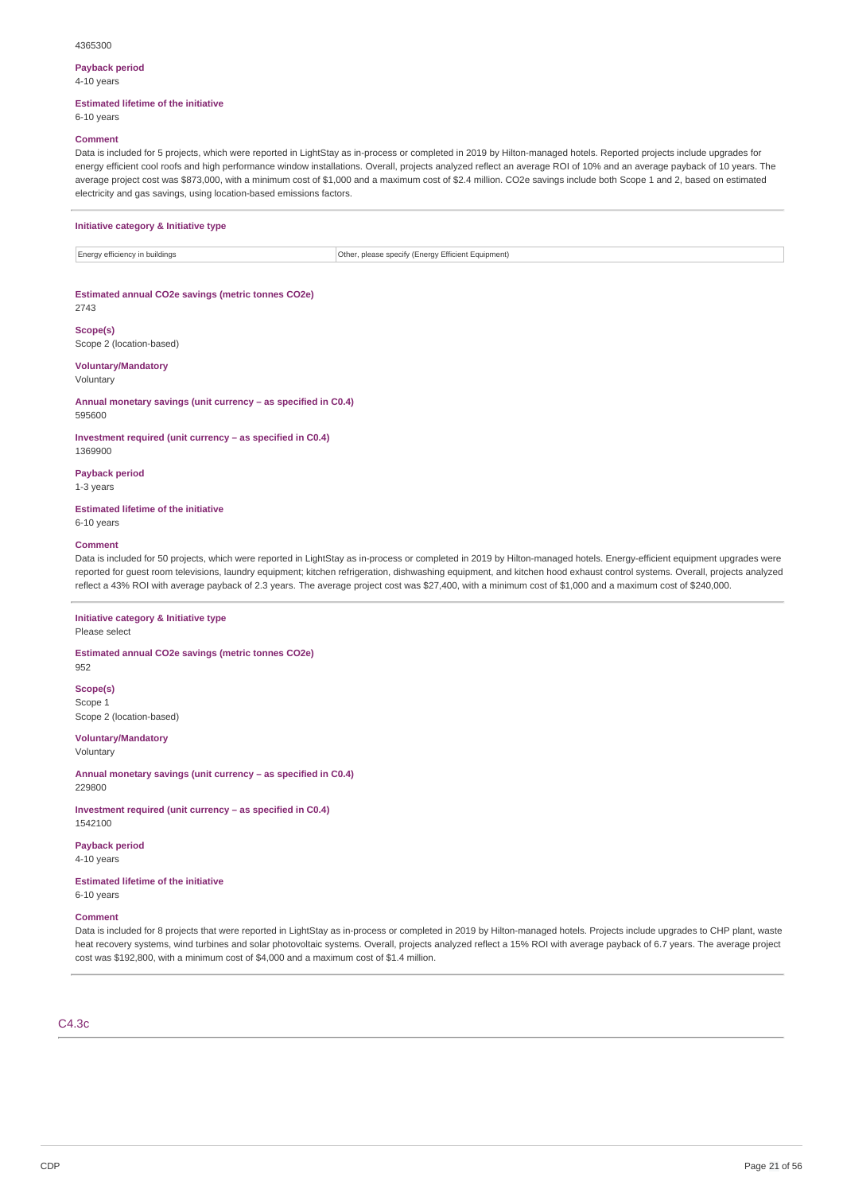4365300

**Payback period**
4-10 years

**Estimated lifetime of the initiative**
6-10 years

**Comment**
Data is included for 5 projects, which were reported in LightStay as in-process or completed in 2019 by Hilton-managed hotels. Reported projects include upgrades for energy efficient cool roofs and high performance window installations. Overall, projects analyzed reflect an average ROI of 10% and an average payback of 10 years. The average project cost was $873,000, with a minimum cost of $1,000 and a maximum cost of $2.4 million. CO2e savings include both Scope 1 and 2, based on estimated electricity and gas savings, using location-based emissions factors.

---

**Initiative category & Initiative type**

| | |
|---|---|
| Energy efficiency in buildings | Other, please specify (Energy Efficient Equipment) |

**Estimated annual CO2e savings (metric tonnes CO2e)**
2743

**Scope(s)**
Scope 2 (location-based)

**Voluntary/Mandatory**
Voluntary

**Annual monetary savings (unit currency – as specified in C0.4)**
595600

**Investment required (unit currency – as specified in C0.4)**
1369900

**Payback period**
1-3 years

**Estimated lifetime of the initiative**
6-10 years

**Comment**
Data is included for 50 projects, which were reported in LightStay as in-process or completed in 2019 by Hilton-managed hotels. Energy-efficient equipment upgrades were reported for guest room televisions, laundry equipment; kitchen refrigeration, dishwashing equipment, and kitchen hood exhaust control systems. Overall, projects analyzed reflect a 43% ROI with average payback of 2.3 years. The average project cost was $27,400, with a minimum cost of $1,000 and a maximum cost of $240,000.

---

**Initiative category & Initiative type**
Please select

**Estimated annual CO2e savings (metric tonnes CO2e)**
952

**Scope(s)**
Scope 1
Scope 2 (location-based)

**Voluntary/Mandatory**
Voluntary

**Annual monetary savings (unit currency – as specified in C0.4)**
229800

**Investment required (unit currency – as specified in C0.4)**
1542100

**Payback period**
4-10 years

**Estimated lifetime of the initiative**
6-10 years

**Comment**
Data is included for 8 projects that were reported in LightStay as in-process or completed in 2019 by Hilton-managed hotels. Projects include upgrades to CHP plant, waste heat recovery systems, wind turbines and solar photovoltaic systems. Overall, projects analyzed reflect a 15% ROI with average payback of 6.7 years. The average project cost was $192,800, with a minimum cost of $4,000 and a maximum cost of $1.4 million.

---

## C4.3c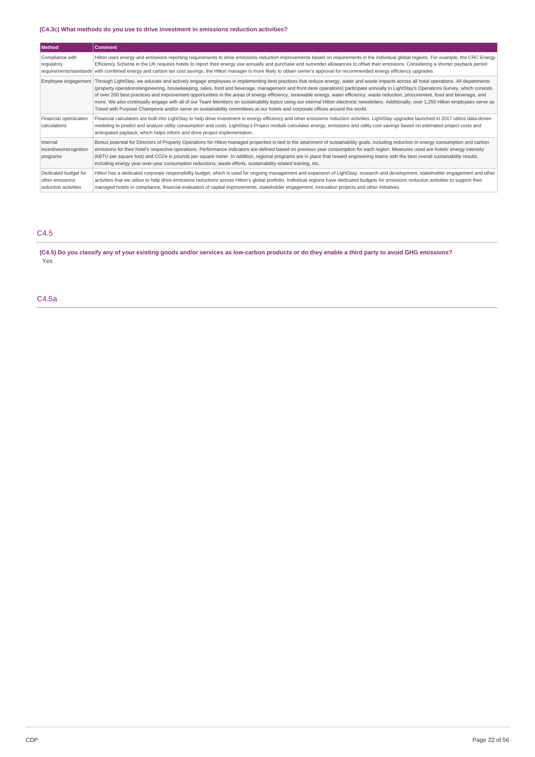### (C4.3c) What methods do you use to drive investment in emissions reduction activities?

| Method | Comment |
|---|---|
| Compliance with regulatory requirements/standards | Hilton uses energy and emissions reporting requirements to drive emissions reduction improvements based on requirements in the individual global regions. For example, the CRC Energy Efficiency Scheme in the UK requires hotels to report their energy use annually and purchase and surrender allowances to offset their emissions. Considering a shorter payback period with combined energy and carbon tax cost savings, the Hilton manager is more likely to obtain owner's approval for recommended energy efficiency upgrades. |
| Employee engagement | Through LightStay, we educate and actively engage employees in implementing best practices that reduce energy, water and waste impacts across all hotel operations. All departments (property operations/engineering, housekeeping, sales, food and beverage, management and front desk operations) participate annually in LightStay's Operations Survey, which consists of over 200 best practices and improvement opportunities in the areas of energy efficiency, renewable energy, water efficiency, waste reduction, procurement, food and beverage, and more. We also continually engage with all of our Team Members on sustainability topics using our internal Hilton electronic newsletters. Additionally, over 1,250 Hilton employees serve as Travel with Purpose Champions and/or serve on sustainability committees at our hotels and corporate offices around the world. |
| Financial optimization calculations | Financial calculators are built into LightStay to help drive investment in energy efficiency and other emissions reduction activities. LightStay upgrades launched in 2017 utilize data-driven modeling to predict and analyze utility consumption and costs. LightStay's Project module calculates energy, emissions and utility cost savings based on estimated project costs and anticipated payback, which helps inform and drive project implementation. |
| Internal incentives/recognition programs | Bonus potential for Directors of Property Operations for Hilton managed properties is tied to the attainment of sustainability goals, including reduction in energy consumption and carbon emissions for their hotel's respective operations. Performance indicators are defined based on previous year consumption for each region. Measures used are hotels' energy intensity (kBTU per square foot) and CO2e in pounds per square meter. In addition, regional programs are in place that reward engineering teams with the best overall sustainability results, including energy year-over-year consumption reductions, waste efforts, sustainability related training, etc. |
| Dedicated budget for other emissions reduction activities | Hilton has a dedicated corporate responsibility budget, which is used for ongoing management and expansion of LightStay, research and development, stakeholder engagement and other activities that we utilize to help drive emissions reductions across Hilton's global portfolio. Individual regions have dedicated budgets for emissions reduction activities to support their managed hotels in compliance, financial evaluation of capital improvements, stakeholder engagement, innovation projects and other initiatives. |

## C4.5

**(C4.5) Do you classify any of your existing goods and/or services as low-carbon products or do they enable a third party to avoid GHG emissions?**

Yes

## C4.5a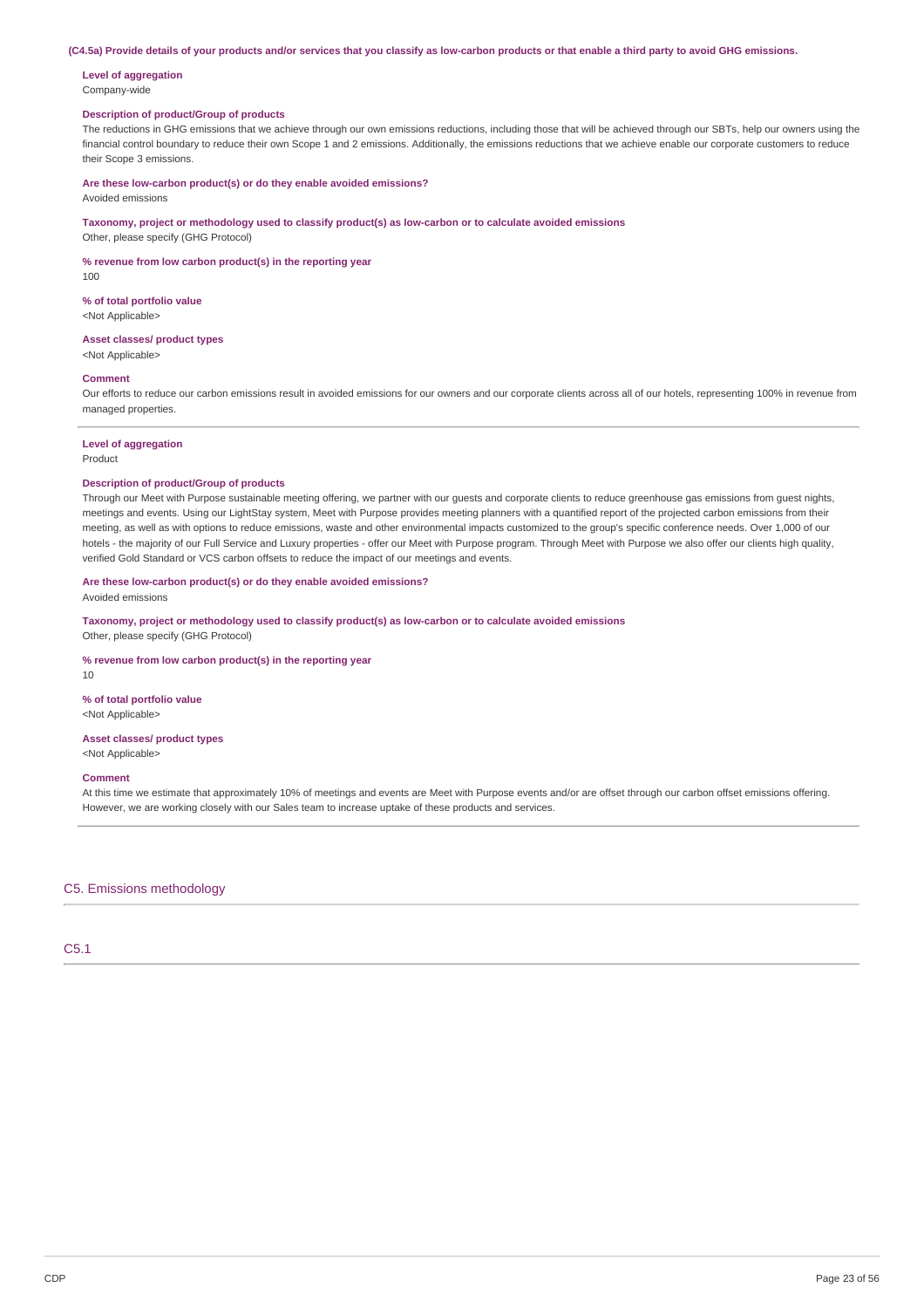**(C4.5a) Provide details of your products and/or services that you classify as low-carbon products or that enable a third party to avoid GHG emissions.**

**Level of aggregation**
Company-wide

**Description of product/Group of products**
The reductions in GHG emissions that we achieve through our own emissions reductions, including those that will be achieved through our SBTs, help our owners using the financial control boundary to reduce their own Scope 1 and 2 emissions. Additionally, the emissions reductions that we achieve enable our corporate customers to reduce their Scope 3 emissions.

**Are these low-carbon product(s) or do they enable avoided emissions?**
Avoided emissions

**Taxonomy, project or methodology used to classify product(s) as low-carbon or to calculate avoided emissions**
Other, please specify (GHG Protocol)

**% revenue from low carbon product(s) in the reporting year**
100

**% of total portfolio value**
<Not Applicable>

**Asset classes/ product types**
<Not Applicable>

**Comment**
Our efforts to reduce our carbon emissions result in avoided emissions for our owners and our corporate clients across all of our hotels, representing 100% in revenue from managed properties.

---

**Level of aggregation**
Product

**Description of product/Group of products**
Through our Meet with Purpose sustainable meeting offering, we partner with our guests and corporate clients to reduce greenhouse gas emissions from guest nights, meetings and events. Using our LightStay system, Meet with Purpose provides meeting planners with a quantified report of the projected carbon emissions from their meeting, as well as with options to reduce emissions, waste and other environmental impacts customized to the group's specific conference needs. Over 1,000 of our hotels - the majority of our Full Service and Luxury properties - offer our Meet with Purpose program. Through Meet with Purpose we also offer our clients high quality, verified Gold Standard or VCS carbon offsets to reduce the impact of our meetings and events.

**Are these low-carbon product(s) or do they enable avoided emissions?**
Avoided emissions

**Taxonomy, project or methodology used to classify product(s) as low-carbon or to calculate avoided emissions**
Other, please specify (GHG Protocol)

**% revenue from low carbon product(s) in the reporting year**
10

**% of total portfolio value**
<Not Applicable>

**Asset classes/ product types**
<Not Applicable>

**Comment**
At this time we estimate that approximately 10% of meetings and events are Meet with Purpose events and/or are offset through our carbon offset emissions offering. However, we are working closely with our Sales team to increase uptake of these products and services.

## C5. Emissions methodology

### C5.1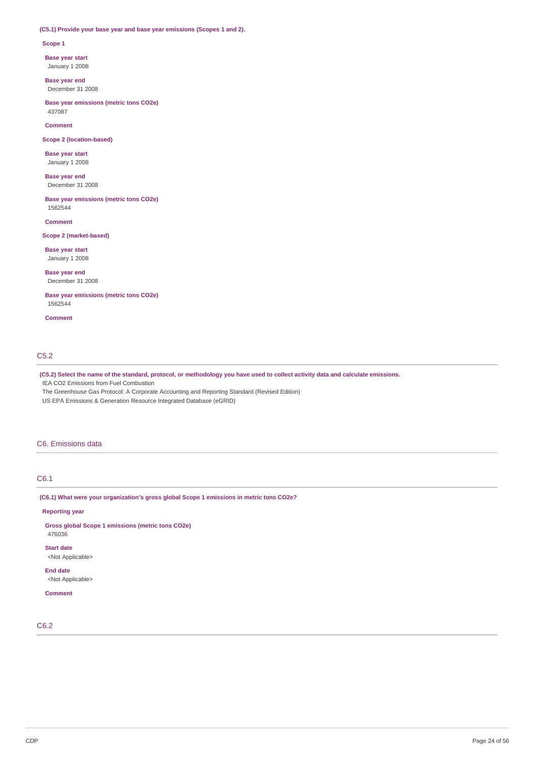**(C5.1) Provide your base year and base year emissions (Scopes 1 and 2).**

**Scope 1**

**Base year start**
January 1 2008

**Base year end**
December 31 2008

**Base year emissions (metric tons CO2e)**
437087

**Comment**

**Scope 2 (location-based)**

**Base year start**
January 1 2008

**Base year end**
December 31 2008

**Base year emissions (metric tons CO2e)**
1562544

**Comment**

**Scope 2 (market-based)**

**Base year start**
January 1 2008

**Base year end**
December 31 2008

**Base year emissions (metric tons CO2e)**
1562544

**Comment**

## C5.2

**(C5.2) Select the name of the standard, protocol, or methodology you have used to collect activity data and calculate emissions.**

IEA CO2 Emissions from Fuel Combustion
The Greenhouse Gas Protocol: A Corporate Accounting and Reporting Standard (Revised Edition)
US EPA Emissions & Generation Resource Integrated Database (eGRID)

# C6. Emissions data

## C6.1

**(C6.1) What were your organization's gross global Scope 1 emissions in metric tons CO2e?**

**Reporting year**

**Gross global Scope 1 emissions (metric tons CO2e)**
476036

**Start date**
<Not Applicable>

**End date**
<Not Applicable>

**Comment**

## C6.2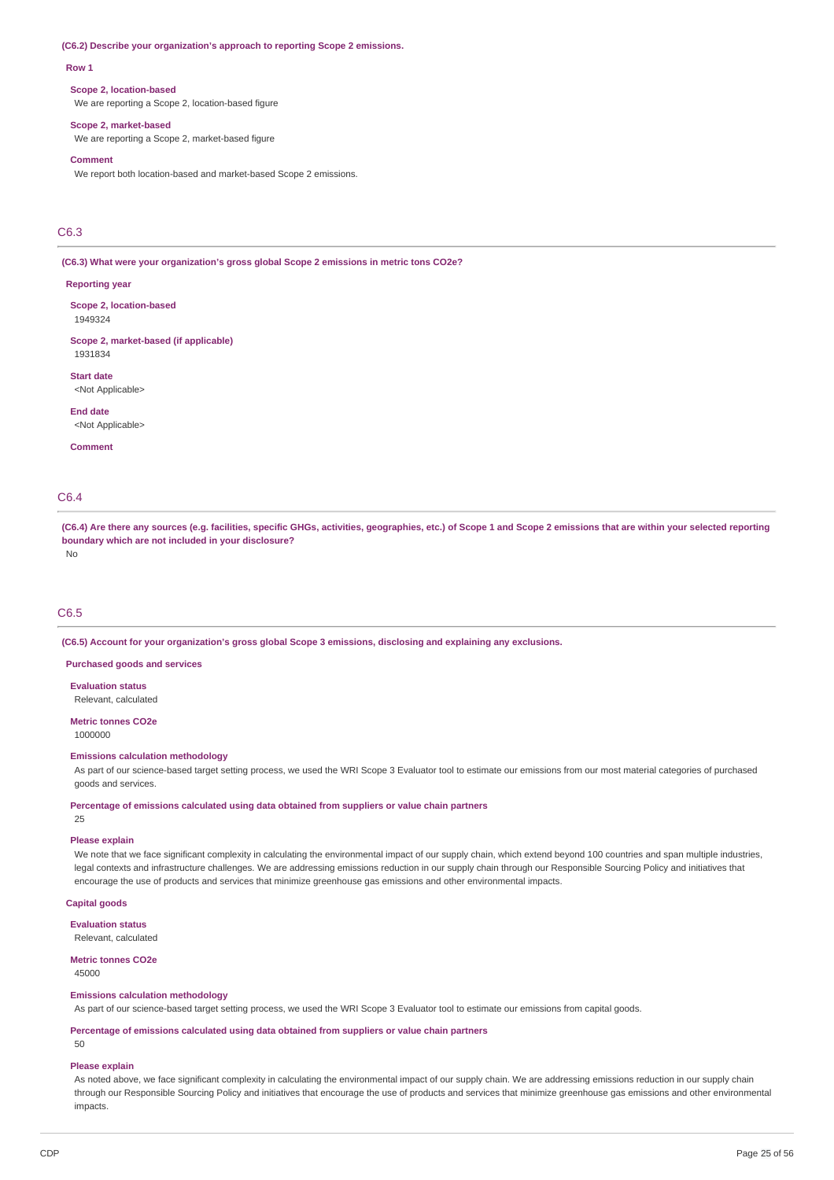**(C6.2) Describe your organization's approach to reporting Scope 2 emissions.**

**Row 1**

**Scope 2, location-based**
We are reporting a Scope 2, location-based figure

**Scope 2, market-based**
We are reporting a Scope 2, market-based figure

**Comment**
We report both location-based and market-based Scope 2 emissions.

## C6.3

**(C6.3) What were your organization's gross global Scope 2 emissions in metric tons CO2e?**

**Reporting year**

**Scope 2, location-based**
1949324

**Scope 2, market-based (if applicable)**
1931834

**Start date**
<Not Applicable>

**End date**
<Not Applicable>

**Comment**

## C6.4

**(C6.4) Are there any sources (e.g. facilities, specific GHGs, activities, geographies, etc.) of Scope 1 and Scope 2 emissions that are within your selected reporting boundary which are not included in your disclosure?**
No

## C6.5

**(C6.5) Account for your organization's gross global Scope 3 emissions, disclosing and explaining any exclusions.**

**Purchased goods and services**

**Evaluation status**
Relevant, calculated

**Metric tonnes CO2e**
1000000

**Emissions calculation methodology**
As part of our science-based target setting process, we used the WRI Scope 3 Evaluator tool to estimate our emissions from our most material categories of purchased goods and services.

**Percentage of emissions calculated using data obtained from suppliers or value chain partners**
25

**Please explain**
We note that we face significant complexity in calculating the environmental impact of our supply chain, which extend beyond 100 countries and span multiple industries, legal contexts and infrastructure challenges. We are addressing emissions reduction in our supply chain through our Responsible Sourcing Policy and initiatives that encourage the use of products and services that minimize greenhouse gas emissions and other environmental impacts.

**Capital goods**

**Evaluation status**
Relevant, calculated

**Metric tonnes CO2e**
45000

**Emissions calculation methodology**
As part of our science-based target setting process, we used the WRI Scope 3 Evaluator tool to estimate our emissions from capital goods.

**Percentage of emissions calculated using data obtained from suppliers or value chain partners**
50

**Please explain**
As noted above, we face significant complexity in calculating the environmental impact of our supply chain. We are addressing emissions reduction in our supply chain through our Responsible Sourcing Policy and initiatives that encourage the use of products and services that minimize greenhouse gas emissions and other environmental impacts.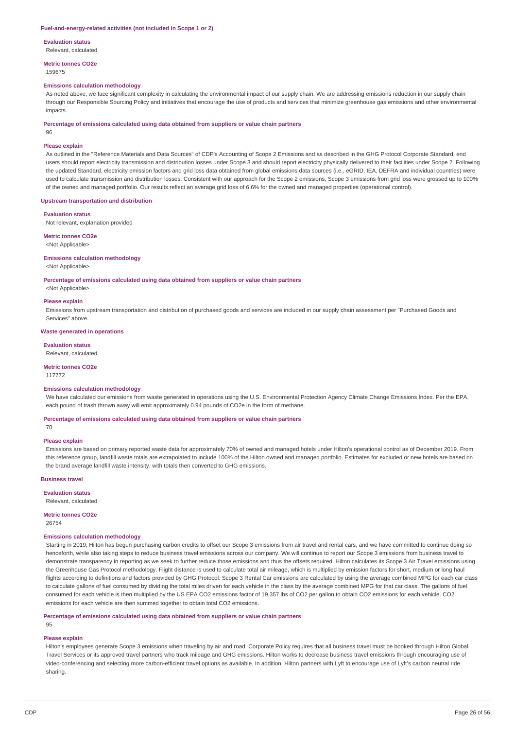### Fuel-and-energy-related activities (not included in Scope 1 or 2)

**Evaluation status**

Relevant, calculated

**Metric tonnes CO2e**

159675

**Emissions calculation methodology**

As noted above, we face significant complexity in calculating the environmental impact of our supply chain. We are addressing emissions reduction in our supply chain through our Responsible Sourcing Policy and initiatives that encourage the use of products and services that minimize greenhouse gas emissions and other environmental impacts.

**Percentage of emissions calculated using data obtained from suppliers or value chain partners**

96

**Please explain**

As outlined in the "Reference Materials and Data Sources" of CDP's Accounting of Scope 2 Emissions and as described in the GHG Protocol Corporate Standard, end users should report electricity transmission and distribution losses under Scope 3 and should report electricity physically delivered to their facilities under Scope 2. Following the updated Standard, electricity emission factors and grid loss data obtained from global emissions data sources (i.e., eGRID, IEA, DEFRA and individual countries) were used to calculate transmission and distribution losses. Consistent with our approach for the Scope 2 emissions, Scope 3 emissions from grid loss were grossed up to 100% of the owned and managed portfolio. Our results reflect an average grid loss of 6.6% for the owned and managed properties (operational control).

### Upstream transportation and distribution

**Evaluation status**

Not relevant, explanation provided

**Metric tonnes CO2e**

<Not Applicable>

**Emissions calculation methodology**

<Not Applicable>

**Percentage of emissions calculated using data obtained from suppliers or value chain partners**

<Not Applicable>

**Please explain**

Emissions from upstream transportation and distribution of purchased goods and services are included in our supply chain assessment per "Purchased Goods and Services" above.

### Waste generated in operations

**Evaluation status**

Relevant, calculated

**Metric tonnes CO2e**

117772

**Emissions calculation methodology**

We have calculated our emissions from waste generated in operations using the U.S. Environmental Protection Agency Climate Change Emissions Index. Per the EPA, each pound of trash thrown away will emit approximately 0.94 pounds of CO2e in the form of methane.

**Percentage of emissions calculated using data obtained from suppliers or value chain partners**

70

**Please explain**

Emissions are based on primary reported waste data for approximately 70% of owned and managed hotels under Hilton's operational control as of December 2019. From this reference group, landfill waste totals are extrapolated to include 100% of the Hilton owned and managed portfolio. Estimates for excluded or new hotels are based on the brand average landfill waste intensity, with totals then converted to GHG emissions.

### Business travel

**Evaluation status**

Relevant, calculated

**Metric tonnes CO2e**

26754

**Emissions calculation methodology**

Starting in 2019, Hilton has begun purchasing carbon credits to offset our Scope 3 emissions from air travel and rental cars, and we have committed to continue doing so henceforth, while also taking steps to reduce business travel emissions across our company. We will continue to report our Scope 3 emissions from business travel to demonstrate transparency in reporting as we seek to further reduce those emissions and thus the offsets required. Hilton calculates its Scope 3 Air Travel emissions using the Greenhouse Gas Protocol methodology. Flight distance is used to calculate total air mileage, which is multiplied by emission factors for short, medium or long haul flights according to definitions and factors provided by GHG Protocol. Scope 3 Rental Car emissions are calculated by using the average combined MPG for each car class to calculate gallons of fuel consumed by dividing the total miles driven for each vehicle in the class by the average combined MPG for that car class. The gallons of fuel consumed for each vehicle is then multiplied by the US EPA CO2 emissions factor of 19.357 lbs of CO2 per gallon to obtain CO2 emissions for each vehicle. CO2 emissions for each vehicle are then summed together to obtain total CO2 emissions.

**Percentage of emissions calculated using data obtained from suppliers or value chain partners**

95

**Please explain**

Hilton's employees generate Scope 3 emissions when traveling by air and road. Corporate Policy requires that all business travel must be booked through Hilton Global Travel Services or its approved travel partners who track mileage and GHG emissions. Hilton works to decrease business travel emissions through encouraging use of video-conferencing and selecting more carbon-efficient travel options as available. In addition, Hilton partners with Lyft to encourage use of Lyft's carbon neutral ride sharing.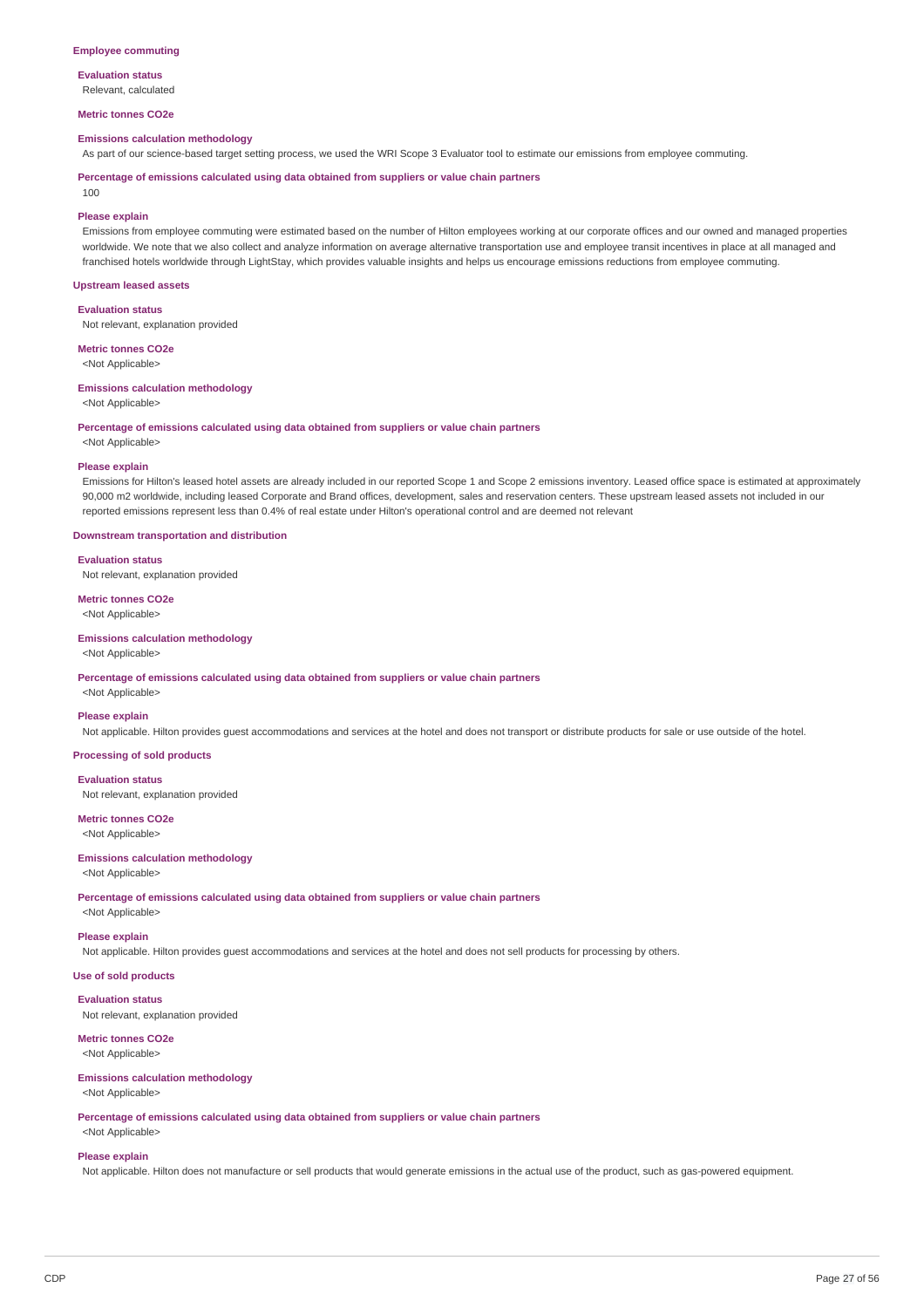### Employee commuting

**Evaluation status**

Relevant, calculated

**Metric tonnes CO2e**

**Emissions calculation methodology**

As part of our science-based target setting process, we used the WRI Scope 3 Evaluator tool to estimate our emissions from employee commuting.

**Percentage of emissions calculated using data obtained from suppliers or value chain partners**

100

**Please explain**

Emissions from employee commuting were estimated based on the number of Hilton employees working at our corporate offices and our owned and managed properties worldwide. We note that we also collect and analyze information on average alternative transportation use and employee transit incentives in place at all managed and franchised hotels worldwide through LightStay, which provides valuable insights and helps us encourage emissions reductions from employee commuting.

### Upstream leased assets

**Evaluation status**

Not relevant, explanation provided

**Metric tonnes CO2e**

<Not Applicable>

**Emissions calculation methodology**

<Not Applicable>

**Percentage of emissions calculated using data obtained from suppliers or value chain partners**

<Not Applicable>

**Please explain**

Emissions for Hilton's leased hotel assets are already included in our reported Scope 1 and Scope 2 emissions inventory. Leased office space is estimated at approximately 90,000 m2 worldwide, including leased Corporate and Brand offices, development, sales and reservation centers. These upstream leased assets not included in our reported emissions represent less than 0.4% of real estate under Hilton's operational control and are deemed not relevant

### Downstream transportation and distribution

**Evaluation status**

Not relevant, explanation provided

**Metric tonnes CO2e**

<Not Applicable>

**Emissions calculation methodology**

<Not Applicable>

**Percentage of emissions calculated using data obtained from suppliers or value chain partners**

<Not Applicable>

**Please explain**

Not applicable. Hilton provides guest accommodations and services at the hotel and does not transport or distribute products for sale or use outside of the hotel.

### Processing of sold products

**Evaluation status**

Not relevant, explanation provided

**Metric tonnes CO2e**

<Not Applicable>

**Emissions calculation methodology**

<Not Applicable>

**Percentage of emissions calculated using data obtained from suppliers or value chain partners**

<Not Applicable>

**Please explain**

Not applicable. Hilton provides guest accommodations and services at the hotel and does not sell products for processing by others.

### Use of sold products

**Evaluation status**

Not relevant, explanation provided

**Metric tonnes CO2e**

<Not Applicable>

**Emissions calculation methodology**

<Not Applicable>

**Percentage of emissions calculated using data obtained from suppliers or value chain partners**

<Not Applicable>

**Please explain**

Not applicable. Hilton does not manufacture or sell products that would generate emissions in the actual use of the product, such as gas-powered equipment.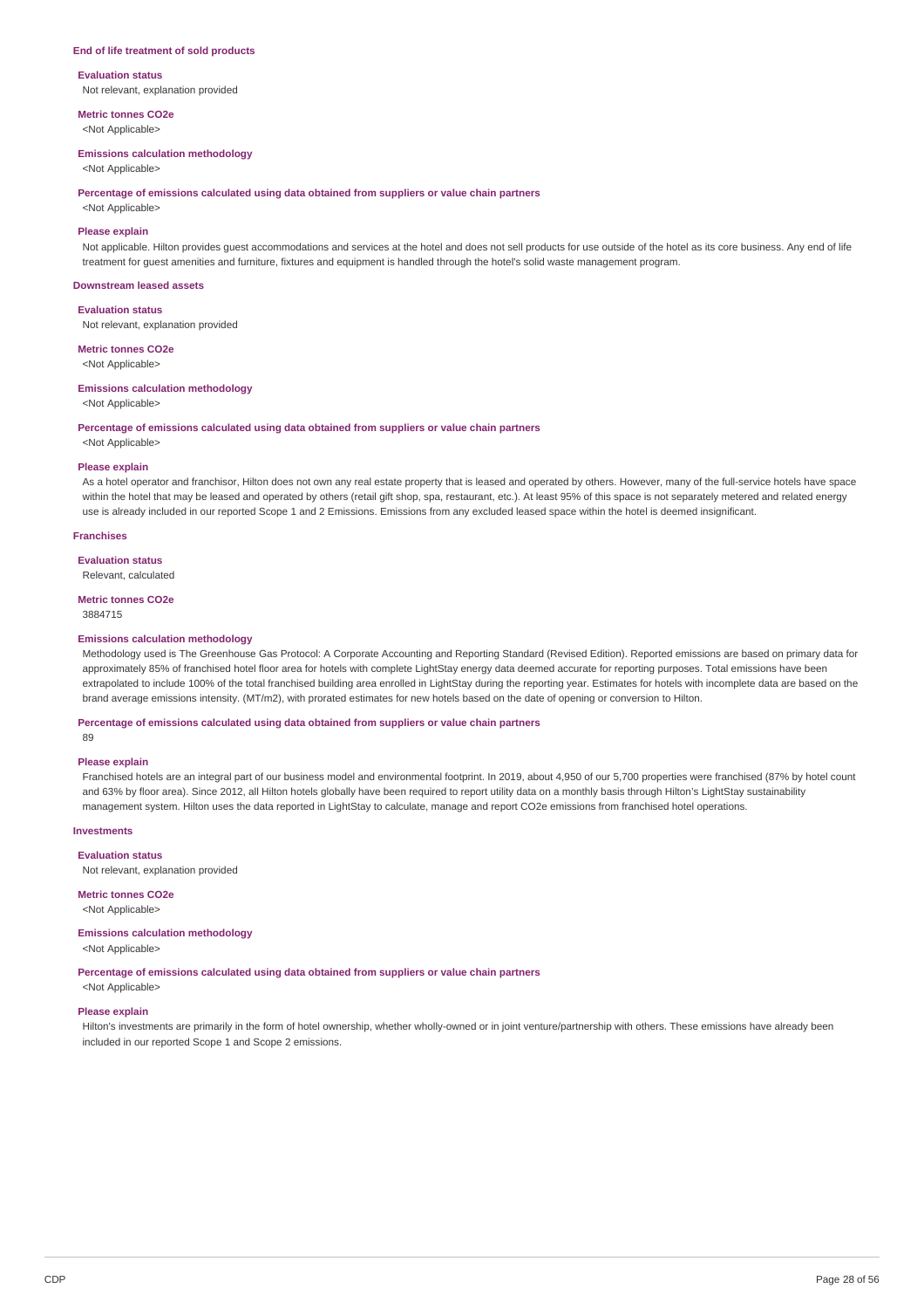### End of life treatment of sold products

**Evaluation status**

Not relevant, explanation provided

**Metric tonnes CO2e**

<Not Applicable>

**Emissions calculation methodology**

<Not Applicable>

**Percentage of emissions calculated using data obtained from suppliers or value chain partners**

<Not Applicable>

**Please explain**

Not applicable. Hilton provides guest accommodations and services at the hotel and does not sell products for use outside of the hotel as its core business. Any end of life treatment for guest amenities and furniture, fixtures and equipment is handled through the hotel's solid waste management program.

### Downstream leased assets

**Evaluation status**

Not relevant, explanation provided

**Metric tonnes CO2e**

<Not Applicable>

**Emissions calculation methodology**

<Not Applicable>

**Percentage of emissions calculated using data obtained from suppliers or value chain partners**

<Not Applicable>

**Please explain**

As a hotel operator and franchisor, Hilton does not own any real estate property that is leased and operated by others. However, many of the full-service hotels have space within the hotel that may be leased and operated by others (retail gift shop, spa, restaurant, etc.). At least 95% of this space is not separately metered and related energy use is already included in our reported Scope 1 and 2 Emissions. Emissions from any excluded leased space within the hotel is deemed insignificant.

### Franchises

**Evaluation status**

Relevant, calculated

**Metric tonnes CO2e**

3884715

**Emissions calculation methodology**

Methodology used is The Greenhouse Gas Protocol: A Corporate Accounting and Reporting Standard (Revised Edition). Reported emissions are based on primary data for approximately 85% of franchised hotel floor area for hotels with complete LightStay energy data deemed accurate for reporting purposes. Total emissions have been extrapolated to include 100% of the total franchised building area enrolled in LightStay during the reporting year. Estimates for hotels with incomplete data are based on the brand average emissions intensity. (MT/m2), with prorated estimates for new hotels based on the date of opening or conversion to Hilton.

**Percentage of emissions calculated using data obtained from suppliers or value chain partners**

89

**Please explain**

Franchised hotels are an integral part of our business model and environmental footprint. In 2019, about 4,950 of our 5,700 properties were franchised (87% by hotel count and 63% by floor area). Since 2012, all Hilton hotels globally have been required to report utility data on a monthly basis through Hilton's LightStay sustainability management system. Hilton uses the data reported in LightStay to calculate, manage and report CO2e emissions from franchised hotel operations.

### Investments

**Evaluation status**

Not relevant, explanation provided

**Metric tonnes CO2e**

<Not Applicable>

**Emissions calculation methodology**

<Not Applicable>

**Percentage of emissions calculated using data obtained from suppliers or value chain partners**

<Not Applicable>

**Please explain**

Hilton's investments are primarily in the form of hotel ownership, whether wholly-owned or in joint venture/partnership with others. These emissions have already been included in our reported Scope 1 and Scope 2 emissions.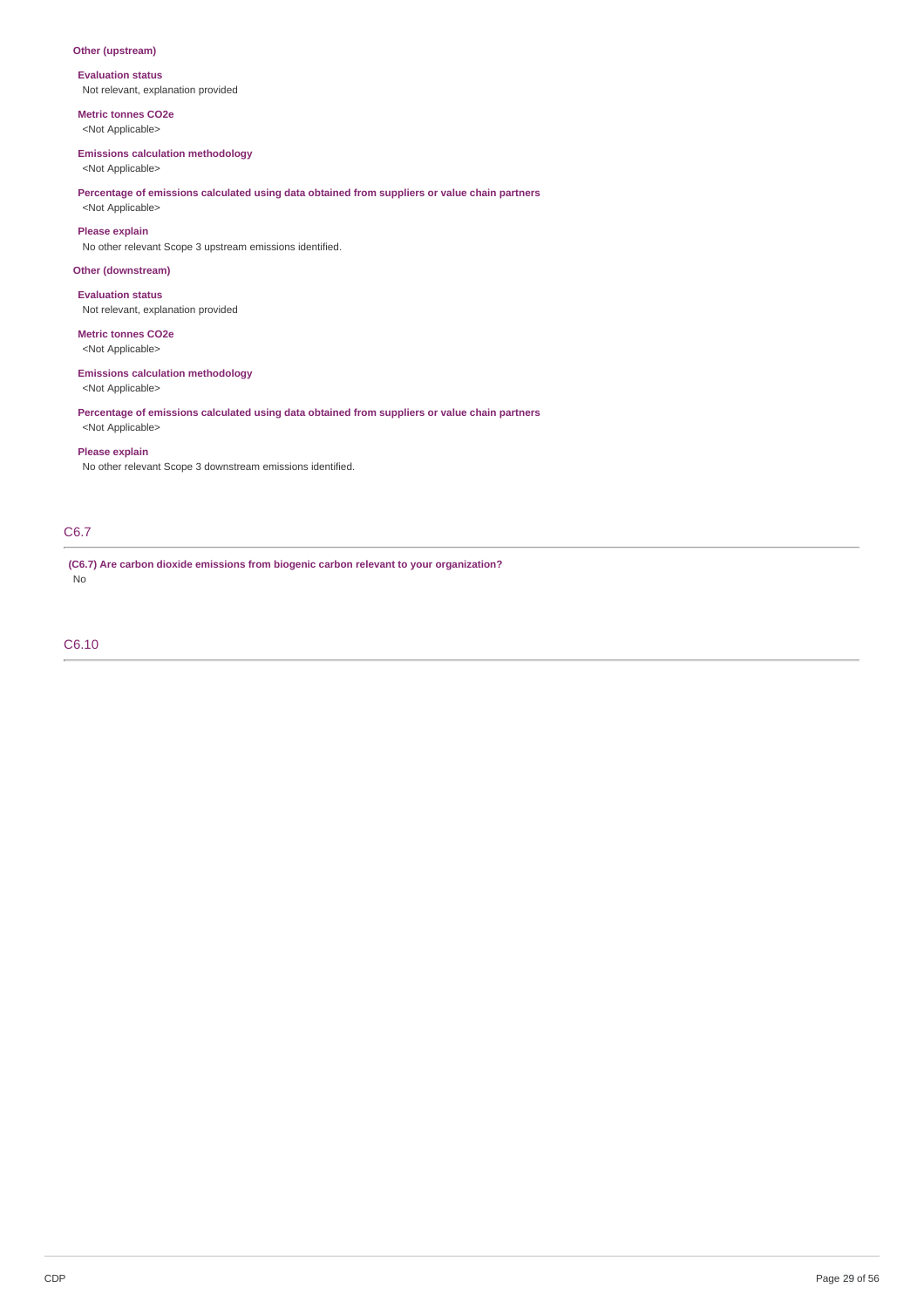**Other (upstream)**

**Evaluation status**
Not relevant, explanation provided

**Metric tonnes CO2e**
<Not Applicable>

**Emissions calculation methodology**
<Not Applicable>

**Percentage of emissions calculated using data obtained from suppliers or value chain partners**
<Not Applicable>

**Please explain**
No other relevant Scope 3 upstream emissions identified.

**Other (downstream)**

**Evaluation status**
Not relevant, explanation provided

**Metric tonnes CO2e**
<Not Applicable>

**Emissions calculation methodology**
<Not Applicable>

**Percentage of emissions calculated using data obtained from suppliers or value chain partners**
<Not Applicable>

**Please explain**
No other relevant Scope 3 downstream emissions identified.

## C6.7

**(C6.7) Are carbon dioxide emissions from biogenic carbon relevant to your organization?**
No

## C6.10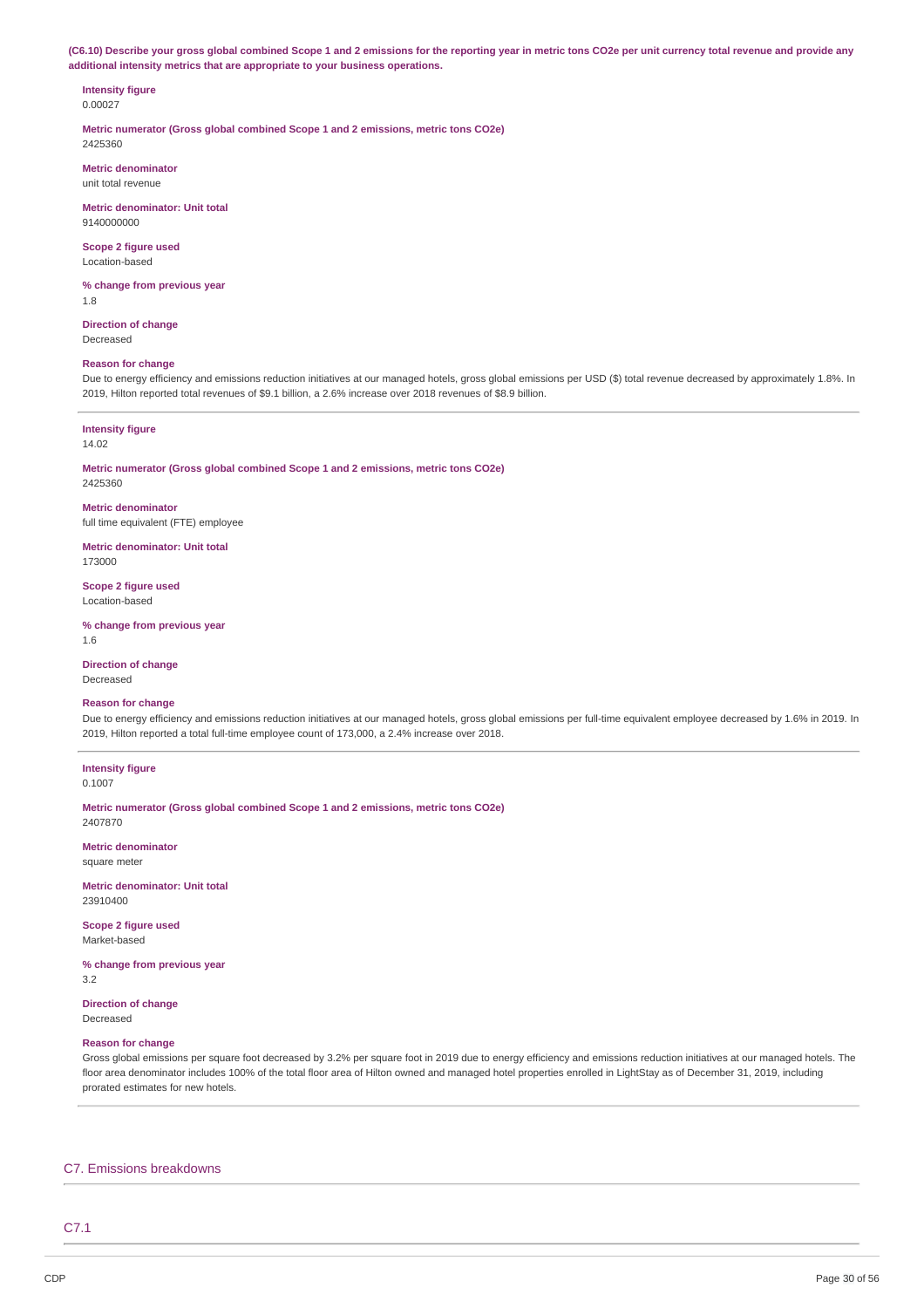**(C6.10) Describe your gross global combined Scope 1 and 2 emissions for the reporting year in metric tons CO2e per unit currency total revenue and provide any additional intensity metrics that are appropriate to your business operations.**

**Intensity figure**
0.00027

**Metric numerator (Gross global combined Scope 1 and 2 emissions, metric tons CO2e)**
2425360

**Metric denominator**
unit total revenue

**Metric denominator: Unit total**
9140000000

**Scope 2 figure used**
Location-based

**% change from previous year**
1.8

**Direction of change**
Decreased

**Reason for change**
Due to energy efficiency and emissions reduction initiatives at our managed hotels, gross global emissions per USD ($) total revenue decreased by approximately 1.8%. In 2019, Hilton reported total revenues of $9.1 billion, a 2.6% increase over 2018 revenues of $8.9 billion.

---

**Intensity figure**
14.02

**Metric numerator (Gross global combined Scope 1 and 2 emissions, metric tons CO2e)**
2425360

**Metric denominator**
full time equivalent (FTE) employee

**Metric denominator: Unit total**
173000

**Scope 2 figure used**
Location-based

**% change from previous year**
1.6

**Direction of change**
Decreased

**Reason for change**
Due to energy efficiency and emissions reduction initiatives at our managed hotels, gross global emissions per full-time equivalent employee decreased by 1.6% in 2019. In 2019, Hilton reported a total full-time employee count of 173,000, a 2.4% increase over 2018.

---

**Intensity figure**
0.1007

**Metric numerator (Gross global combined Scope 1 and 2 emissions, metric tons CO2e)**
2407870

**Metric denominator**
square meter

**Metric denominator: Unit total**
23910400

**Scope 2 figure used**
Market-based

**% change from previous year**
3.2

**Direction of change**
Decreased

**Reason for change**
Gross global emissions per square foot decreased by 3.2% per square foot in 2019 due to energy efficiency and emissions reduction initiatives at our managed hotels. The floor area denominator includes 100% of the total floor area of Hilton owned and managed hotel properties enrolled in LightStay as of December 31, 2019, including prorated estimates for new hotels.

## C7. Emissions breakdowns

### C7.1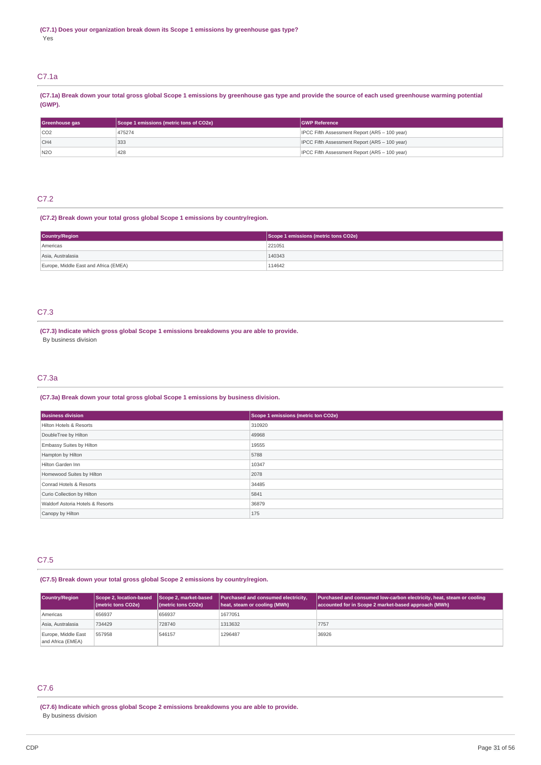**(C7.1) Does your organization break down its Scope 1 emissions by greenhouse gas type?**

Yes

## C7.1a

**(C7.1a) Break down your total gross global Scope 1 emissions by greenhouse gas type and provide the source of each used greenhouse warming potential (GWP).**

| Greenhouse gas | Scope 1 emissions (metric tons of CO2e) | GWP Reference |
|---|---|---|
| CO2 | 475274 | IPCC Fifth Assessment Report (AR5 – 100 year) |
| CH4 | 333 | IPCC Fifth Assessment Report (AR5 – 100 year) |
| N2O | 428 | IPCC Fifth Assessment Report (AR5 – 100 year) |

## C7.2

**(C7.2) Break down your total gross global Scope 1 emissions by country/region.**

| Country/Region | Scope 1 emissions (metric tons CO2e) |
|---|---|
| Americas | 221051 |
| Asia, Australasia | 140343 |
| Europe, Middle East and Africa (EMEA) | 114642 |

## C7.3

**(C7.3) Indicate which gross global Scope 1 emissions breakdowns you are able to provide.**

By business division

## C7.3a

**(C7.3a) Break down your total gross global Scope 1 emissions by business division.**

| Business division | Scope 1 emissions (metric ton CO2e) |
|---|---|
| Hilton Hotels & Resorts | 310920 |
| DoubleTree by Hilton | 49968 |
| Embassy Suites by Hilton | 19555 |
| Hampton by Hilton | 5788 |
| Hilton Garden Inn | 10347 |
| Homewood Suites by Hilton | 2078 |
| Conrad Hotels & Resorts | 34485 |
| Curio Collection by Hilton | 5841 |
| Waldorf Astoria Hotels & Resorts | 36879 |
| Canopy by Hilton | 175 |

## C7.5

**(C7.5) Break down your total gross global Scope 2 emissions by country/region.**

| Country/Region | Scope 2, location-based (metric tons CO2e) | Scope 2, market-based (metric tons CO2e) | Purchased and consumed electricity, heat, steam or cooling (MWh) | Purchased and consumed low-carbon electricity, heat, steam or cooling accounted for in Scope 2 market-based approach (MWh) |
|---|---|---|---|---|
| Americas | 656937 | 656937 | 1677051 | |
| Asia, Australasia | 734429 | 728740 | 1313632 | 7757 |
| Europe, Middle East and Africa (EMEA) | 557958 | 546157 | 1296487 | 36926 |

## C7.6

**(C7.6) Indicate which gross global Scope 2 emissions breakdowns you are able to provide.**

By business division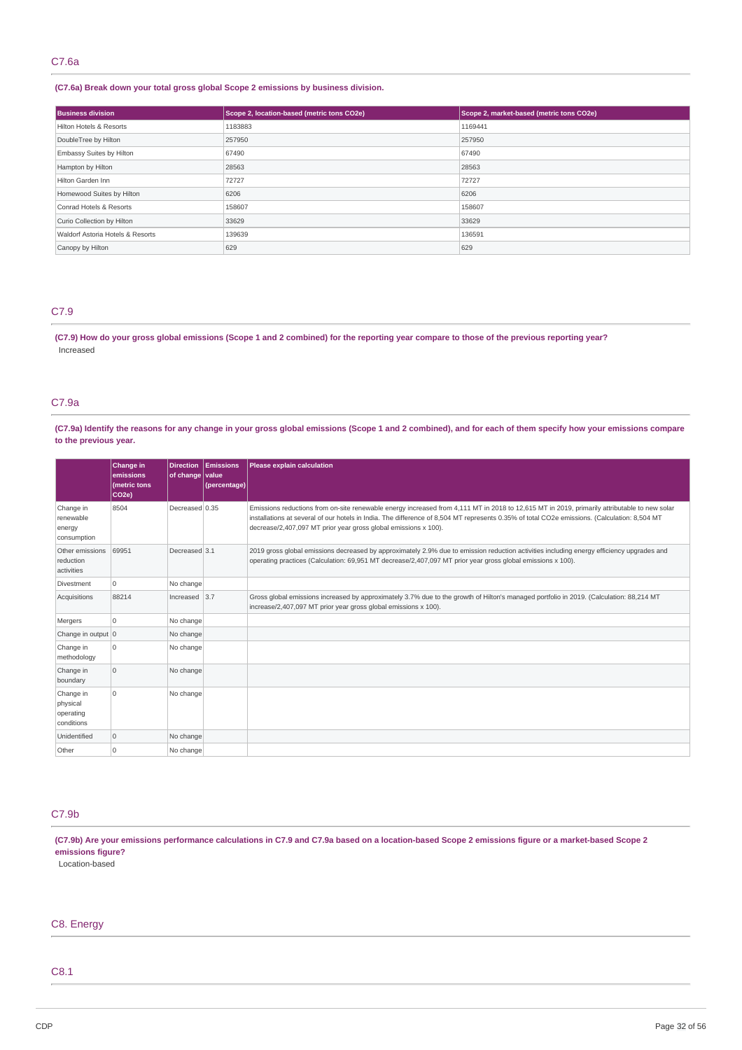## C7.6a

**(C7.6a) Break down your total gross global Scope 2 emissions by business division.**

| Business division | Scope 2, location-based (metric tons CO2e) | Scope 2, market-based (metric tons CO2e) |
|---|---|---|
| Hilton Hotels & Resorts | 1183883 | 1169441 |
| DoubleTree by Hilton | 257950 | 257950 |
| Embassy Suites by Hilton | 67490 | 67490 |
| Hampton by Hilton | 28563 | 28563 |
| Hilton Garden Inn | 72727 | 72727 |
| Homewood Suites by Hilton | 6206 | 6206 |
| Conrad Hotels & Resorts | 158607 | 158607 |
| Curio Collection by Hilton | 33629 | 33629 |
| Waldorf Astoria Hotels & Resorts | 139639 | 136591 |
| Canopy by Hilton | 629 | 629 |

## C7.9

**(C7.9) How do your gross global emissions (Scope 1 and 2 combined) for the reporting year compare to those of the previous reporting year?**

Increased

## C7.9a

**(C7.9a) Identify the reasons for any change in your gross global emissions (Scope 1 and 2 combined), and for each of them specify how your emissions compare to the previous year.**

| | Change in emissions (metric tons CO2e) | Direction of change | Emissions value (percentage) | Please explain calculation |
|---|---|---|---|---|
| Change in renewable energy consumption | 8504 | Decreased | 0.35 | Emissions reductions from on-site renewable energy increased from 4,111 MT in 2018 to 12,615 MT in 2019, primarily attributable to new solar installations at several of our hotels in India. The difference of 8,504 MT represents 0.35% of total CO2e emissions. (Calculation: 8,504 MT decrease/2,407,097 MT prior year gross global emissions x 100). |
| Other emissions reduction activities | 69951 | Decreased | 3.1 | 2019 gross global emissions decreased by approximately 2.9% due to emission reduction activities including energy efficiency upgrades and operating practices (Calculation: 69,951 MT decrease/2,407,097 MT prior year gross global emissions x 100). |
| Divestment | 0 | No change | | |
| Acquisitions | 88214 | Increased | 3.7 | Gross global emissions increased by approximately 3.7% due to the growth of Hilton's managed portfolio in 2019. (Calculation: 88,214 MT increase/2,407,097 MT prior year gross global emissions x 100). |
| Mergers | 0 | No change | | |
| Change in output | 0 | No change | | |
| Change in methodology | 0 | No change | | |
| Change in boundary | 0 | No change | | |
| Change in physical operating conditions | 0 | No change | | |
| Unidentified | 0 | No change | | |
| Other | 0 | No change | | |

## C7.9b

**(C7.9b) Are your emissions performance calculations in C7.9 and C7.9a based on a location-based Scope 2 emissions figure or a market-based Scope 2 emissions figure?**

Location-based

# C8. Energy

## C8.1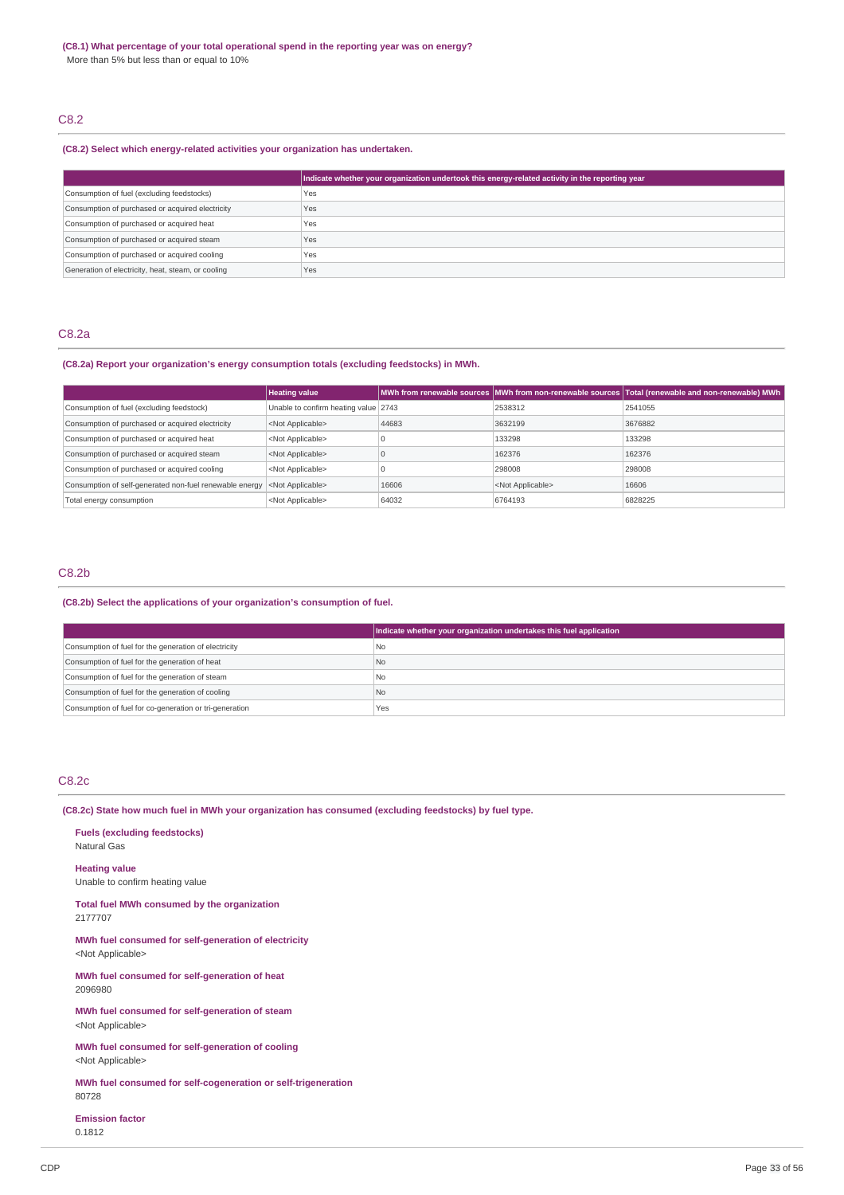**(C8.1) What percentage of your total operational spend in the reporting year was on energy?**

More than 5% but less than or equal to 10%

## C8.2

**(C8.2) Select which energy-related activities your organization has undertaken.**

| | Indicate whether your organization undertook this energy-related activity in the reporting year |
|---|---|
| Consumption of fuel (excluding feedstocks) | Yes |
| Consumption of purchased or acquired electricity | Yes |
| Consumption of purchased or acquired heat | Yes |
| Consumption of purchased or acquired steam | Yes |
| Consumption of purchased or acquired cooling | Yes |
| Generation of electricity, heat, steam, or cooling | Yes |

## C8.2a

**(C8.2a) Report your organization's energy consumption totals (excluding feedstocks) in MWh.**

| | Heating value | MWh from renewable sources | MWh from non-renewable sources | Total (renewable and non-renewable) MWh |
|---|---|---|---|---|
| Consumption of fuel (excluding feedstock) | Unable to confirm heating value | 2743 | 2538312 | 2541055 |
| Consumption of purchased or acquired electricity | <Not Applicable> | 44683 | 3632199 | 3676882 |
| Consumption of purchased or acquired heat | <Not Applicable> | 0 | 133298 | 133298 |
| Consumption of purchased or acquired steam | <Not Applicable> | 0 | 162376 | 162376 |
| Consumption of purchased or acquired cooling | <Not Applicable> | 0 | 298008 | 298008 |
| Consumption of self-generated non-fuel renewable energy | <Not Applicable> | 16606 | <Not Applicable> | 16606 |
| Total energy consumption | <Not Applicable> | 64032 | 6764193 | 6828225 |

## C8.2b

**(C8.2b) Select the applications of your organization's consumption of fuel.**

| | Indicate whether your organization undertakes this fuel application |
|---|---|
| Consumption of fuel for the generation of electricity | No |
| Consumption of fuel for the generation of heat | No |
| Consumption of fuel for the generation of steam | No |
| Consumption of fuel for the generation of cooling | No |
| Consumption of fuel for co-generation or tri-generation | Yes |

## C8.2c

**(C8.2c) State how much fuel in MWh your organization has consumed (excluding feedstocks) by fuel type.**

**Fuels (excluding feedstocks)**
Natural Gas

**Heating value**
Unable to confirm heating value

**Total fuel MWh consumed by the organization**
2177707

**MWh fuel consumed for self-generation of electricity**
<Not Applicable>

**MWh fuel consumed for self-generation of heat**
2096980

**MWh fuel consumed for self-generation of steam**
<Not Applicable>

**MWh fuel consumed for self-generation of cooling**
<Not Applicable>

**MWh fuel consumed for self-cogeneration or self-trigeneration**
80728

**Emission factor**
0.1812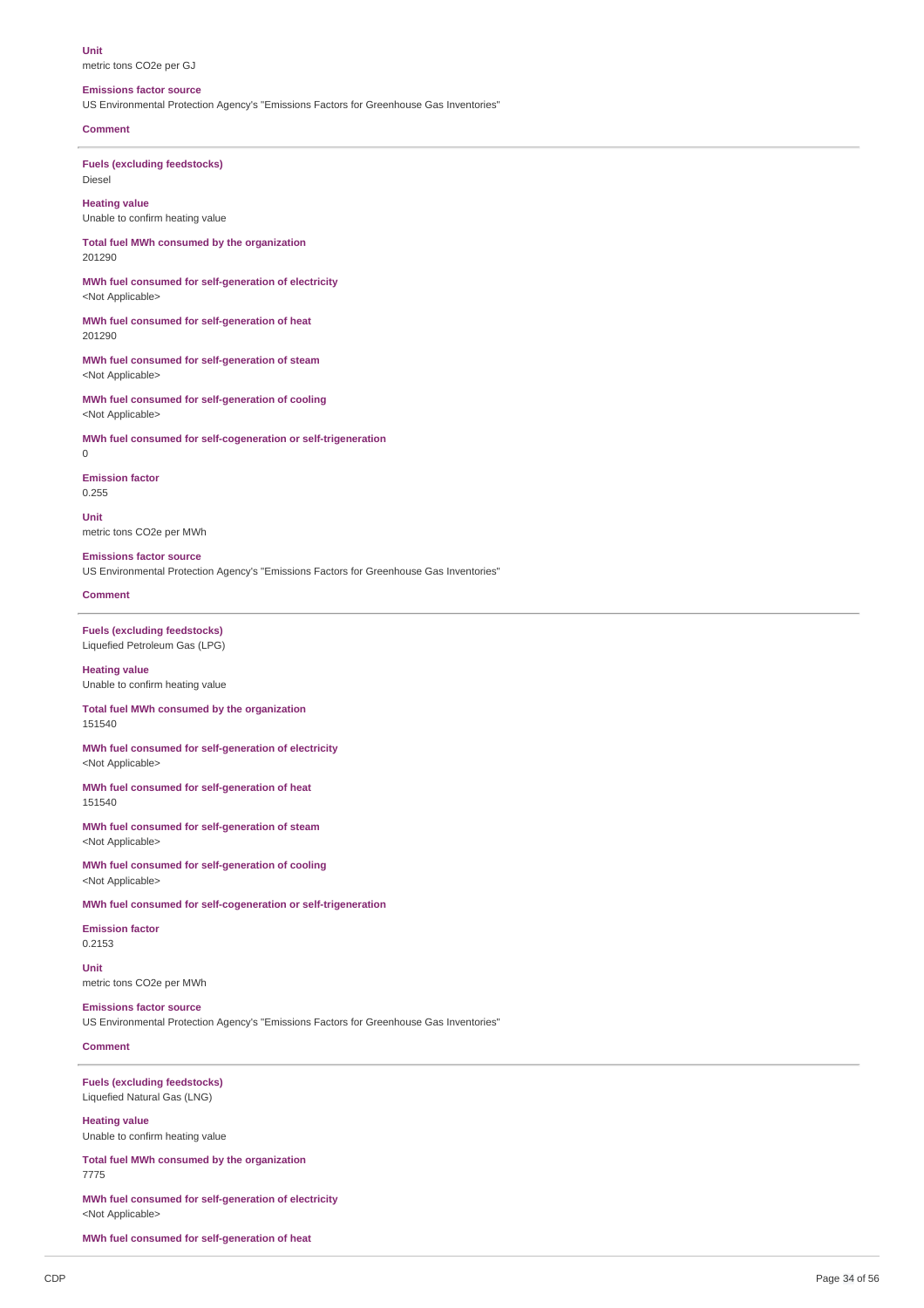**Unit**
metric tons CO2e per GJ

**Emissions factor source**
US Environmental Protection Agency's "Emissions Factors for Greenhouse Gas Inventories"

**Comment**

---

**Fuels (excluding feedstocks)**
Diesel

**Heating value**
Unable to confirm heating value

**Total fuel MWh consumed by the organization**
201290

**MWh fuel consumed for self-generation of electricity**
<Not Applicable>

**MWh fuel consumed for self-generation of heat**
201290

**MWh fuel consumed for self-generation of steam**
<Not Applicable>

**MWh fuel consumed for self-generation of cooling**
<Not Applicable>

**MWh fuel consumed for self-cogeneration or self-trigeneration**
0

**Emission factor**
0.255

**Unit**
metric tons CO2e per MWh

**Emissions factor source**
US Environmental Protection Agency's "Emissions Factors for Greenhouse Gas Inventories"

**Comment**

---

**Fuels (excluding feedstocks)**
Liquefied Petroleum Gas (LPG)

**Heating value**
Unable to confirm heating value

**Total fuel MWh consumed by the organization**
151540

**MWh fuel consumed for self-generation of electricity**
<Not Applicable>

**MWh fuel consumed for self-generation of heat**
151540

**MWh fuel consumed for self-generation of steam**
<Not Applicable>

**MWh fuel consumed for self-generation of cooling**
<Not Applicable>

**MWh fuel consumed for self-cogeneration or self-trigeneration**

**Emission factor**
0.2153

**Unit**
metric tons CO2e per MWh

**Emissions factor source**
US Environmental Protection Agency's "Emissions Factors for Greenhouse Gas Inventories"

**Comment**

---

**Fuels (excluding feedstocks)**
Liquefied Natural Gas (LNG)

**Heating value**
Unable to confirm heating value

**Total fuel MWh consumed by the organization**
7775

**MWh fuel consumed for self-generation of electricity**
<Not Applicable>

**MWh fuel consumed for self-generation of heat**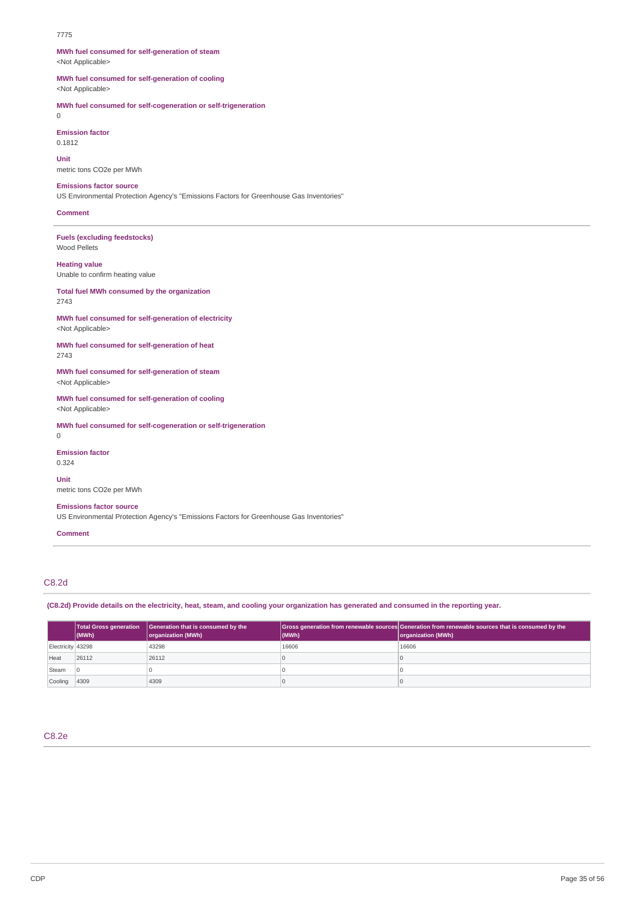7775

**MWh fuel consumed for self-generation of steam**
<Not Applicable>

**MWh fuel consumed for self-generation of cooling**
<Not Applicable>

**MWh fuel consumed for self-cogeneration or self-trigeneration**
0

**Emission factor**
0.1812

**Unit**
metric tons CO2e per MWh

**Emissions factor source**
US Environmental Protection Agency's "Emissions Factors for Greenhouse Gas Inventories"

**Comment**

---

**Fuels (excluding feedstocks)**
Wood Pellets

**Heating value**
Unable to confirm heating value

**Total fuel MWh consumed by the organization**
2743

**MWh fuel consumed for self-generation of electricity**
<Not Applicable>

**MWh fuel consumed for self-generation of heat**
2743

**MWh fuel consumed for self-generation of steam**
<Not Applicable>

**MWh fuel consumed for self-generation of cooling**
<Not Applicable>

**MWh fuel consumed for self-cogeneration or self-trigeneration**
0

**Emission factor**
0.324

**Unit**
metric tons CO2e per MWh

**Emissions factor source**
US Environmental Protection Agency's "Emissions Factors for Greenhouse Gas Inventories"

**Comment**

---

## C8.2d

**(C8.2d) Provide details on the electricity, heat, steam, and cooling your organization has generated and consumed in the reporting year.**

| | Total Gross generation (MWh) | Generation that is consumed by the organization (MWh) | Gross generation from renewable sources (MWh) | Generation from renewable sources that is consumed by the organization (MWh) |
|---|---|---|---|---|
| Electricity | 43298 | 43298 | 16606 | 16606 |
| Heat | 26112 | 26112 | 0 | 0 |
| Steam | 0 | 0 | 0 | 0 |
| Cooling | 4309 | 4309 | 0 | 0 |

## C8.2e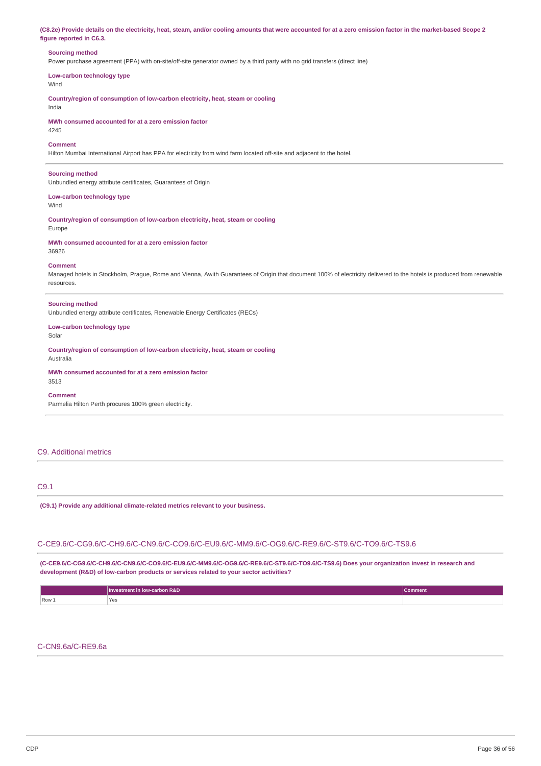**(C8.2e) Provide details on the electricity, heat, steam, and/or cooling amounts that were accounted for at a zero emission factor in the market-based Scope 2 figure reported in C6.3.**

**Sourcing method**
Power purchase agreement (PPA) with on-site/off-site generator owned by a third party with no grid transfers (direct line)

**Low-carbon technology type**
Wind

**Country/region of consumption of low-carbon electricity, heat, steam or cooling**
India

**MWh consumed accounted for at a zero emission factor**
4245

**Comment**
Hilton Mumbai International Airport has PPA for electricity from wind farm located off-site and adjacent to the hotel.

---

**Sourcing method**
Unbundled energy attribute certificates, Guarantees of Origin

**Low-carbon technology type**
Wind

**Country/region of consumption of low-carbon electricity, heat, steam or cooling**
Europe

**MWh consumed accounted for at a zero emission factor**
36926

**Comment**
Managed hotels in Stockholm, Prague, Rome and Vienna, Awith Guarantees of Origin that document 100% of electricity delivered to the hotels is produced from renewable resources.

---

**Sourcing method**
Unbundled energy attribute certificates, Renewable Energy Certificates (RECs)

**Low-carbon technology type**
Solar

**Country/region of consumption of low-carbon electricity, heat, steam or cooling**
Australia

**MWh consumed accounted for at a zero emission factor**
3513

**Comment**
Parmelia Hilton Perth procures 100% green electricity.

---

## C9. Additional metrics

### C9.1

**(C9.1) Provide any additional climate-related metrics relevant to your business.**

### C-CE9.6/C-CG9.6/C-CH9.6/C-CN9.6/C-CO9.6/C-EU9.6/C-MM9.6/C-OG9.6/C-RE9.6/C-ST9.6/C-TO9.6/C-TS9.6

**(C-CE9.6/C-CG9.6/C-CH9.6/C-CN9.6/C-CO9.6/C-EU9.6/C-MM9.6/C-OG9.6/C-RE9.6/C-ST9.6/C-TO9.6/C-TS9.6) Does your organization invest in research and development (R&D) of low-carbon products or services related to your sector activities?**

| | Investment in low-carbon R&D | Comment |
|---|---|---|
| Row 1 | Yes | |

### C-CN9.6a/C-RE9.6a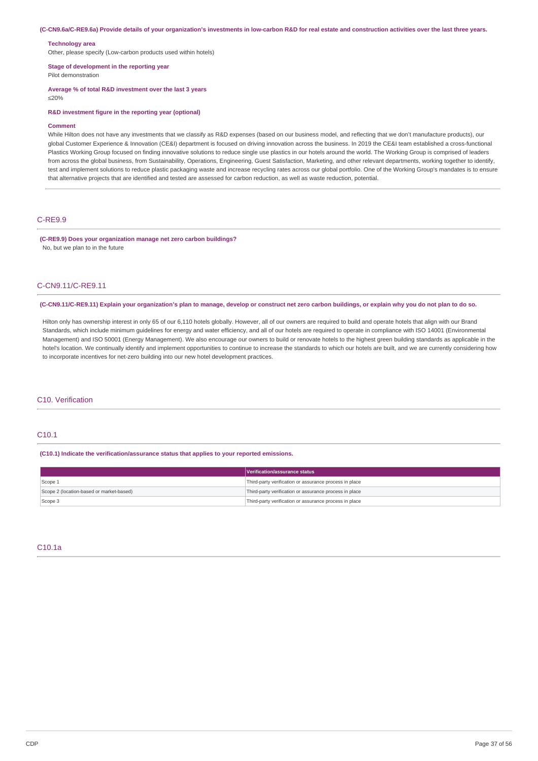**(C-CN9.6a/C-RE9.6a) Provide details of your organization's investments in low-carbon R&D for real estate and construction activities over the last three years.**

**Technology area**
Other, please specify (Low-carbon products used within hotels)

**Stage of development in the reporting year**
Pilot demonstration

**Average % of total R&D investment over the last 3 years**
≤20%

**R&D investment figure in the reporting year (optional)**

**Comment**
While Hilton does not have any investments that we classify as R&D expenses (based on our business model, and reflecting that we don't manufacture products), our global Customer Experience & Innovation (CE&I) department is focused on driving innovation across the business. In 2019 the CE&I team established a cross-functional Plastics Working Group focused on finding innovative solutions to reduce single use plastics in our hotels around the world. The Working Group is comprised of leaders from across the global business, from Sustainability, Operations, Engineering, Guest Satisfaction, Marketing, and other relevant departments, working together to identify, test and implement solutions to reduce plastic packaging waste and increase recycling rates across our global portfolio. One of the Working Group's mandates is to ensure that alternative projects that are identified and tested are assessed for carbon reduction, as well as waste reduction, potential.

## C-RE9.9

**(C-RE9.9) Does your organization manage net zero carbon buildings?**
No, but we plan to in the future

## C-CN9.11/C-RE9.11

**(C-CN9.11/C-RE9.11) Explain your organization's plan to manage, develop or construct net zero carbon buildings, or explain why you do not plan to do so.**

Hilton only has ownership interest in only 65 of our 6,110 hotels globally. However, all of our owners are required to build and operate hotels that align with our Brand Standards, which include minimum guidelines for energy and water efficiency, and all of our hotels are required to operate in compliance with ISO 14001 (Environmental Management) and ISO 50001 (Energy Management). We also encourage our owners to build or renovate hotels to the highest green building standards as applicable in the hotel's location. We continually identify and implement opportunities to continue to increase the standards to which our hotels are built, and we are currently considering how to incorporate incentives for net-zero building into our new hotel development practices.

# C10. Verification

## C10.1

**(C10.1) Indicate the verification/assurance status that applies to your reported emissions.**

| | Verification/assurance status |
|---|---|
| Scope 1 | Third-party verification or assurance process in place |
| Scope 2 (location-based or market-based) | Third-party verification or assurance process in place |
| Scope 3 | Third-party verification or assurance process in place |

## C10.1a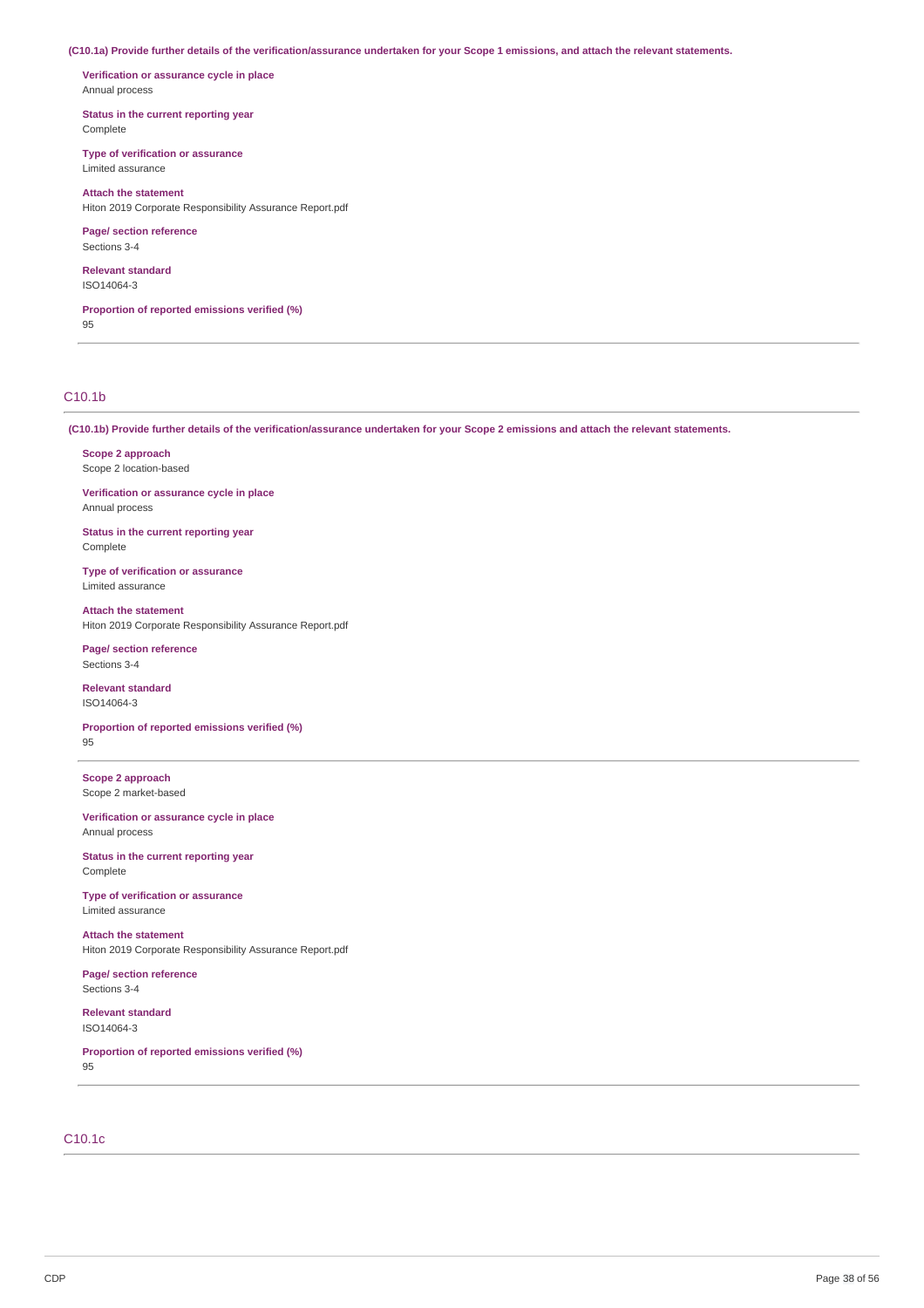**(C10.1a) Provide further details of the verification/assurance undertaken for your Scope 1 emissions, and attach the relevant statements.**

**Verification or assurance cycle in place**
Annual process

**Status in the current reporting year**
Complete

**Type of verification or assurance**
Limited assurance

**Attach the statement**
Hiton 2019 Corporate Responsibility Assurance Report.pdf

**Page/ section reference**
Sections 3-4

**Relevant standard**
ISO14064-3

**Proportion of reported emissions verified (%)**
95

## C10.1b

**(C10.1b) Provide further details of the verification/assurance undertaken for your Scope 2 emissions and attach the relevant statements.**

**Scope 2 approach**
Scope 2 location-based

**Verification or assurance cycle in place**
Annual process

**Status in the current reporting year**
Complete

**Type of verification or assurance**
Limited assurance

**Attach the statement**
Hiton 2019 Corporate Responsibility Assurance Report.pdf

**Page/ section reference**
Sections 3-4

**Relevant standard**
ISO14064-3

**Proportion of reported emissions verified (%)**
95

**Scope 2 approach**
Scope 2 market-based

**Verification or assurance cycle in place**
Annual process

**Status in the current reporting year**
Complete

**Type of verification or assurance**
Limited assurance

**Attach the statement**
Hiton 2019 Corporate Responsibility Assurance Report.pdf

**Page/ section reference**
Sections 3-4

**Relevant standard**
ISO14064-3

**Proportion of reported emissions verified (%)**
95

## C10.1c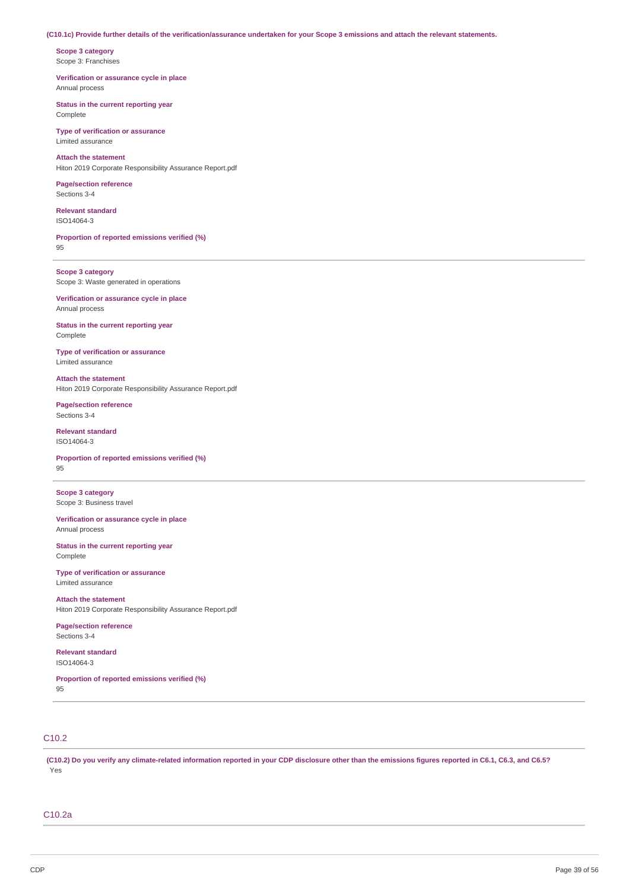**(C10.1c) Provide further details of the verification/assurance undertaken for your Scope 3 emissions and attach the relevant statements.**

**Scope 3 category**
Scope 3: Franchises

**Verification or assurance cycle in place**
Annual process

**Status in the current reporting year**
Complete

**Type of verification or assurance**
Limited assurance

**Attach the statement**
Hiton 2019 Corporate Responsibility Assurance Report.pdf

**Page/section reference**
Sections 3-4

**Relevant standard**
ISO14064-3

**Proportion of reported emissions verified (%)**
95

---

**Scope 3 category**
Scope 3: Waste generated in operations

**Verification or assurance cycle in place**
Annual process

**Status in the current reporting year**
Complete

**Type of verification or assurance**
Limited assurance

**Attach the statement**
Hiton 2019 Corporate Responsibility Assurance Report.pdf

**Page/section reference**
Sections 3-4

**Relevant standard**
ISO14064-3

**Proportion of reported emissions verified (%)**
95

---

**Scope 3 category**
Scope 3: Business travel

**Verification or assurance cycle in place**
Annual process

**Status in the current reporting year**
Complete

**Type of verification or assurance**
Limited assurance

**Attach the statement**
Hiton 2019 Corporate Responsibility Assurance Report.pdf

**Page/section reference**
Sections 3-4

**Relevant standard**
ISO14064-3

**Proportion of reported emissions verified (%)**
95

---

## C10.2

**(C10.2) Do you verify any climate-related information reported in your CDP disclosure other than the emissions figures reported in C6.1, C6.3, and C6.5?**
Yes

## C10.2a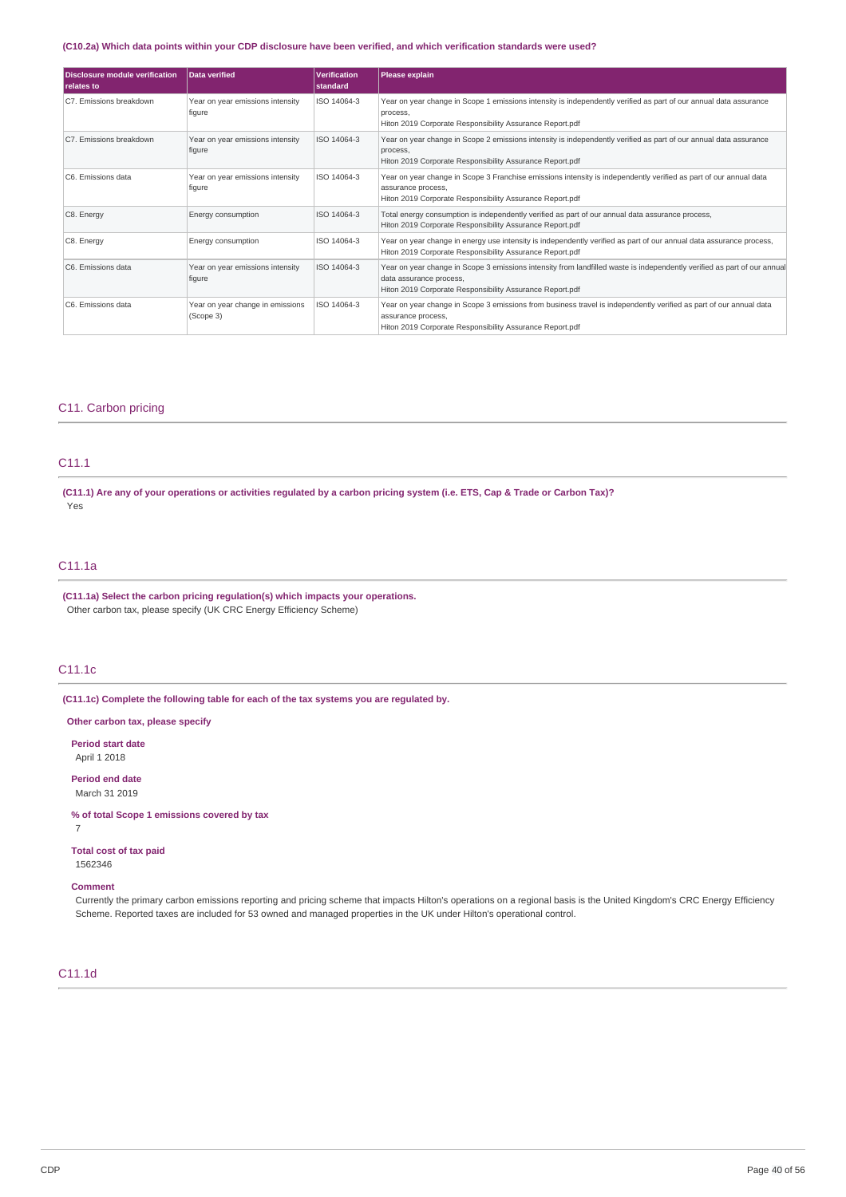**(C10.2a) Which data points within your CDP disclosure have been verified, and which verification standards were used?**

| Disclosure module verification relates to | Data verified | Verification standard | Please explain |
|---|---|---|---|
| C7. Emissions breakdown | Year on year emissions intensity figure | ISO 14064-3 | Year on year change in Scope 1 emissions intensity is independently verified as part of our annual data assurance process,<br>Hiton 2019 Corporate Responsibility Assurance Report.pdf |
| C7. Emissions breakdown | Year on year emissions intensity figure | ISO 14064-3 | Year on year change in Scope 2 emissions intensity is independently verified as part of our annual data assurance process,<br>Hiton 2019 Corporate Responsibility Assurance Report.pdf |
| C6. Emissions data | Year on year emissions intensity figure | ISO 14064-3 | Year on year change in Scope 3 Franchise emissions intensity is independently verified as part of our annual data assurance process,<br>Hiton 2019 Corporate Responsibility Assurance Report.pdf |
| C8. Energy | Energy consumption | ISO 14064-3 | Total energy consumption is independently verified as part of our annual data assurance process,<br>Hiton 2019 Corporate Responsibility Assurance Report.pdf |
| C8. Energy | Energy consumption | ISO 14064-3 | Year on year change in energy use intensity is independently verified as part of our annual data assurance process,<br>Hiton 2019 Corporate Responsibility Assurance Report.pdf |
| C6. Emissions data | Year on year emissions intensity figure | ISO 14064-3 | Year on year change in Scope 3 emissions intensity from landfilled waste is independently verified as part of our annual data assurance process,<br>Hiton 2019 Corporate Responsibility Assurance Report.pdf |
| C6. Emissions data | Year on year change in emissions (Scope 3) | ISO 14064-3 | Year on year change in Scope 3 emissions from business travel is independently verified as part of our annual data assurance process,<br>Hiton 2019 Corporate Responsibility Assurance Report.pdf |

## C11. Carbon pricing

### C11.1

**(C11.1) Are any of your operations or activities regulated by a carbon pricing system (i.e. ETS, Cap & Trade or Carbon Tax)?**

Yes

### C11.1a

**(C11.1a) Select the carbon pricing regulation(s) which impacts your operations.**

Other carbon tax, please specify (UK CRC Energy Efficiency Scheme)

### C11.1c

**(C11.1c) Complete the following table for each of the tax systems you are regulated by.**

**Other carbon tax, please specify**

**Period start date**

April 1 2018

**Period end date**

March 31 2019

**% of total Scope 1 emissions covered by tax**

7

**Total cost of tax paid**

1562346

**Comment**

Currently the primary carbon emissions reporting and pricing scheme that impacts Hilton's operations on a regional basis is the United Kingdom's CRC Energy Efficiency Scheme. Reported taxes are included for 53 owned and managed properties in the UK under Hilton's operational control.

### C11.1d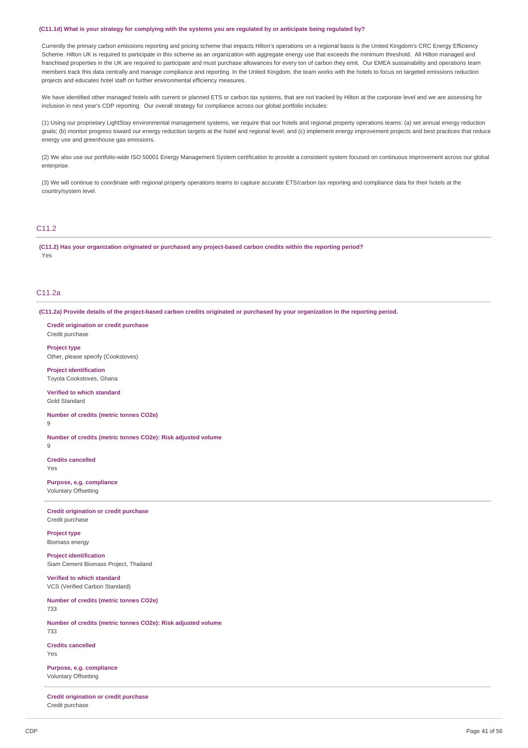**(C11.1d) What is your strategy for complying with the systems you are regulated by or anticipate being regulated by?**

Currently the primary carbon emissions reporting and pricing scheme that impacts Hilton's operations on a regional basis is the United Kingdom's CRC Energy Efficiency Scheme. Hilton UK is required to participate in this scheme as an organization with aggregate energy use that exceeds the minimum threshold. All Hilton managed and franchised properties in the UK are required to participate and must purchase allowances for every ton of carbon they emit. Our EMEA sustainability and operations team members track this data centrally and manage compliance and reporting. In the United Kingdom, the team works with the hotels to focus on targeted emissions reduction projects and educates hotel staff on further environmental efficiency measures.

We have identified other managed hotels with current or planned ETS or carbon tax systems, that are not tracked by Hilton at the corporate level and we are assessing for inclusion in next year's CDP reporting. Our overall strategy for compliance across our global portfolio includes:

(1) Using our proprietary LightStay environmental management systems, we require that our hotels and regional property operations teams: (a) set annual energy reduction goals; (b) monitor progress toward our energy reduction targets at the hotel and regional level; and (c) implement energy improvement projects and best practices that reduce energy use and greenhouse gas emissions.

(2) We also use our portfolio-wide ISO 50001 Energy Management System certification to provide a consistent system focused on continuous improvement across our global enterprise.

(3) We will continue to coordinate with regional property operations teams to capture accurate ETS/carbon tax reporting and compliance data for their hotels at the country/system level.

## C11.2

**(C11.2) Has your organization originated or purchased any project-based carbon credits within the reporting period?**

Yes

## C11.2a

**(C11.2a) Provide details of the project-based carbon credits originated or purchased by your organization in the reporting period.**

**Credit origination or credit purchase**
Credit purchase

**Project type**
Other, please specify (Cookstoves)

**Project identification**
Toyola Cookstoves, Ghana

**Verified to which standard**
Gold Standard

**Number of credits (metric tonnes CO2e)**
9

**Number of credits (metric tonnes CO2e): Risk adjusted volume**
9

**Credits cancelled**
Yes

**Purpose, e.g. compliance**
Voluntary Offsetting

---

**Credit origination or credit purchase**
Credit purchase

**Project type**
Biomass energy

**Project identification**
Siam Cement Biomass Project, Thailand

**Verified to which standard**
VCS (Verified Carbon Standard)

**Number of credits (metric tonnes CO2e)**
733

**Number of credits (metric tonnes CO2e): Risk adjusted volume**
733

**Credits cancelled**
Yes

**Purpose, e.g. compliance**
Voluntary Offsetting

---

**Credit origination or credit purchase**
Credit purchase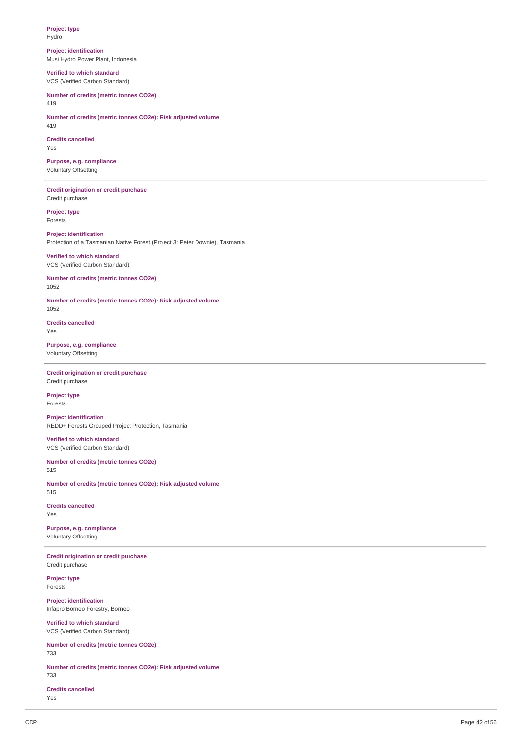**Project type**
Hydro

**Project identification**
Musi Hydro Power Plant, Indonesia

**Verified to which standard**
VCS (Verified Carbon Standard)

**Number of credits (metric tonnes CO2e)**
419

**Number of credits (metric tonnes CO2e): Risk adjusted volume**
419

**Credits cancelled**
Yes

**Purpose, e.g. compliance**
Voluntary Offsetting

---

**Credit origination or credit purchase**
Credit purchase

**Project type**
Forests

**Project identification**
Protection of a Tasmanian Native Forest (Project 3: Peter Downie), Tasmania

**Verified to which standard**
VCS (Verified Carbon Standard)

**Number of credits (metric tonnes CO2e)**
1052

**Number of credits (metric tonnes CO2e): Risk adjusted volume**
1052

**Credits cancelled**
Yes

**Purpose, e.g. compliance**
Voluntary Offsetting

---

**Credit origination or credit purchase**
Credit purchase

**Project type**
Forests

**Project identification**
REDD+ Forests Grouped Project Protection, Tasmania

**Verified to which standard**
VCS (Verified Carbon Standard)

**Number of credits (metric tonnes CO2e)**
515

**Number of credits (metric tonnes CO2e): Risk adjusted volume**
515

**Credits cancelled**
Yes

**Purpose, e.g. compliance**
Voluntary Offsetting

---

**Credit origination or credit purchase**
Credit purchase

**Project type**
Forests

**Project identification**
Infapro Borneo Forestry, Borneo

**Verified to which standard**
VCS (Verified Carbon Standard)

**Number of credits (metric tonnes CO2e)**
733

**Number of credits (metric tonnes CO2e): Risk adjusted volume**
733

**Credits cancelled**
Yes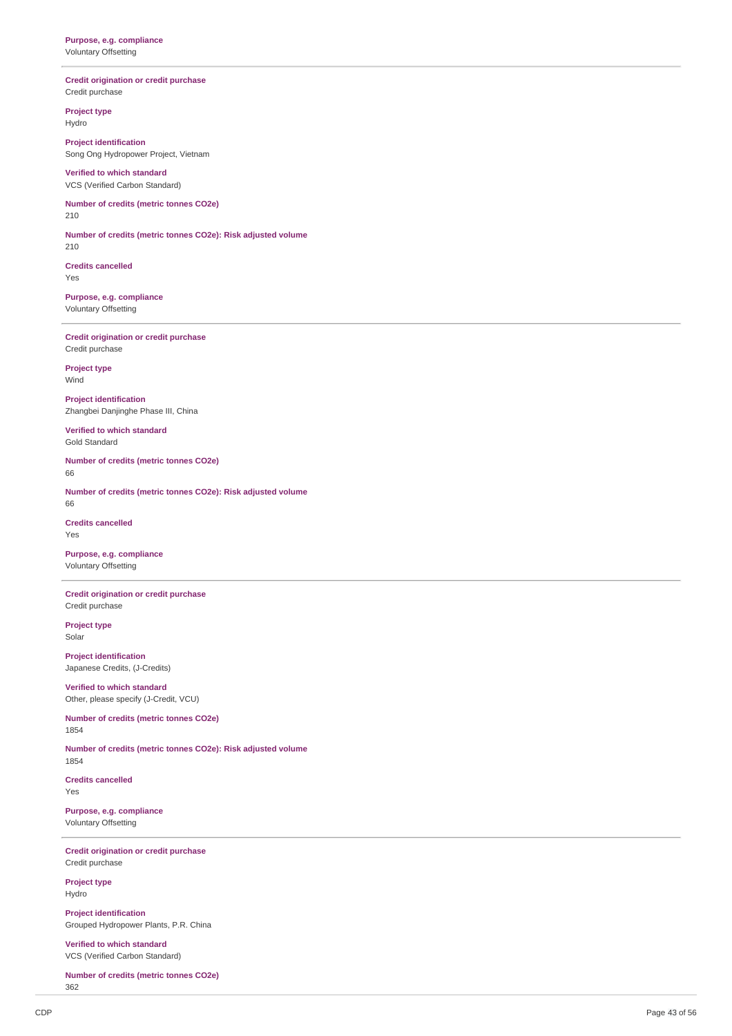**Purpose, e.g. compliance**
Voluntary Offsetting

---

**Credit origination or credit purchase**
Credit purchase

**Project type**
Hydro

**Project identification**
Song Ong Hydropower Project, Vietnam

**Verified to which standard**
VCS (Verified Carbon Standard)

**Number of credits (metric tonnes CO2e)**
210

**Number of credits (metric tonnes CO2e): Risk adjusted volume**
210

**Credits cancelled**
Yes

**Purpose, e.g. compliance**
Voluntary Offsetting

---

**Credit origination or credit purchase**
Credit purchase

**Project type**
Wind

**Project identification**
Zhangbei Danjinghe Phase III, China

**Verified to which standard**
Gold Standard

**Number of credits (metric tonnes CO2e)**
66

**Number of credits (metric tonnes CO2e): Risk adjusted volume**
66

**Credits cancelled**
Yes

**Purpose, e.g. compliance**
Voluntary Offsetting

---

**Credit origination or credit purchase**
Credit purchase

**Project type**
Solar

**Project identification**
Japanese Credits, (J-Credits)

**Verified to which standard**
Other, please specify (J-Credit, VCU)

**Number of credits (metric tonnes CO2e)**
1854

**Number of credits (metric tonnes CO2e): Risk adjusted volume**
1854

**Credits cancelled**
Yes

**Purpose, e.g. compliance**
Voluntary Offsetting

---

**Credit origination or credit purchase**
Credit purchase

**Project type**
Hydro

**Project identification**
Grouped Hydropower Plants, P.R. China

**Verified to which standard**
VCS (Verified Carbon Standard)

**Number of credits (metric tonnes CO2e)**
362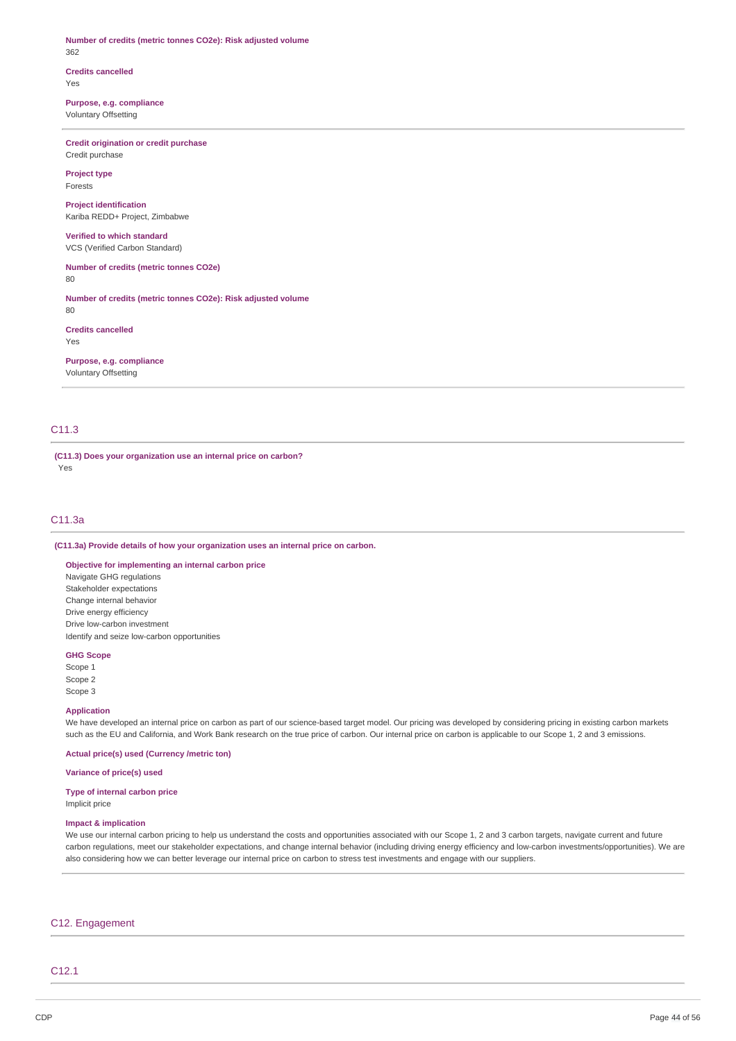**Number of credits (metric tonnes CO2e): Risk adjusted volume**
362

**Credits cancelled**
Yes

**Purpose, e.g. compliance**
Voluntary Offsetting

---

**Credit origination or credit purchase**
Credit purchase

**Project type**
Forests

**Project identification**
Kariba REDD+ Project, Zimbabwe

**Verified to which standard**
VCS (Verified Carbon Standard)

**Number of credits (metric tonnes CO2e)**
80

**Number of credits (metric tonnes CO2e): Risk adjusted volume**
80

**Credits cancelled**
Yes

**Purpose, e.g. compliance**
Voluntary Offsetting

---

## C11.3

**(C11.3) Does your organization use an internal price on carbon?**
Yes

## C11.3a

**(C11.3a) Provide details of how your organization uses an internal price on carbon.**

**Objective for implementing an internal carbon price**
Navigate GHG regulations
Stakeholder expectations
Change internal behavior
Drive energy efficiency
Drive low-carbon investment
Identify and seize low-carbon opportunities

**GHG Scope**
Scope 1
Scope 2
Scope 3

**Application**
We have developed an internal price on carbon as part of our science-based target model. Our pricing was developed by considering pricing in existing carbon markets such as the EU and California, and Work Bank research on the true price of carbon. Our internal price on carbon is applicable to our Scope 1, 2 and 3 emissions.

**Actual price(s) used (Currency /metric ton)**

**Variance of price(s) used**

**Type of internal carbon price**
Implicit price

**Impact & implication**
We use our internal carbon pricing to help us understand the costs and opportunities associated with our Scope 1, 2 and 3 carbon targets, navigate current and future carbon regulations, meet our stakeholder expectations, and change internal behavior (including driving energy efficiency and low-carbon investments/opportunities). We are also considering how we can better leverage our internal price on carbon to stress test investments and engage with our suppliers.

---

# C12. Engagement

## C12.1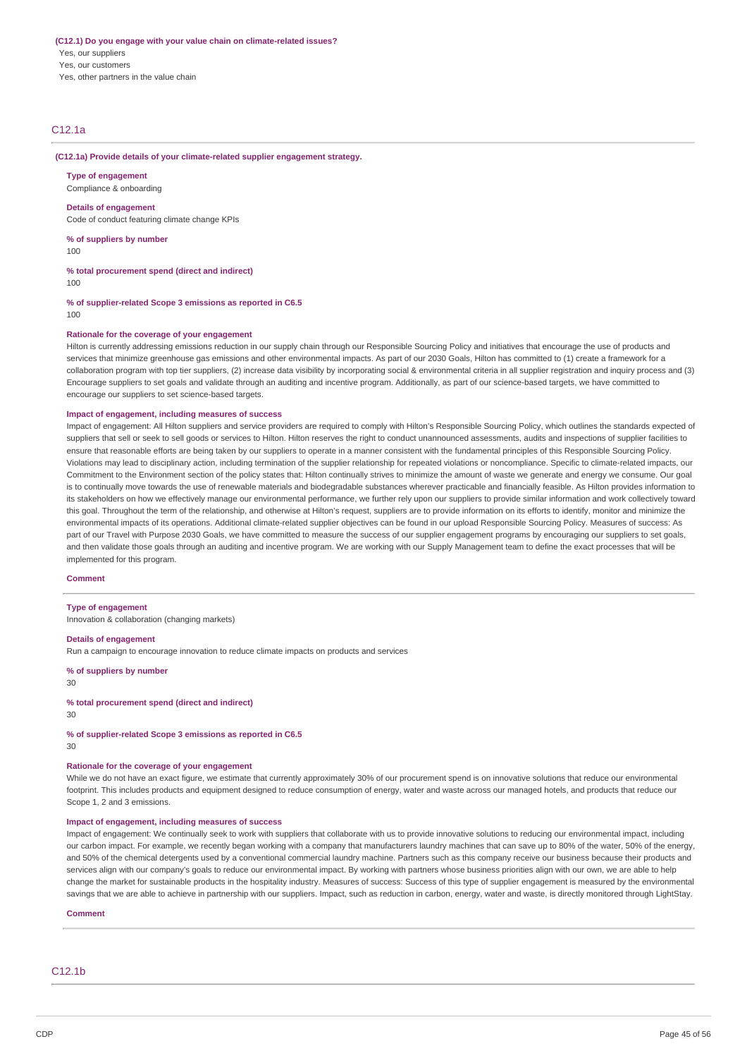**(C12.1) Do you engage with your value chain on climate-related issues?**

Yes, our suppliers
Yes, our customers
Yes, other partners in the value chain

## C12.1a

**(C12.1a) Provide details of your climate-related supplier engagement strategy.**

**Type of engagement**
Compliance & onboarding

**Details of engagement**
Code of conduct featuring climate change KPIs

**% of suppliers by number**
100

**% total procurement spend (direct and indirect)**
100

**% of supplier-related Scope 3 emissions as reported in C6.5**
100

**Rationale for the coverage of your engagement**
Hilton is currently addressing emissions reduction in our supply chain through our Responsible Sourcing Policy and initiatives that encourage the use of products and services that minimize greenhouse gas emissions and other environmental impacts. As part of our 2030 Goals, Hilton has committed to (1) create a framework for a collaboration program with top tier suppliers, (2) increase data visibility by incorporating social & environmental criteria in all supplier registration and inquiry process and (3) Encourage suppliers to set goals and validate through an auditing and incentive program. Additionally, as part of our science-based targets, we have committed to encourage our suppliers to set science-based targets.

**Impact of engagement, including measures of success**
Impact of engagement: All Hilton suppliers and service providers are required to comply with Hilton's Responsible Sourcing Policy, which outlines the standards expected of suppliers that sell or seek to sell goods or services to Hilton. Hilton reserves the right to conduct unannounced assessments, audits and inspections of supplier facilities to ensure that reasonable efforts are being taken by our suppliers to operate in a manner consistent with the fundamental principles of this Responsible Sourcing Policy. Violations may lead to disciplinary action, including termination of the supplier relationship for repeated violations or noncompliance. Specific to climate-related impacts, our Commitment to the Environment section of the policy states that: Hilton continually strives to minimize the amount of waste we generate and energy we consume. Our goal is to continually move towards the use of renewable materials and biodegradable substances wherever practicable and financially feasible. As Hilton provides information to its stakeholders on how we effectively manage our environmental performance, we further rely upon our suppliers to provide similar information and work collectively toward this goal. Throughout the term of the relationship, and otherwise at Hilton's request, suppliers are to provide information on its efforts to identify, monitor and minimize the environmental impacts of its operations. Additional climate-related supplier objectives can be found in our upload Responsible Sourcing Policy. Measures of success: As part of our Travel with Purpose 2030 Goals, we have committed to measure the success of our supplier engagement programs by encouraging our suppliers to set goals, and then validate those goals through an auditing and incentive program. We are working with our Supply Management team to define the exact processes that will be implemented for this program.

**Comment**

**Type of engagement**
Innovation & collaboration (changing markets)

**Details of engagement**
Run a campaign to encourage innovation to reduce climate impacts on products and services

**% of suppliers by number**
30

**% total procurement spend (direct and indirect)**
30

**% of supplier-related Scope 3 emissions as reported in C6.5**
30

**Rationale for the coverage of your engagement**
While we do not have an exact figure, we estimate that currently approximately 30% of our procurement spend is on innovative solutions that reduce our environmental footprint. This includes products and equipment designed to reduce consumption of energy, water and waste across our managed hotels, and products that reduce our Scope 1, 2 and 3 emissions.

**Impact of engagement, including measures of success**
Impact of engagement: We continually seek to work with suppliers that collaborate with us to provide innovative solutions to reducing our environmental impact, including our carbon impact. For example, we recently began working with a company that manufacturers laundry machines that can save up to 80% of the water, 50% of the energy, and 50% of the chemical detergents used by a conventional commercial laundry machine. Partners such as this company receive our business because their products and services align with our company's goals to reduce our environmental impact. By working with partners whose business priorities align with our own, we are able to help change the market for sustainable products in the hospitality industry. Measures of success: Success of this type of supplier engagement is measured by the environmental savings that we are able to achieve in partnership with our suppliers. Impact, such as reduction in carbon, energy, water and waste, is directly monitored through LightStay.

**Comment**

## C12.1b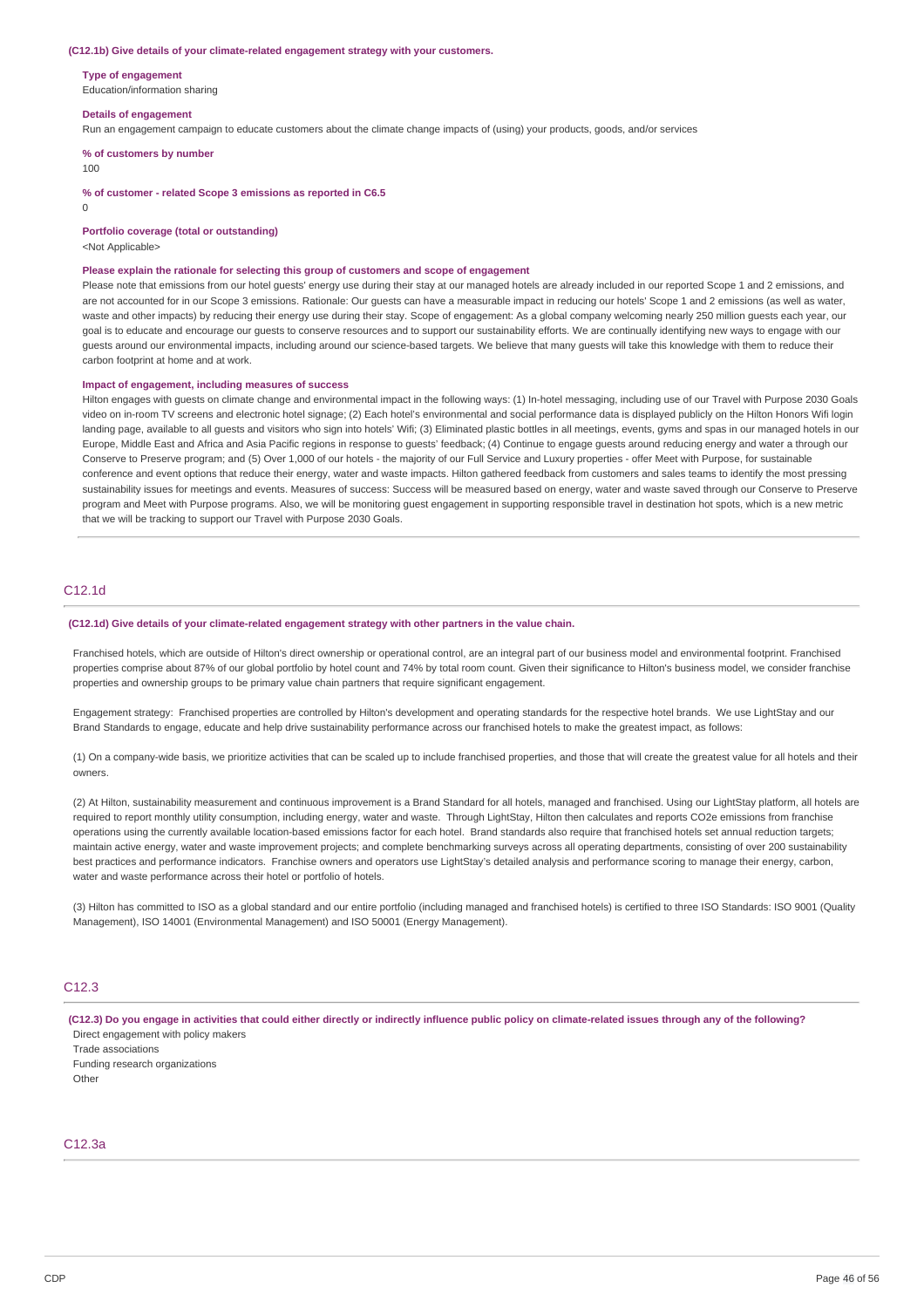**(C12.1b) Give details of your climate-related engagement strategy with your customers.**

**Type of engagement**
Education/information sharing

**Details of engagement**
Run an engagement campaign to educate customers about the climate change impacts of (using) your products, goods, and/or services

**% of customers by number**
100

**% of customer - related Scope 3 emissions as reported in C6.5**
0

**Portfolio coverage (total or outstanding)**
<Not Applicable>

**Please explain the rationale for selecting this group of customers and scope of engagement**
Please note that emissions from our hotel guests' energy use during their stay at our managed hotels are already included in our reported Scope 1 and 2 emissions, and are not accounted for in our Scope 3 emissions. Rationale: Our guests can have a measurable impact in reducing our hotels' Scope 1 and 2 emissions (as well as water, waste and other impacts) by reducing their energy use during their stay. Scope of engagement: As a global company welcoming nearly 250 million guests each year, our goal is to educate and encourage our guests to conserve resources and to support our sustainability efforts. We are continually identifying new ways to engage with our guests around our environmental impacts, including around our science-based targets. We believe that many guests will take this knowledge with them to reduce their carbon footprint at home and at work.

**Impact of engagement, including measures of success**
Hilton engages with guests on climate change and environmental impact in the following ways: (1) In-hotel messaging, including use of our Travel with Purpose 2030 Goals video on in-room TV screens and electronic hotel signage; (2) Each hotel's environmental and social performance data is displayed publicly on the Hilton Honors Wifi login landing page, available to all guests and visitors who sign into hotels' Wifi; (3) Eliminated plastic bottles in all meetings, events, gyms and spas in our managed hotels in our Europe, Middle East and Africa and Asia Pacific regions in response to guests' feedback; (4) Continue to engage guests around reducing energy and water a through our Conserve to Preserve program; and (5) Over 1,000 of our hotels - the majority of our Full Service and Luxury properties - offer Meet with Purpose, for sustainable conference and event options that reduce their energy, water and waste impacts. Hilton gathered feedback from customers and sales teams to identify the most pressing sustainability issues for meetings and events. Measures of success: Success will be measured based on energy, water and waste saved through our Conserve to Preserve program and Meet with Purpose programs. Also, we will be monitoring guest engagement in supporting responsible travel in destination hot spots, which is a new metric that we will be tracking to support our Travel with Purpose 2030 Goals.

## C12.1d

**(C12.1d) Give details of your climate-related engagement strategy with other partners in the value chain.**

Franchised hotels, which are outside of Hilton's direct ownership or operational control, are an integral part of our business model and environmental footprint. Franchised properties comprise about 87% of our global portfolio by hotel count and 74% by total room count. Given their significance to Hilton's business model, we consider franchise properties and ownership groups to be primary value chain partners that require significant engagement.

Engagement strategy: Franchised properties are controlled by Hilton's development and operating standards for the respective hotel brands. We use LightStay and our Brand Standards to engage, educate and help drive sustainability performance across our franchised hotels to make the greatest impact, as follows:

(1) On a company-wide basis, we prioritize activities that can be scaled up to include franchised properties, and those that will create the greatest value for all hotels and their owners.

(2) At Hilton, sustainability measurement and continuous improvement is a Brand Standard for all hotels, managed and franchised. Using our LightStay platform, all hotels are required to report monthly utility consumption, including energy, water and waste. Through LightStay, Hilton then calculates and reports CO2e emissions from franchise operations using the currently available location-based emissions factor for each hotel. Brand standards also require that franchised hotels set annual reduction targets; maintain active energy, water and waste improvement projects; and complete benchmarking surveys across all operating departments, consisting of over 200 sustainability best practices and performance indicators. Franchise owners and operators use LightStay's detailed analysis and performance scoring to manage their energy, carbon, water and waste performance across their hotel or portfolio of hotels.

(3) Hilton has committed to ISO as a global standard and our entire portfolio (including managed and franchised hotels) is certified to three ISO Standards: ISO 9001 (Quality Management), ISO 14001 (Environmental Management) and ISO 50001 (Energy Management).

## C12.3

**(C12.3) Do you engage in activities that could either directly or indirectly influence public policy on climate-related issues through any of the following?**

Direct engagement with policy makers
Trade associations
Funding research organizations
Other

## C12.3a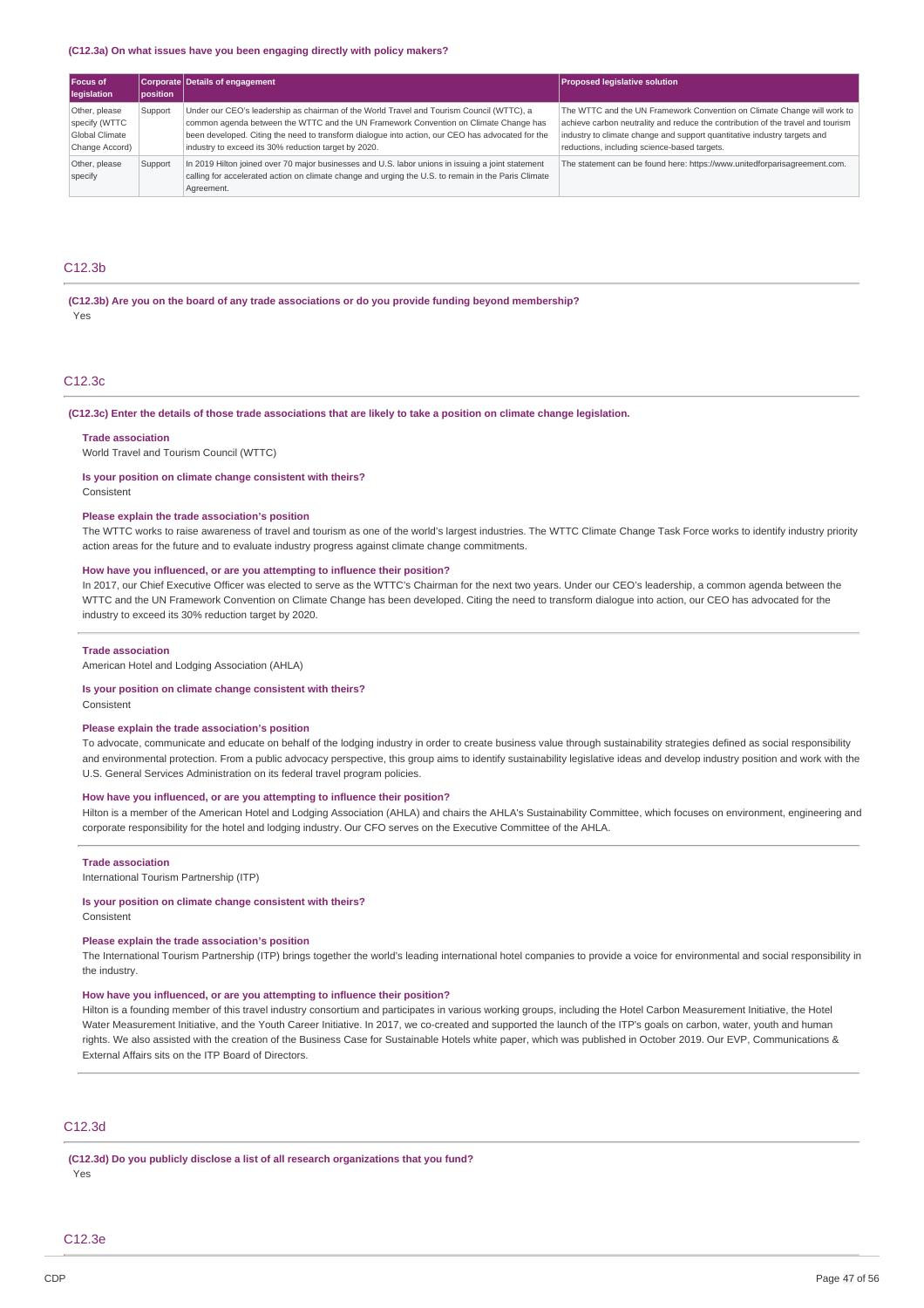(C12.3a) On what issues have you been engaging directly with policy makers?

| Focus of legislation | Corporate position | Details of engagement | Proposed legislative solution |
|---|---|---|---|
| Other, please specify (WTTC Global Climate Change Accord) | Support | Under our CEO's leadership as chairman of the World Travel and Tourism Council (WTTC), a common agenda between the WTTC and the UN Framework Convention on Climate Change has been developed. Citing the need to transform dialogue into action, our CEO has advocated for the industry to exceed its 30% reduction target by 2020. | The WTTC and the UN Framework Convention on Climate Change will work to achieve carbon neutrality and reduce the contribution of the travel and tourism industry to climate change and support quantitative industry targets and reductions, including science-based targets. |
| Other, please specify | Support | In 2019 Hilton joined over 70 major businesses and U.S. labor unions in issuing a joint statement calling for accelerated action on climate change and urging the U.S. to remain in the Paris Climate Agreement. | The statement can be found here: https://www.unitedforparisagreement.com. |

## C12.3b

**(C12.3b) Are you on the board of any trade associations or do you provide funding beyond membership?**

Yes

## C12.3c

**(C12.3c) Enter the details of those trade associations that are likely to take a position on climate change legislation.**

**Trade association**
World Travel and Tourism Council (WTTC)

**Is your position on climate change consistent with theirs?**
Consistent

**Please explain the trade association's position**
The WTTC works to raise awareness of travel and tourism as one of the world's largest industries. The WTTC Climate Change Task Force works to identify industry priority action areas for the future and to evaluate industry progress against climate change commitments.

**How have you influenced, or are you attempting to influence their position?**
In 2017, our Chief Executive Officer was elected to serve as the WTTC's Chairman for the next two years. Under our CEO's leadership, a common agenda between the WTTC and the UN Framework Convention on Climate Change has been developed. Citing the need to transform dialogue into action, our CEO has advocated for the industry to exceed its 30% reduction target by 2020.

---

**Trade association**
American Hotel and Lodging Association (AHLA)

**Is your position on climate change consistent with theirs?**
Consistent

**Please explain the trade association's position**
To advocate, communicate and educate on behalf of the lodging industry in order to create business value through sustainability strategies defined as social responsibility and environmental protection. From a public advocacy perspective, this group aims to identify sustainability legislative ideas and develop industry position and work with the U.S. General Services Administration on its federal travel program policies.

**How have you influenced, or are you attempting to influence their position?**
Hilton is a member of the American Hotel and Lodging Association (AHLA) and chairs the AHLA's Sustainability Committee, which focuses on environment, engineering and corporate responsibility for the hotel and lodging industry. Our CFO serves on the Executive Committee of the AHLA.

---

**Trade association**
International Tourism Partnership (ITP)

**Is your position on climate change consistent with theirs?**
Consistent

**Please explain the trade association's position**
The International Tourism Partnership (ITP) brings together the world's leading international hotel companies to provide a voice for environmental and social responsibility in the industry.

**How have you influenced, or are you attempting to influence their position?**
Hilton is a founding member of this travel industry consortium and participates in various working groups, including the Hotel Carbon Measurement Initiative, the Hotel Water Measurement Initiative, and the Youth Career Initiative. In 2017, we co-created and supported the launch of the ITP's goals on carbon, water, youth and human rights. We also assisted with the creation of the Business Case for Sustainable Hotels white paper, which was published in October 2019. Our EVP, Communications & External Affairs sits on the ITP Board of Directors.

---

## C12.3d

**(C12.3d) Do you publicly disclose a list of all research organizations that you fund?**

Yes

## C12.3e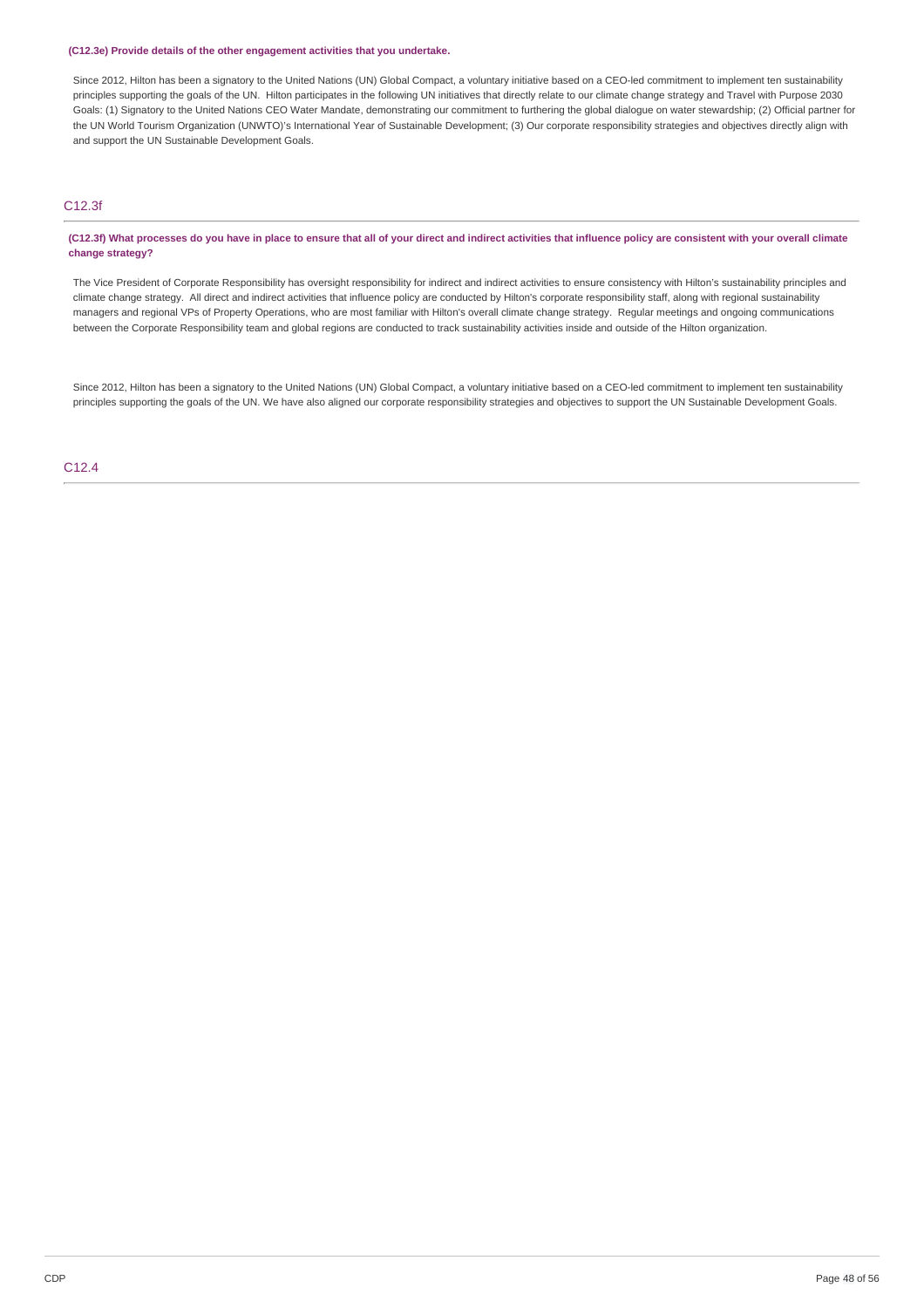**(C12.3e) Provide details of the other engagement activities that you undertake.**

Since 2012, Hilton has been a signatory to the United Nations (UN) Global Compact, a voluntary initiative based on a CEO-led commitment to implement ten sustainability principles supporting the goals of the UN. Hilton participates in the following UN initiatives that directly relate to our climate change strategy and Travel with Purpose 2030 Goals: (1) Signatory to the United Nations CEO Water Mandate, demonstrating our commitment to furthering the global dialogue on water stewardship; (2) Official partner for the UN World Tourism Organization (UNWTO)'s International Year of Sustainable Development; (3) Our corporate responsibility strategies and objectives directly align with and support the UN Sustainable Development Goals.

## C12.3f

**(C12.3f) What processes do you have in place to ensure that all of your direct and indirect activities that influence policy are consistent with your overall climate change strategy?**

The Vice President of Corporate Responsibility has oversight responsibility for indirect and indirect activities to ensure consistency with Hilton's sustainability principles and climate change strategy. All direct and indirect activities that influence policy are conducted by Hilton's corporate responsibility staff, along with regional sustainability managers and regional VPs of Property Operations, who are most familiar with Hilton's overall climate change strategy. Regular meetings and ongoing communications between the Corporate Responsibility team and global regions are conducted to track sustainability activities inside and outside of the Hilton organization.

Since 2012, Hilton has been a signatory to the United Nations (UN) Global Compact, a voluntary initiative based on a CEO-led commitment to implement ten sustainability principles supporting the goals of the UN. We have also aligned our corporate responsibility strategies and objectives to support the UN Sustainable Development Goals.

## C12.4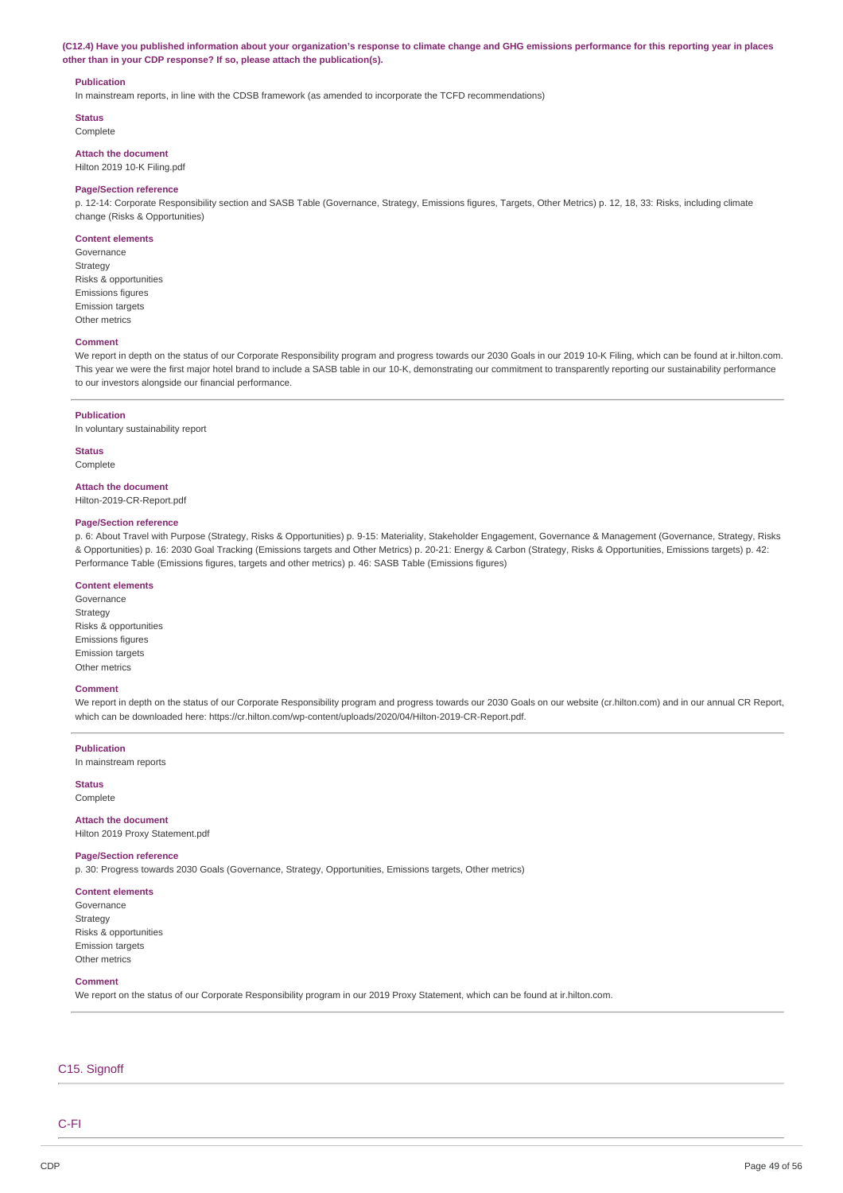**(C12.4) Have you published information about your organization's response to climate change and GHG emissions performance for this reporting year in places other than in your CDP response? If so, please attach the publication(s).**

**Publication**

In mainstream reports, in line with the CDSB framework (as amended to incorporate the TCFD recommendations)

**Status**

Complete

**Attach the document**

Hilton 2019 10-K Filing.pdf

**Page/Section reference**

p. 12-14: Corporate Responsibility section and SASB Table (Governance, Strategy, Emissions figures, Targets, Other Metrics) p. 12, 18, 33: Risks, including climate change (Risks & Opportunities)

**Content elements**

Governance
Strategy
Risks & opportunities
Emissions figures
Emission targets
Other metrics

**Comment**

We report in depth on the status of our Corporate Responsibility program and progress towards our 2030 Goals in our 2019 10-K Filing, which can be found at ir.hilton.com. This year we were the first major hotel brand to include a SASB table in our 10-K, demonstrating our commitment to transparently reporting our sustainability performance to our investors alongside our financial performance.

---

**Publication**

In voluntary sustainability report

**Status**

Complete

**Attach the document**

Hilton-2019-CR-Report.pdf

**Page/Section reference**

p. 6: About Travel with Purpose (Strategy, Risks & Opportunities) p. 9-15: Materiality, Stakeholder Engagement, Governance & Management (Governance, Strategy, Risks & Opportunities) p. 16: 2030 Goal Tracking (Emissions targets and Other Metrics) p. 20-21: Energy & Carbon (Strategy, Risks & Opportunities, Emissions targets) p. 42: Performance Table (Emissions figures, targets and other metrics) p. 46: SASB Table (Emissions figures)

**Content elements**

Governance
Strategy
Risks & opportunities
Emissions figures
Emission targets
Other metrics

**Comment**

We report in depth on the status of our Corporate Responsibility program and progress towards our 2030 Goals on our website (cr.hilton.com) and in our annual CR Report, which can be downloaded here: https://cr.hilton.com/wp-content/uploads/2020/04/Hilton-2019-CR-Report.pdf.

---

**Publication**

In mainstream reports

**Status**

Complete

**Attach the document**

Hilton 2019 Proxy Statement.pdf

**Page/Section reference**

p. 30: Progress towards 2030 Goals (Governance, Strategy, Opportunities, Emissions targets, Other metrics)

**Content elements**

Governance
Strategy
Risks & opportunities
Emission targets
Other metrics

**Comment**

We report on the status of our Corporate Responsibility program in our 2019 Proxy Statement, which can be found at ir.hilton.com.

---

## C15. Signoff

## C-FI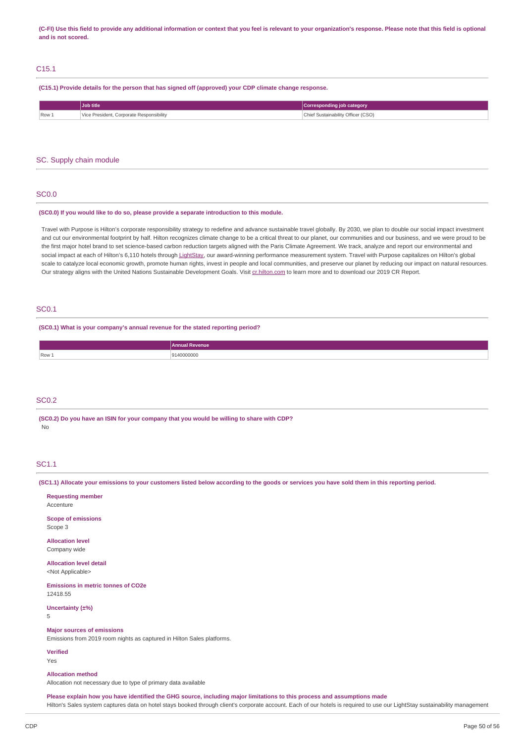**(C-FI) Use this field to provide any additional information or context that you feel is relevant to your organization's response. Please note that this field is optional and is not scored.**

## C15.1

**(C15.1) Provide details for the person that has signed off (approved) your CDP climate change response.**

| | Job title | Corresponding job category |
|---|---|---|
| Row 1 | Vice President, Corporate Responsibility | Chief Sustainability Officer (CSO) |

## SC. Supply chain module

## SC0.0

**(SC0.0) If you would like to do so, please provide a separate introduction to this module.**

Travel with Purpose is Hilton's corporate responsibility strategy to redefine and advance sustainable travel globally. By 2030, we plan to double our social impact investment and cut our environmental footprint by half. Hilton recognizes climate change to be a critical threat to our planet, our communities and our business, and we were proud to be the first major hotel brand to set science-based carbon reduction targets aligned with the Paris Climate Agreement. We track, analyze and report our environmental and social impact at each of Hilton's 6,110 hotels through LightStay, our award-winning performance measurement system. Travel with Purpose capitalizes on Hilton's global scale to catalyze local economic growth, promote human rights, invest in people and local communities, and preserve our planet by reducing our impact on natural resources. Our strategy aligns with the United Nations Sustainable Development Goals. Visit cr.hilton.com to learn more and to download our 2019 CR Report.

## SC0.1

**(SC0.1) What is your company's annual revenue for the stated reporting period?**

| | Annual Revenue |
|---|---|
| Row 1 | 9140000000 |

## SC0.2

**(SC0.2) Do you have an ISIN for your company that you would be willing to share with CDP?**

No

## SC1.1

**(SC1.1) Allocate your emissions to your customers listed below according to the goods or services you have sold them in this reporting period.**

**Requesting member**
Accenture

**Scope of emissions**
Scope 3

**Allocation level**
Company wide

**Allocation level detail**
<Not Applicable>

**Emissions in metric tonnes of CO2e**
12418.55

**Uncertainty (±%)**
5

**Major sources of emissions**
Emissions from 2019 room nights as captured in Hilton Sales platforms.

**Verified**
Yes

**Allocation method**
Allocation not necessary due to type of primary data available

**Please explain how you have identified the GHG source, including major limitations to this process and assumptions made**
Hilton's Sales system captures data on hotel stays booked through client's corporate account. Each of our hotels is required to use our LightStay sustainability management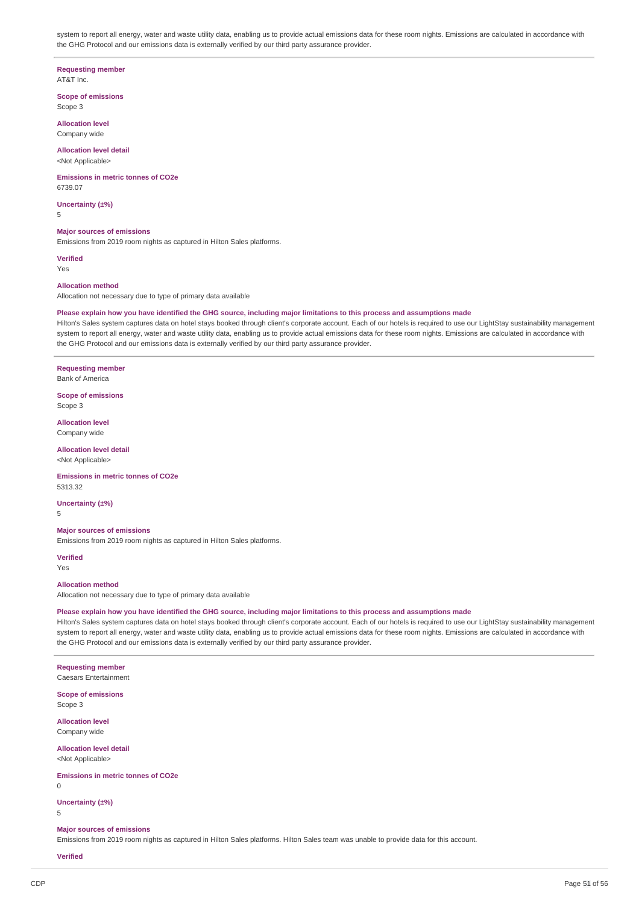system to report all energy, water and waste utility data, enabling us to provide actual emissions data for these room nights. Emissions are calculated in accordance with the GHG Protocol and our emissions data is externally verified by our third party assurance provider.

---

**Requesting member**
AT&T Inc.

**Scope of emissions**
Scope 3

**Allocation level**
Company wide

**Allocation level detail**
<Not Applicable>

**Emissions in metric tonnes of CO2e**
6739.07

**Uncertainty (±%)**
5

**Major sources of emissions**
Emissions from 2019 room nights as captured in Hilton Sales platforms.

**Verified**
Yes

**Allocation method**
Allocation not necessary due to type of primary data available

**Please explain how you have identified the GHG source, including major limitations to this process and assumptions made**
Hilton's Sales system captures data on hotel stays booked through client's corporate account. Each of our hotels is required to use our LightStay sustainability management system to report all energy, water and waste utility data, enabling us to provide actual emissions data for these room nights. Emissions are calculated in accordance with the GHG Protocol and our emissions data is externally verified by our third party assurance provider.

---

**Requesting member**
Bank of America

**Scope of emissions**
Scope 3

**Allocation level**
Company wide

**Allocation level detail**
<Not Applicable>

**Emissions in metric tonnes of CO2e**
5313.32

**Uncertainty (±%)**
5

**Major sources of emissions**
Emissions from 2019 room nights as captured in Hilton Sales platforms.

**Verified**
Yes

**Allocation method**
Allocation not necessary due to type of primary data available

**Please explain how you have identified the GHG source, including major limitations to this process and assumptions made**
Hilton's Sales system captures data on hotel stays booked through client's corporate account. Each of our hotels is required to use our LightStay sustainability management system to report all energy, water and waste utility data, enabling us to provide actual emissions data for these room nights. Emissions are calculated in accordance with the GHG Protocol and our emissions data is externally verified by our third party assurance provider.

---

**Requesting member**
Caesars Entertainment

**Scope of emissions**
Scope 3

**Allocation level**
Company wide

**Allocation level detail**
<Not Applicable>

**Emissions in metric tonnes of CO2e**
0

**Uncertainty (±%)**
5

**Major sources of emissions**
Emissions from 2019 room nights as captured in Hilton Sales platforms. Hilton Sales team was unable to provide data for this account.

**Verified**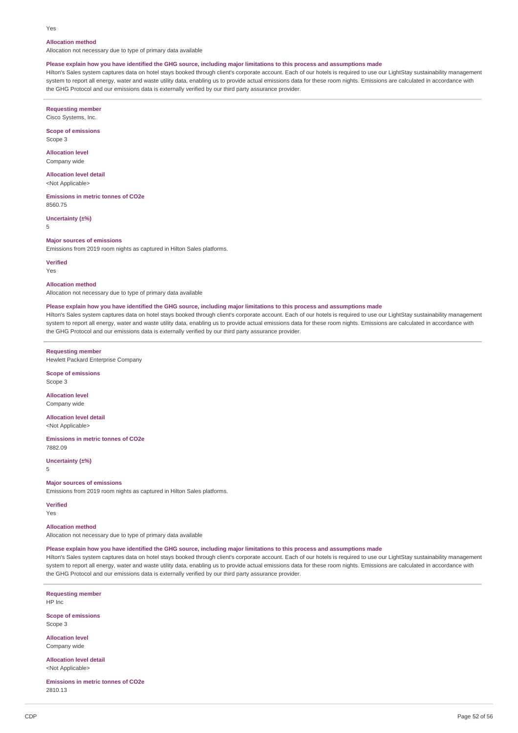Yes

**Allocation method**

Allocation not necessary due to type of primary data available

**Please explain how you have identified the GHG source, including major limitations to this process and assumptions made**

Hilton's Sales system captures data on hotel stays booked through client's corporate account. Each of our hotels is required to use our LightStay sustainability management system to report all energy, water and waste utility data, enabling us to provide actual emissions data for these room nights. Emissions are calculated in accordance with the GHG Protocol and our emissions data is externally verified by our third party assurance provider.

---

**Requesting member**

Cisco Systems, Inc.

**Scope of emissions**

Scope 3

**Allocation level**

Company wide

**Allocation level detail**

<Not Applicable>

**Emissions in metric tonnes of CO2e**

8560.75

**Uncertainty (±%)**

5

**Major sources of emissions**

Emissions from 2019 room nights as captured in Hilton Sales platforms.

**Verified**

Yes

**Allocation method**

Allocation not necessary due to type of primary data available

**Please explain how you have identified the GHG source, including major limitations to this process and assumptions made**

Hilton's Sales system captures data on hotel stays booked through client's corporate account. Each of our hotels is required to use our LightStay sustainability management system to report all energy, water and waste utility data, enabling us to provide actual emissions data for these room nights. Emissions are calculated in accordance with the GHG Protocol and our emissions data is externally verified by our third party assurance provider.

---

**Requesting member**

Hewlett Packard Enterprise Company

**Scope of emissions**

Scope 3

**Allocation level**

Company wide

**Allocation level detail**

<Not Applicable>

**Emissions in metric tonnes of CO2e**

7882.09

**Uncertainty (±%)**

5

**Major sources of emissions**

Emissions from 2019 room nights as captured in Hilton Sales platforms.

**Verified**

Yes

**Allocation method**

Allocation not necessary due to type of primary data available

**Please explain how you have identified the GHG source, including major limitations to this process and assumptions made**

Hilton's Sales system captures data on hotel stays booked through client's corporate account. Each of our hotels is required to use our LightStay sustainability management system to report all energy, water and waste utility data, enabling us to provide actual emissions data for these room nights. Emissions are calculated in accordance with the GHG Protocol and our emissions data is externally verified by our third party assurance provider.

---

**Requesting member**

HP Inc

**Scope of emissions**

Scope 3

**Allocation level**

Company wide

**Allocation level detail**

<Not Applicable>

**Emissions in metric tonnes of CO2e**

2810.13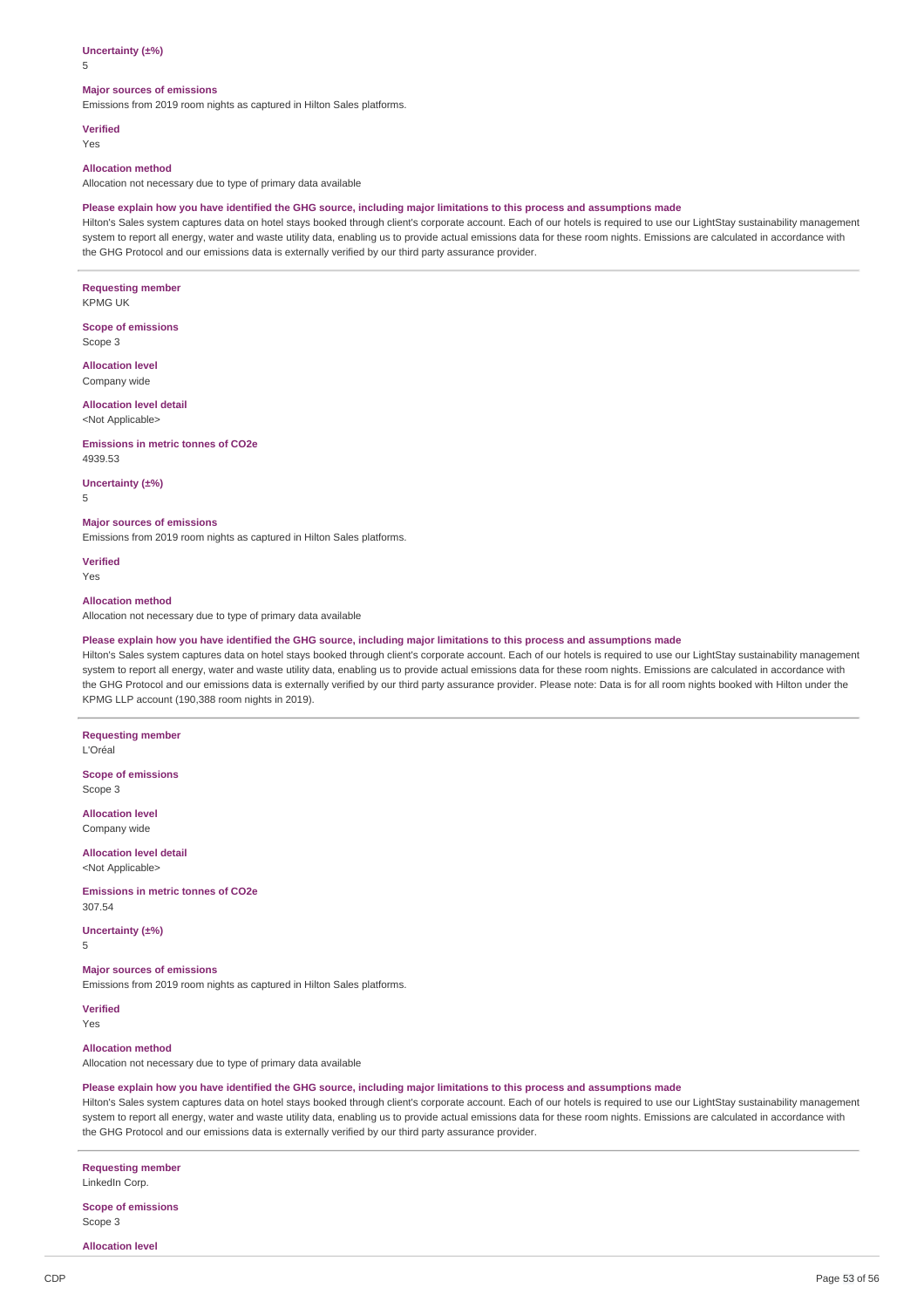**Uncertainty (±%)**
5

**Major sources of emissions**
Emissions from 2019 room nights as captured in Hilton Sales platforms.

**Verified**
Yes

**Allocation method**
Allocation not necessary due to type of primary data available

**Please explain how you have identified the GHG source, including major limitations to this process and assumptions made**
Hilton's Sales system captures data on hotel stays booked through client's corporate account. Each of our hotels is required to use our LightStay sustainability management system to report all energy, water and waste utility data, enabling us to provide actual emissions data for these room nights. Emissions are calculated in accordance with the GHG Protocol and our emissions data is externally verified by our third party assurance provider.

---

**Requesting member**
KPMG UK

**Scope of emissions**
Scope 3

**Allocation level**
Company wide

**Allocation level detail**
<Not Applicable>

**Emissions in metric tonnes of CO2e**
4939.53

**Uncertainty (±%)**
5

**Major sources of emissions**
Emissions from 2019 room nights as captured in Hilton Sales platforms.

**Verified**
Yes

**Allocation method**
Allocation not necessary due to type of primary data available

**Please explain how you have identified the GHG source, including major limitations to this process and assumptions made**
Hilton's Sales system captures data on hotel stays booked through client's corporate account. Each of our hotels is required to use our LightStay sustainability management system to report all energy, water and waste utility data, enabling us to provide actual emissions data for these room nights. Emissions are calculated in accordance with the GHG Protocol and our emissions data is externally verified by our third party assurance provider. Please note: Data is for all room nights booked with Hilton under the KPMG LLP account (190,388 room nights in 2019).

---

**Requesting member**
L'Oréal

**Scope of emissions**
Scope 3

**Allocation level**
Company wide

**Allocation level detail**
<Not Applicable>

**Emissions in metric tonnes of CO2e**
307.54

**Uncertainty (±%)**
5

**Major sources of emissions**
Emissions from 2019 room nights as captured in Hilton Sales platforms.

**Verified**
Yes

**Allocation method**
Allocation not necessary due to type of primary data available

**Please explain how you have identified the GHG source, including major limitations to this process and assumptions made**
Hilton's Sales system captures data on hotel stays booked through client's corporate account. Each of our hotels is required to use our LightStay sustainability management system to report all energy, water and waste utility data, enabling us to provide actual emissions data for these room nights. Emissions are calculated in accordance with the GHG Protocol and our emissions data is externally verified by our third party assurance provider.

---

**Requesting member**
LinkedIn Corp.

**Scope of emissions**
Scope 3

**Allocation level**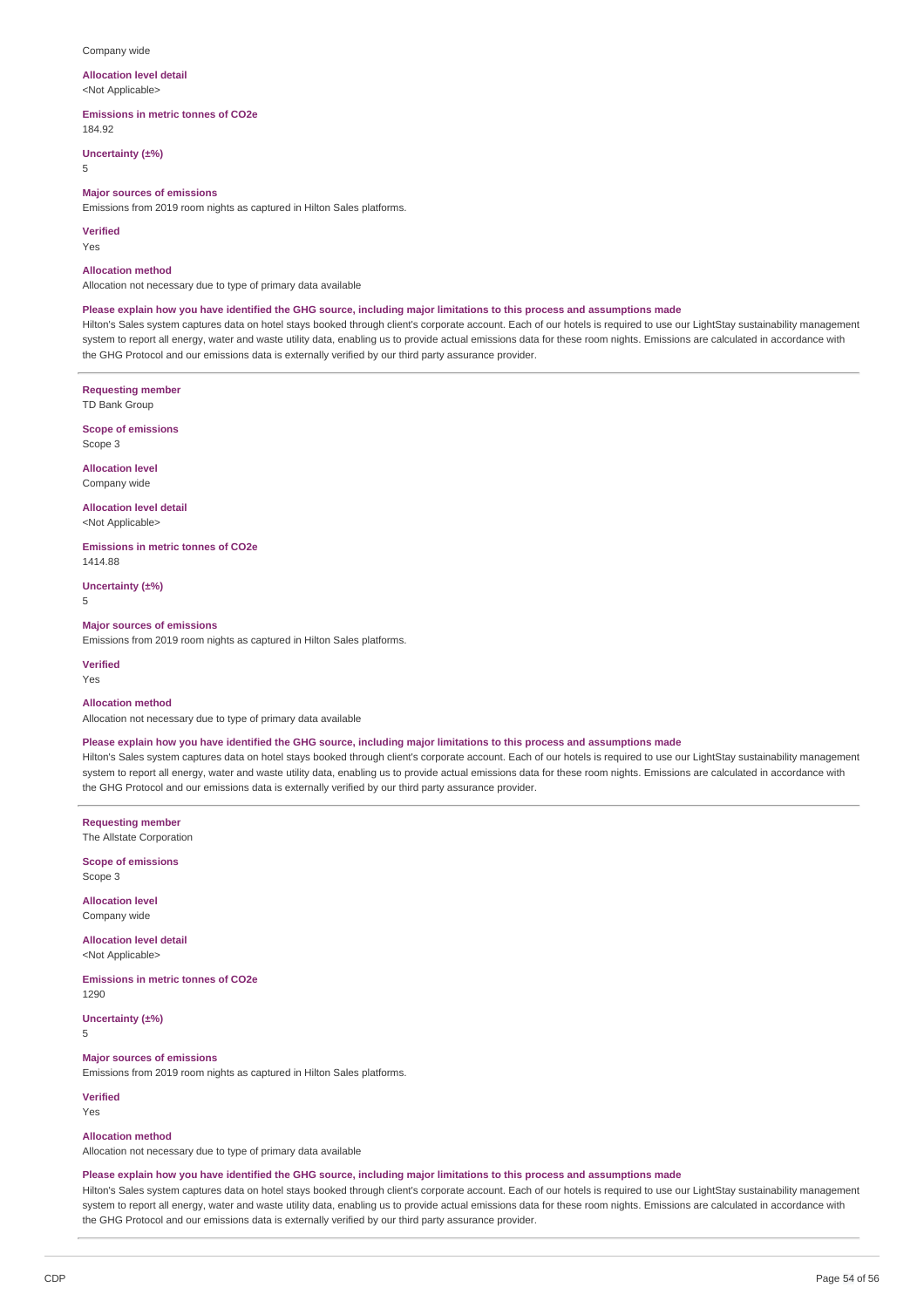Company wide

**Allocation level detail**
<Not Applicable>

**Emissions in metric tonnes of CO2e**
184.92

**Uncertainty (±%)**
5

**Major sources of emissions**
Emissions from 2019 room nights as captured in Hilton Sales platforms.

**Verified**
Yes

**Allocation method**
Allocation not necessary due to type of primary data available

**Please explain how you have identified the GHG source, including major limitations to this process and assumptions made**
Hilton's Sales system captures data on hotel stays booked through client's corporate account. Each of our hotels is required to use our LightStay sustainability management system to report all energy, water and waste utility data, enabling us to provide actual emissions data for these room nights. Emissions are calculated in accordance with the GHG Protocol and our emissions data is externally verified by our third party assurance provider.

---

**Requesting member**
TD Bank Group

**Scope of emissions**
Scope 3

**Allocation level**
Company wide

**Allocation level detail**
<Not Applicable>

**Emissions in metric tonnes of CO2e**
1414.88

**Uncertainty (±%)**
5

**Major sources of emissions**
Emissions from 2019 room nights as captured in Hilton Sales platforms.

**Verified**
Yes

**Allocation method**
Allocation not necessary due to type of primary data available

**Please explain how you have identified the GHG source, including major limitations to this process and assumptions made**
Hilton's Sales system captures data on hotel stays booked through client's corporate account. Each of our hotels is required to use our LightStay sustainability management system to report all energy, water and waste utility data, enabling us to provide actual emissions data for these room nights. Emissions are calculated in accordance with the GHG Protocol and our emissions data is externally verified by our third party assurance provider.

---

**Requesting member**
The Allstate Corporation

**Scope of emissions**
Scope 3

**Allocation level**
Company wide

**Allocation level detail**
<Not Applicable>

**Emissions in metric tonnes of CO2e**
1290

**Uncertainty (±%)**
5

**Major sources of emissions**
Emissions from 2019 room nights as captured in Hilton Sales platforms.

**Verified**
Yes

**Allocation method**
Allocation not necessary due to type of primary data available

**Please explain how you have identified the GHG source, including major limitations to this process and assumptions made**
Hilton's Sales system captures data on hotel stays booked through client's corporate account. Each of our hotels is required to use our LightStay sustainability management system to report all energy, water and waste utility data, enabling us to provide actual emissions data for these room nights. Emissions are calculated in accordance with the GHG Protocol and our emissions data is externally verified by our third party assurance provider.

---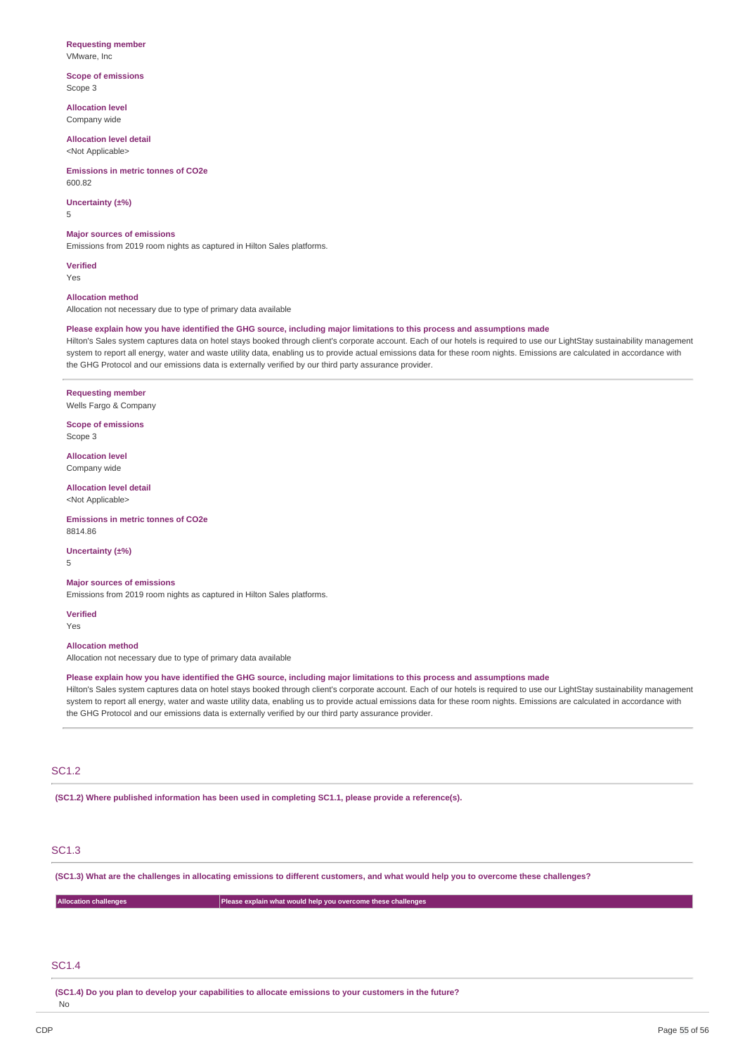**Requesting member**
VMware, Inc

**Scope of emissions**
Scope 3

**Allocation level**
Company wide

**Allocation level detail**
<Not Applicable>

**Emissions in metric tonnes of CO2e**
600.82

**Uncertainty (±%)**
5

**Major sources of emissions**
Emissions from 2019 room nights as captured in Hilton Sales platforms.

**Verified**
Yes

**Allocation method**
Allocation not necessary due to type of primary data available

**Please explain how you have identified the GHG source, including major limitations to this process and assumptions made**
Hilton's Sales system captures data on hotel stays booked through client's corporate account. Each of our hotels is required to use our LightStay sustainability management system to report all energy, water and waste utility data, enabling us to provide actual emissions data for these room nights. Emissions are calculated in accordance with the GHG Protocol and our emissions data is externally verified by our third party assurance provider.

---

**Requesting member**
Wells Fargo & Company

**Scope of emissions**
Scope 3

**Allocation level**
Company wide

**Allocation level detail**
<Not Applicable>

**Emissions in metric tonnes of CO2e**
8814.86

**Uncertainty (±%)**
5

**Major sources of emissions**
Emissions from 2019 room nights as captured in Hilton Sales platforms.

**Verified**
Yes

**Allocation method**
Allocation not necessary due to type of primary data available

**Please explain how you have identified the GHG source, including major limitations to this process and assumptions made**
Hilton's Sales system captures data on hotel stays booked through client's corporate account. Each of our hotels is required to use our LightStay sustainability management system to report all energy, water and waste utility data, enabling us to provide actual emissions data for these room nights. Emissions are calculated in accordance with the GHG Protocol and our emissions data is externally verified by our third party assurance provider.

## SC1.2

**(SC1.2) Where published information has been used in completing SC1.1, please provide a reference(s).**

## SC1.3

**(SC1.3) What are the challenges in allocating emissions to different customers, and what would help you to overcome these challenges?**

| Allocation challenges | Please explain what would help you overcome these challenges |
| --- | --- |

## SC1.4

**(SC1.4) Do you plan to develop your capabilities to allocate emissions to your customers in the future?**
No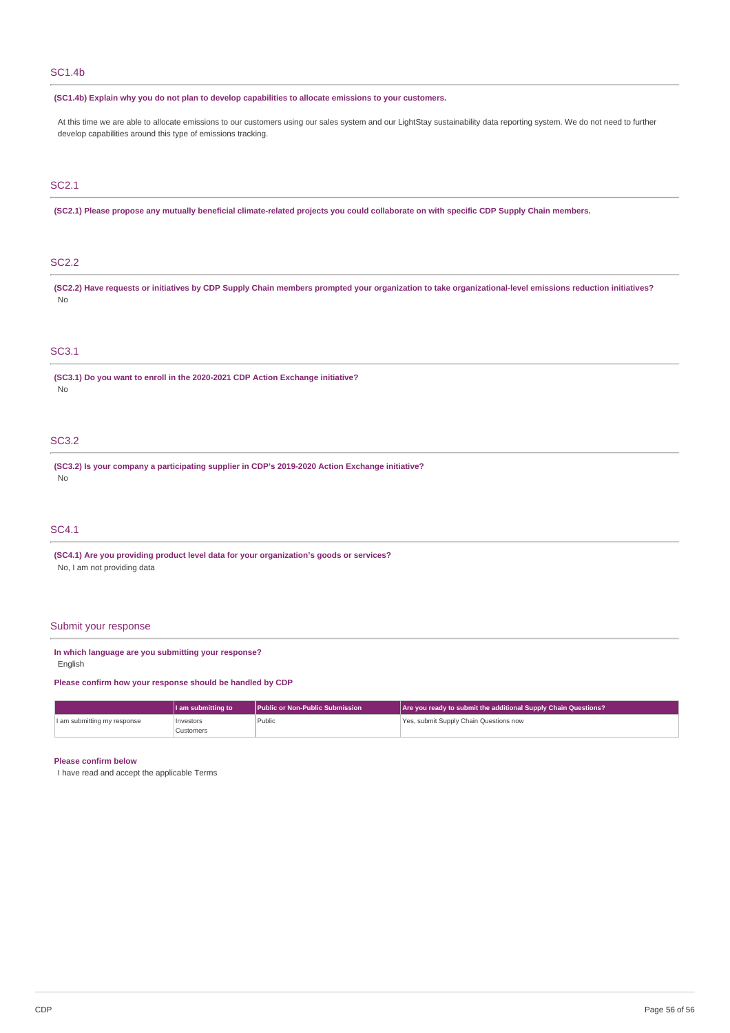## SC1.4b

**(SC1.4b) Explain why you do not plan to develop capabilities to allocate emissions to your customers.**

At this time we are able to allocate emissions to our customers using our sales system and our LightStay sustainability data reporting system. We do not need to further develop capabilities around this type of emissions tracking.

## SC2.1

**(SC2.1) Please propose any mutually beneficial climate-related projects you could collaborate on with specific CDP Supply Chain members.**

## SC2.2

**(SC2.2) Have requests or initiatives by CDP Supply Chain members prompted your organization to take organizational-level emissions reduction initiatives?**

No

## SC3.1

**(SC3.1) Do you want to enroll in the 2020-2021 CDP Action Exchange initiative?**

No

## SC3.2

**(SC3.2) Is your company a participating supplier in CDP's 2019-2020 Action Exchange initiative?**

No

## SC4.1

**(SC4.1) Are you providing product level data for your organization's goods or services?**

No, I am not providing data

## Submit your response

**In which language are you submitting your response?**

English

**Please confirm how your response should be handled by CDP**

| | I am submitting to | Public or Non-Public Submission | Are you ready to submit the additional Supply Chain Questions? |
|---|---|---|---|
| I am submitting my response | Investors<br>Customers | Public | Yes, submit Supply Chain Questions now |

**Please confirm below**

I have read and accept the applicable Terms